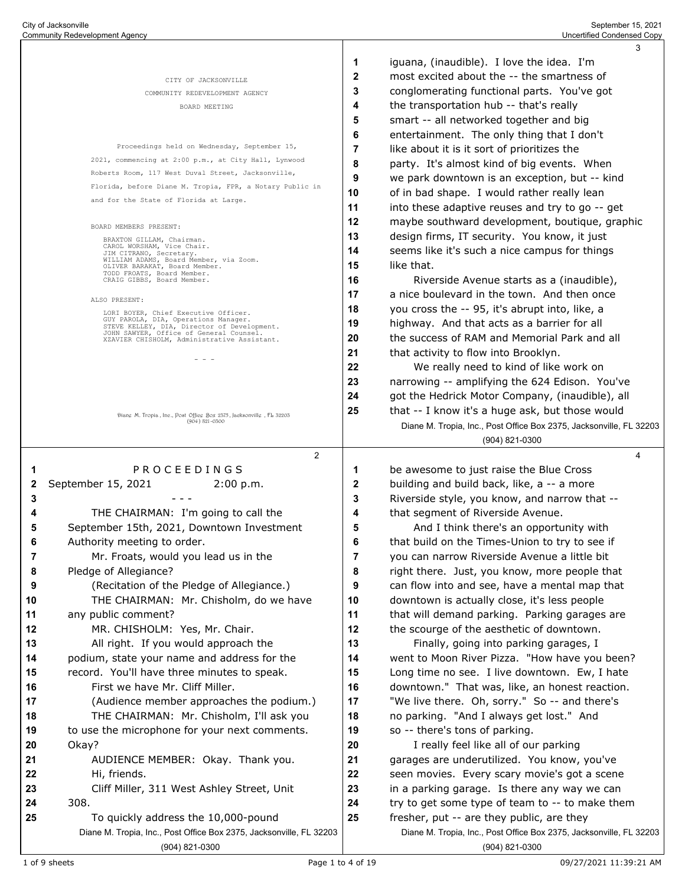CITY OF JACKSONVILLE

COMMUNITY REDEVELOPMENT AGENCY

BOARD MEETING

Proceedings held on Wednesday, September 15, 2021, commencing at 2:00 p.m., at City Hall, Lynwood Roberts Room, 117 West Duval Street, Jacksonville, Florida, before Diane M. Tropia, FPR, a Notary Public in and for the State of Florida at Large.

BOARD MEMBERS PRESENT:

BRAXTON GILLAM, Chairman.
CAROL WORSHAM, Vice Chair.
JIM CITRANO, Secretary.
WILLIAM ADAMS, Board Member, via Zoom.
OLIVER BARAKAT, Board Member.
TODD FROATS, Board Member.
CRAIG GIBBS, Board Member.

ALSO PRESENT:

LORI BOYER, Chief Executive Officer.
GUY PAROLA, DIA, Operations Manager.
STEVE KELLEY, DIA, Director of Development.
JOHN SAWYER, Office of General Counsel.
XZAVIER CHISHOLM, Administrative Assistant.

- - -

Diane M. Tropia, Inc., Post Office Box 2375, Jacksonville, FL 32203
(904) 821-0300

---

P R O C E E D I N G S

September 15, 2021 2:00 p.m.

- - -

THE CHAIRMAN: I'm going to call the September 15th, 2021, Downtown Investment Authority meeting to order.

Mr. Froats, would you lead us in the Pledge of Allegiance?

(Recitation of the Pledge of Allegiance.)

THE CHAIRMAN: Mr. Chisholm, do we have any public comment?

MR. CHISHOLM: Yes, Mr. Chair.

All right. If you would approach the podium, state your name and address for the record. You'll have three minutes to speak.

First we have Mr. Cliff Miller.

(Audience member approaches the podium.)

THE CHAIRMAN: Mr. Chisholm, I'll ask you to use the microphone for your next comments. Okay?

AUDIENCE MEMBER: Okay. Thank you.

Hi, friends.

Cliff Miller, 311 West Ashley Street, Unit 308.

To quickly address the 10,000-pound

---

iguana, (inaudible). I love the idea. I'm most excited about the -- the smartness of conglomerating functional parts. You've got the transportation hub -- that's really smart -- all networked together and big entertainment. The only thing that I don't like about it is it sort of prioritizes the party. It's almost kind of big events. When we park downtown is an exception, but -- kind of in bad shape. I would rather really lean into these adaptive reuses and try to go -- get maybe southward development, boutique, graphic design firms, IT security. You know, it just seems like it's such a nice campus for things like that.

Riverside Avenue starts as a (inaudible), a nice boulevard in the town. And then once you cross the -- 95, it's abrupt into, like, a highway. And that acts as a barrier for all the success of RAM and Memorial Park and all that activity to flow into Brooklyn.

We really need to kind of like work on narrowing -- amplifying the 624 Edison. You've got the Hedrick Motor Company, (inaudible), all that -- I know it's a huge ask, but those would

---

be awesome to just raise the Blue Cross building and build back, like, a -- a more Riverside style, you know, and narrow that -- that segment of Riverside Avenue.

And I think there's an opportunity with that build on the Times-Union to try to see if you can narrow Riverside Avenue a little bit right there. Just, you know, more people that can flow into and see, have a mental map that downtown is actually close, it's less people that will demand parking. Parking garages are the scourge of the aesthetic of downtown.

Finally, going into parking garages, I went to Moon River Pizza. "How have you been? Long time no see. I live downtown. Ew, I hate downtown." That was, like, an honest reaction. "We live there. Oh, sorry." So -- and there's no parking. "And I always get lost." And so -- there's tons of parking.

I really feel like all of our parking garages are underutilized. You know, you've seen movies. Every scary movie's got a scene in a parking garage. Is there any way we can try to get some type of team to -- to make them fresher, put -- are they public, are they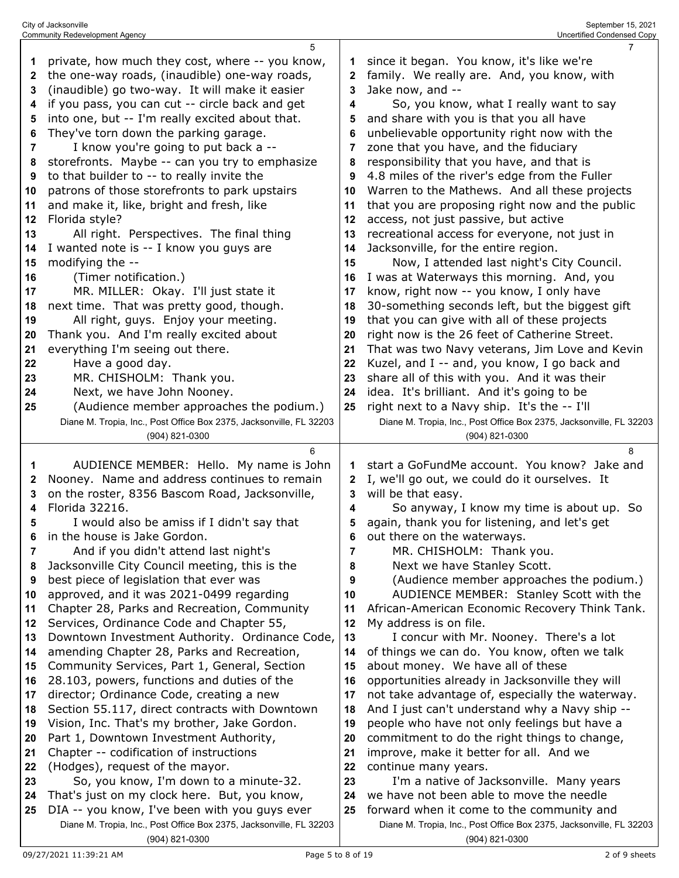private, how much they cost, where -- you know, the one-way roads, (inaudible) one-way roads, (inaudible) go two-way. It will make it easier if you pass, you can cut -- circle back and get into one, but -- I'm really excited about that. They've torn down the parking garage.

I know you're going to put back a -- storefronts. Maybe -- can you try to emphasize to that builder to -- to really invite the patrons of those storefronts to park upstairs and make it, like, bright and fresh, like Florida style?

All right. Perspectives. The final thing I wanted note is -- I know you guys are modifying the --

(Timer notification.)

MR. MILLER: Okay. I'll just state it next time. That was pretty good, though.

All right, guys. Enjoy your meeting. Thank you. And I'm really excited about everything I'm seeing out there.

Have a good day.

MR. CHISHOLM: Thank you.

Next, we have John Nooney.

(Audience member approaches the podium.)

AUDIENCE MEMBER: Hello. My name is John Nooney. Name and address continues to remain on the roster, 8356 Bascom Road, Jacksonville, Florida 32216.

I would also be amiss if I didn't say that in the house is Jake Gordon.

And if you didn't attend last night's Jacksonville City Council meeting, this is the best piece of legislation that ever was approved, and it was 2021-0499 regarding Chapter 28, Parks and Recreation, Community Services, Ordinance Code and Chapter 55, Downtown Investment Authority. Ordinance Code, amending Chapter 28, Parks and Recreation, Community Services, Part 1, General, Section 28.103, powers, functions and duties of the director; Ordinance Code, creating a new Section 55.117, direct contracts with Downtown Vision, Inc. That's my brother, Jake Gordon. Part 1, Downtown Investment Authority, Chapter -- codification of instructions (Hodges), request of the mayor.

So, you know, I'm down to a minute-32. That's just on my clock here. But, you know, DIA -- you know, I've been with you guys ever since it began. You know, it's like we're family. We really are. And, you know, with Jake now, and --

So, you know, what I really want to say and share with you is that you all have unbelievable opportunity right now with the zone that you have, and the fiduciary responsibility that you have, and that is 4.8 miles of the river's edge from the Fuller Warren to the Mathews. And all these projects that you are proposing right now and the public access, not just passive, but active recreational access for everyone, not just in Jacksonville, for the entire region.

Now, I attended last night's City Council. I was at Waterways this morning. And, you know, right now -- you know, I only have 30-something seconds left, but the biggest gift that you can give with all of these projects right now is the 26 feet of Catherine Street. That was two Navy veterans, Jim Love and Kevin Kuzel, and I -- and, you know, I go back and share all of this with you. And it was their idea. It's brilliant. And it's going to be right next to a Navy ship. It's the -- I'll start a GoFundMe account. You know? Jake and I, we'll go out, we could do it ourselves. It will be that easy.

So anyway, I know my time is about up. So again, thank you for listening, and let's get out there on the waterways.

MR. CHISHOLM: Thank you.

Next we have Stanley Scott.

(Audience member approaches the podium.)

AUDIENCE MEMBER: Stanley Scott with the African-American Economic Recovery Think Tank. My address is on file.

I concur with Mr. Nooney. There's a lot of things we can do. You know, often we talk about money. We have all of these opportunities already in Jacksonville they will not take advantage of, especially the waterway. And I just can't understand why a Navy ship -- people who have not only feelings but have a commitment to do the right things to change, improve, make it better for all. And we continue many years.

I'm a native of Jacksonville. Many years we have not been able to move the needle forward when it come to the community and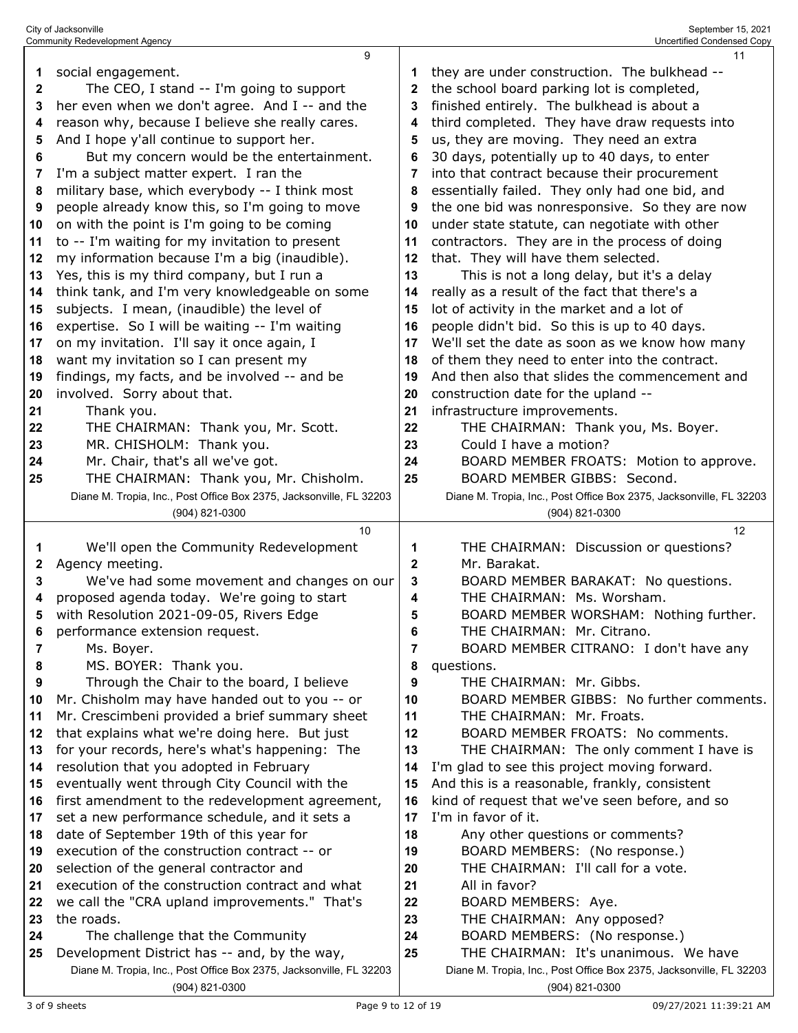social engagement.

The CEO, I stand -- I'm going to support her even when we don't agree. And I -- and the reason why, because I believe she really cares. And I hope y'all continue to support her.

But my concern would be the entertainment. I'm a subject matter expert. I ran the military base, which everybody -- I think most people already know this, so I'm going to move on with the point is I'm going to be coming to -- I'm waiting for my invitation to present my information because I'm a big (inaudible). Yes, this is my third company, but I run a think tank, and I'm very knowledgeable on some subjects. I mean, (inaudible) the level of expertise. So I will be waiting -- I'm waiting on my invitation. I'll say it once again, I want my invitation so I can present my findings, my facts, and be involved -- and be involved. Sorry about that.

Thank you.

THE CHAIRMAN: Thank you, Mr. Scott.

MR. CHISHOLM: Thank you.

Mr. Chair, that's all we've got.

THE CHAIRMAN: Thank you, Mr. Chisholm.

We'll open the Community Redevelopment Agency meeting.

We've had some movement and changes on our proposed agenda today. We're going to start with Resolution 2021-09-05, Rivers Edge performance extension request.

Ms. Boyer.

MS. BOYER: Thank you.

Through the Chair to the board, I believe Mr. Chisholm may have handed out to you -- or Mr. Crescimbeni provided a brief summary sheet that explains what we're doing here. But just for your records, here's what's happening: The resolution that you adopted in February eventually went through City Council with the first amendment to the redevelopment agreement, set a new performance schedule, and it sets a date of September 19th of this year for execution of the construction contract -- or selection of the general contractor and execution of the construction contract and what we call the "CRA upland improvements." That's the roads.

The challenge that the Community Development District has -- and, by the way, they are under construction. The bulkhead -- the school board parking lot is completed, finished entirely. The bulkhead is about a third completed. They have draw requests into us, they are moving. They need an extra 30 days, potentially up to 40 days, to enter into that contract because their procurement essentially failed. They only had one bid, and the one bid was nonresponsive. So they are now under state statute, can negotiate with other contractors. They are in the process of doing that. They will have them selected.

This is not a long delay, but it's a delay really as a result of the fact that there's a lot of activity in the market and a lot of people didn't bid. So this is up to 40 days. We'll set the date as soon as we know how many of them they need to enter into the contract. And then also that slides the commencement and construction date for the upland -- infrastructure improvements.

THE CHAIRMAN: Thank you, Ms. Boyer.

Could I have a motion?

BOARD MEMBER FROATS: Motion to approve.

BOARD MEMBER GIBBS: Second.

THE CHAIRMAN: Discussion or questions?

Mr. Barakat.

BOARD MEMBER BARAKAT: No questions.

THE CHAIRMAN: Ms. Worsham.

BOARD MEMBER WORSHAM: Nothing further.

THE CHAIRMAN: Mr. Citrano.

BOARD MEMBER CITRANO: I don't have any questions.

THE CHAIRMAN: Mr. Gibbs.

BOARD MEMBER GIBBS: No further comments.

THE CHAIRMAN: Mr. Froats.

BOARD MEMBER FROATS: No comments.

THE CHAIRMAN: The only comment I have is I'm glad to see this project moving forward. And this is a reasonable, frankly, consistent kind of request that we've seen before, and so I'm in favor of it.

Any other questions or comments?

BOARD MEMBERS: (No response.)

THE CHAIRMAN: I'll call for a vote.

All in favor?

BOARD MEMBERS: Aye.

THE CHAIRMAN: Any opposed?

BOARD MEMBERS: (No response.)

THE CHAIRMAN: It's unanimous. We have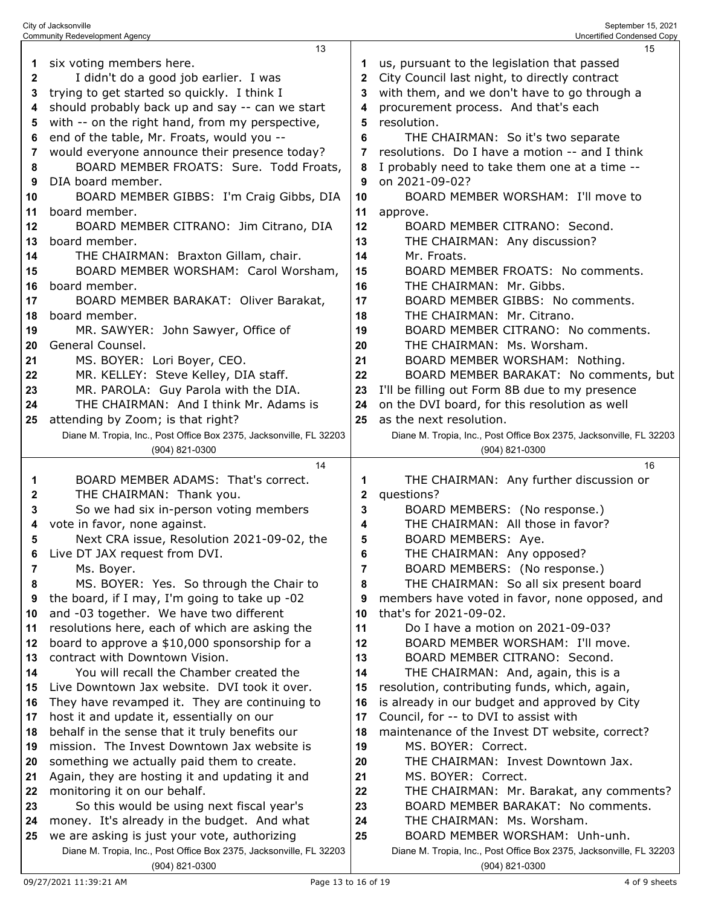six voting members here.

I didn't do a good job earlier. I was trying to get started so quickly. I think I should probably back up and say -- can we start with -- on the right hand, from my perspective, end of the table, Mr. Froats, would you -- would everyone announce their presence today?

BOARD MEMBER FROATS: Sure. Todd Froats, DIA board member.

BOARD MEMBER GIBBS: I'm Craig Gibbs, DIA board member.

BOARD MEMBER CITRANO: Jim Citrano, DIA board member.

THE CHAIRMAN: Braxton Gillam, chair.

BOARD MEMBER WORSHAM: Carol Worsham, board member.

BOARD MEMBER BARAKAT: Oliver Barakat, board member.

MR. SAWYER: John Sawyer, Office of General Counsel.

MS. BOYER: Lori Boyer, CEO.

MR. KELLEY: Steve Kelley, DIA staff.

MR. PAROLA: Guy Parola with the DIA.

THE CHAIRMAN: And I think Mr. Adams is attending by Zoom; is that right?

BOARD MEMBER ADAMS: That's correct.

THE CHAIRMAN: Thank you.

So we had six in-person voting members vote in favor, none against.

Next CRA issue, Resolution 2021-09-02, the Live DT JAX request from DVI.

Ms. Boyer.

MS. BOYER: Yes. So through the Chair to the board, if I may, I'm going to take up -02 and -03 together. We have two different resolutions here, each of which are asking the board to approve a $10,000 sponsorship for a contract with Downtown Vision.

You will recall the Chamber created the Live Downtown Jax website. DVI took it over. They have revamped it. They are continuing to host it and update it, essentially on our behalf in the sense that it truly benefits our mission. The Invest Downtown Jax website is something we actually paid them to create. Again, they are hosting it and updating it and monitoring it on our behalf.

So this would be using next fiscal year's money. It's already in the budget. And what we are asking is just your vote, authorizing us, pursuant to the legislation that passed City Council last night, to directly contract with them, and we don't have to go through a procurement process. And that's each resolution.

THE CHAIRMAN: So it's two separate resolutions. Do I have a motion -- and I think I probably need to take them one at a time -- on 2021-09-02?

BOARD MEMBER WORSHAM: I'll move to approve.

BOARD MEMBER CITRANO: Second.

THE CHAIRMAN: Any discussion?

Mr. Froats.

BOARD MEMBER FROATS: No comments.

THE CHAIRMAN: Mr. Gibbs.

BOARD MEMBER GIBBS: No comments.

THE CHAIRMAN: Mr. Citrano.

BOARD MEMBER CITRANO: No comments.

THE CHAIRMAN: Ms. Worsham.

BOARD MEMBER WORSHAM: Nothing.

BOARD MEMBER BARAKAT: No comments, but I'll be filling out Form 8B due to my presence on the DVI board, for this resolution as well as the next resolution.

THE CHAIRMAN: Any further discussion or questions?

BOARD MEMBERS: (No response.)

THE CHAIRMAN: All those in favor?

BOARD MEMBERS: Aye.

THE CHAIRMAN: Any opposed?

BOARD MEMBERS: (No response.)

THE CHAIRMAN: So all six present board members have voted in favor, none opposed, and that's for 2021-09-02.

Do I have a motion on 2021-09-03?

BOARD MEMBER WORSHAM: I'll move.

BOARD MEMBER CITRANO: Second.

THE CHAIRMAN: And, again, this is a resolution, contributing funds, which, again, is already in our budget and approved by City Council, for -- to DVI to assist with maintenance of the Invest DT website, correct?

MS. BOYER: Correct.

THE CHAIRMAN: Invest Downtown Jax.

MS. BOYER: Correct.

THE CHAIRMAN: Mr. Barakat, any comments?

BOARD MEMBER BARAKAT: No comments.

THE CHAIRMAN: Ms. Worsham.

BOARD MEMBER WORSHAM: Unh-unh.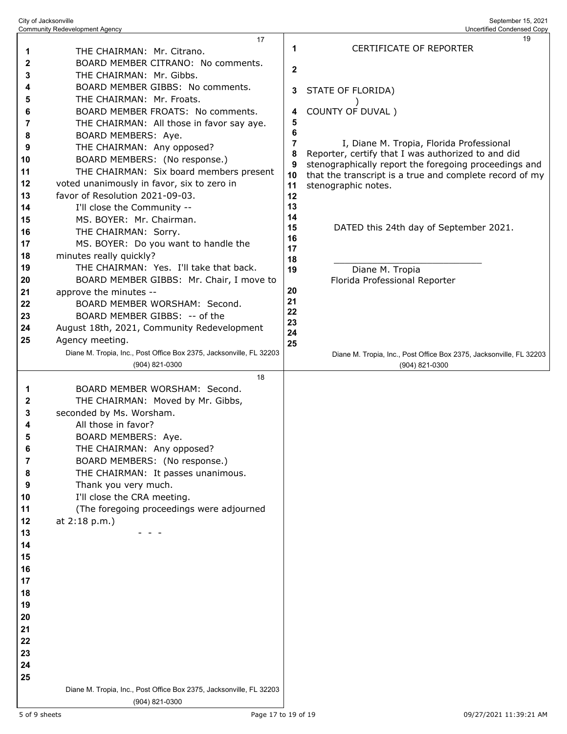THE CHAIRMAN: Mr. Citrano.

BOARD MEMBER CITRANO: No comments.

THE CHAIRMAN: Mr. Gibbs.

BOARD MEMBER GIBBS: No comments.

THE CHAIRMAN: Mr. Froats.

BOARD MEMBER FROATS: No comments.

THE CHAIRMAN: All those in favor say aye.

BOARD MEMBERS: Aye.

THE CHAIRMAN: Any opposed?

BOARD MEMBERS: (No response.)

THE CHAIRMAN: Six board members present voted unanimously in favor, six to zero in favor of Resolution 2021-09-03.

I'll close the Community --

MS. BOYER: Mr. Chairman.

THE CHAIRMAN: Sorry.

MS. BOYER: Do you want to handle the minutes really quickly?

THE CHAIRMAN: Yes. I'll take that back.

BOARD MEMBER GIBBS: Mr. Chair, I move to approve the minutes --

BOARD MEMBER WORSHAM: Second.

BOARD MEMBER GIBBS: -- of the August 18th, 2021, Community Redevelopment Agency meeting.

BOARD MEMBER WORSHAM: Second.

THE CHAIRMAN: Moved by Mr. Gibbs, seconded by Ms. Worsham.

All those in favor?

BOARD MEMBERS: Aye.

THE CHAIRMAN: Any opposed?

BOARD MEMBERS: (No response.)

THE CHAIRMAN: It passes unanimous.

Thank you very much.

I'll close the CRA meeting.

(The foregoing proceedings were adjourned at 2:18 p.m.)

\- - -

CERTIFICATE OF REPORTER

STATE OF FLORIDA)
)
COUNTY OF DUVAL )

I, Diane M. Tropia, Florida Professional Reporter, certify that I was authorized to and did stenographically report the foregoing proceedings and that the transcript is a true and complete record of my stenographic notes.

DATED this 24th day of September 2021.

\_\_\_\_\_\_\_\_\_\_\_\_\_\_\_\_\_\_\_\_\_\_\_\_\_\_\_

Diane M. Tropia
Florida Professional Reporter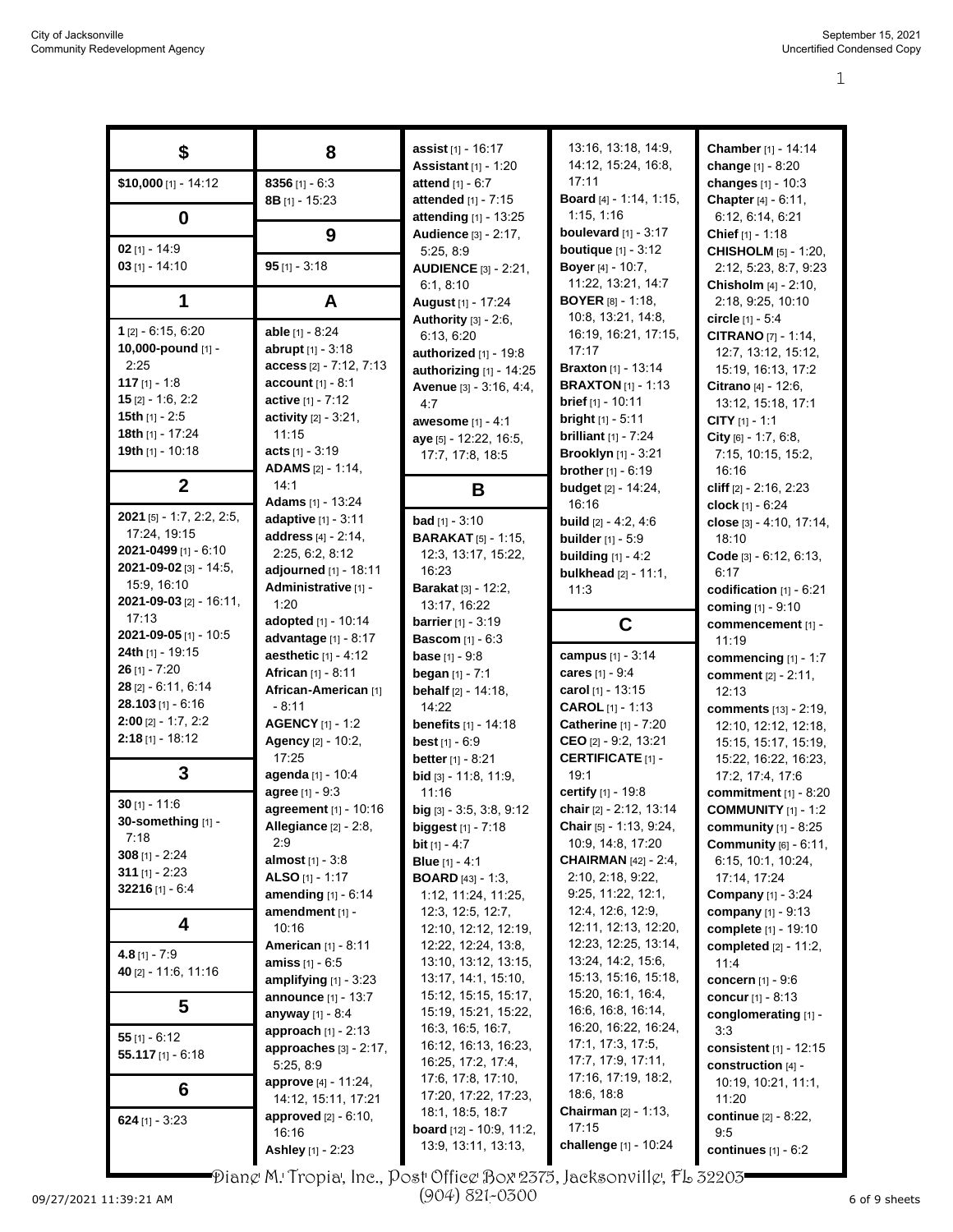## $

**$10,000** [1] - 14:12

## 0

**02** [1] - 14:9
**03** [1] - 14:10

## 1

**1** [2] - 6:15, 6:20
**10,000-pound** [1] - 2:25
**117** [1] - 1:8
**15** [2] - 1:6, 2:2
**15th** [1] - 2:5
**18th** [1] - 17:24
**19th** [1] - 10:18

## 2

**2021** [5] - 1:7, 2:2, 2:5, 17:24, 19:15
**2021-0499** [1] - 6:10
**2021-09-02** [3] - 14:5, 15:9, 16:10
**2021-09-03** [2] - 16:11, 17:13
**2021-09-05** [1] - 10:5
**24th** [1] - 19:15
**26** [1] - 7:20
**28** [2] - 6:11, 6:14
**28.103** [1] - 6:16
**2:00** [2] - 1:7, 2:2
**2:18** [1] - 18:12

## 3

**30** [1] - 11:6
**30-something** [1] - 7:18
**308** [1] - 2:24
**311** [1] - 2:23
**32216** [1] - 6:4

## 4

**4.8** [1] - 7:9
**40** [2] - 11:6, 11:16

## 5

**55** [1] - 6:12
**55.117** [1] - 6:18

## 6

**624** [1] - 3:23

## 8

**8356** [1] - 6:3
**8B** [1] - 15:23

## 9

**95** [1] - 3:18

## A

**able** [1] - 8:24
**abrupt** [1] - 3:18
**access** [2] - 7:12, 7:13
**account** [1] - 8:1
**active** [1] - 7:12
**activity** [2] - 3:21, 11:15
**acts** [1] - 3:19
**ADAMS** [2] - 1:14, 14:1
**Adams** [1] - 13:24
**adaptive** [1] - 3:11
**address** [4] - 2:14, 2:25, 6:2, 8:12
**adjourned** [1] - 18:11
**Administrative** [1] - 1:20
**adopted** [1] - 10:14
**advantage** [1] - 8:17
**aesthetic** [1] - 4:12
**African** [1] - 8:11
**African-American** [1] - 8:11
**AGENCY** [1] - 1:2
**Agency** [2] - 10:2, 17:25
**agenda** [1] - 10:4
**agree** [1] - 9:3
**agreement** [1] - 10:16
**Allegiance** [2] - 2:8, 2:9
**almost** [1] - 3:8
**ALSO** [1] - 1:17
**amending** [1] - 6:14
**amendment** [1] - 10:16
**American** [1] - 8:11
**amiss** [1] - 6:5
**amplifying** [1] - 3:23
**announce** [1] - 13:7
**anyway** [1] - 8:4
**approach** [1] - 2:13
**approaches** [3] - 2:17, 5:25, 8:9
**approve** [4] - 11:24, 14:12, 15:11, 17:21
**approved** [2] - 6:10, 16:16
**Ashley** [1] - 2:23
**assist** [1] - 16:17
**Assistant** [1] - 1:20
**attend** [1] - 6:7
**attended** [1] - 7:15
**attending** [1] - 13:25
**Audience** [3] - 2:17, 5:25, 8:9
**AUDIENCE** [3] - 2:21, 6:1, 8:10
**August** [1] - 17:24
**Authority** [3] - 2:6, 6:13, 6:20
**authorized** [1] - 19:8
**authorizing** [1] - 14:25
**Avenue** [3] - 3:16, 4:4, 4:7
**awesome** [1] - 4:1
**aye** [5] - 12:22, 16:5, 17:7, 17:8, 18:5

## B

**bad** [1] - 3:10
**BARAKAT** [5] - 1:15, 12:3, 13:17, 15:22, 16:23
**Barakat** [3] - 12:2, 13:17, 16:22
**barrier** [1] - 3:19
**Bascom** [1] - 6:3
**base** [1] - 9:8
**began** [1] - 7:1
**behalf** [2] - 14:18, 14:22
**benefits** [1] - 14:18
**best** [1] - 6:9
**better** [1] - 8:21
**bid** [3] - 11:8, 11:9, 11:16
**big** [3] - 3:5, 3:8, 9:12
**biggest** [1] - 7:18
**bit** [1] - 4:7
**Blue** [1] - 4:1
**BOARD** [43] - 1:3, 1:12, 11:24, 11:25, 12:3, 12:5, 12:7, 12:10, 12:12, 12:19, 12:22, 12:24, 13:8, 13:10, 13:12, 13:15, 13:17, 14:1, 15:10, 15:12, 15:15, 15:17, 15:19, 15:21, 15:22, 16:3, 16:5, 16:7, 16:12, 16:13, 16:23, 16:25, 17:2, 17:4, 17:6, 17:8, 17:10, 17:20, 17:22, 17:23, 18:1, 18:5, 18:7
**board** [12] - 10:9, 11:2, 13:9, 13:11, 13:13, 13:16, 13:18, 14:9, 14:12, 15:24, 16:8, 17:11
**Board** [4] - 1:14, 1:15, 1:15, 1:16
**boulevard** [1] - 3:17
**boutique** [1] - 3:12
**Boyer** [4] - 10:7, 11:22, 13:21, 14:7
**BOYER** [8] - 1:18, 10:8, 13:21, 14:8, 16:19, 16:21, 17:15, 17:17
**Braxton** [1] - 13:14
**BRAXTON** [1] - 1:13
**brief** [1] - 10:11
**bright** [1] - 5:11
**brilliant** [1] - 7:24
**Brooklyn** [1] - 3:21
**brother** [1] - 6:19
**budget** [2] - 14:24, 16:16
**build** [2] - 4:2, 4:6
**builder** [1] - 5:9
**building** [1] - 4:2
**bulkhead** [2] - 11:1, 11:3

## C

**campus** [1] - 3:14
**cares** [1] - 9:4
**carol** [1] - 13:15
**CAROL** [1] - 1:13
**Catherine** [1] - 7:20
**CEO** [2] - 9:2, 13:21
**CERTIFICATE** [1] - 19:1
**certify** [1] - 19:8
**chair** [2] - 2:12, 13:14
**Chair** [5] - 1:13, 9:24, 10:9, 14:8, 17:20
**CHAIRMAN** [42] - 2:4, 2:10, 2:18, 9:22, 9:25, 11:22, 12:1, 12:4, 12:6, 12:9, 12:11, 12:13, 12:20, 12:23, 12:25, 13:14, 13:24, 14:2, 15:6, 15:13, 15:16, 15:18, 15:20, 16:1, 16:4, 16:6, 16:8, 16:14, 16:20, 16:22, 16:24, 17:1, 17:3, 17:5, 17:7, 17:9, 17:11, 17:16, 17:19, 18:2, 18:6, 18:8
**Chairman** [2] - 1:13, 17:15
**challenge** [1] - 10:24
**Chamber** [1] - 14:14
**change** [1] - 8:20
**changes** [1] - 10:3
**Chapter** [4] - 6:11, 6:12, 6:14, 6:21
**Chief** [1] - 1:18
**CHISHOLM** [5] - 1:20, 2:12, 5:23, 8:7, 9:23
**Chisholm** [4] - 2:10, 2:18, 9:25, 10:10
**circle** [1] - 5:4
**CITRANO** [7] - 1:14, 12:7, 13:12, 15:12, 15:19, 16:13, 17:2
**Citrano** [4] - 12:6, 13:12, 15:18, 17:1
**CITY** [1] - 1:1
**City** [6] - 1:7, 6:8, 7:15, 10:15, 15:2, 16:16
**cliff** [2] - 2:16, 2:23
**clock** [1] - 6:24
**close** [3] - 4:10, 17:14, 18:10
**Code** [3] - 6:12, 6:13, 6:17
**codification** [1] - 6:21
**coming** [1] - 9:10
**commencement** [1] - 11:19
**commencing** [1] - 1:7
**comment** [2] - 2:11, 12:13
**comments** [13] - 2:19, 12:10, 12:12, 12:18, 15:15, 15:17, 15:19, 15:22, 16:22, 16:23, 17:2, 17:4, 17:6
**commitment** [1] - 8:20
**COMMUNITY** [1] - 1:2
**community** [1] - 8:25
**Community** [6] - 6:11, 6:15, 10:1, 10:24, 17:14, 17:24
**Company** [1] - 3:24
**company** [1] - 9:13
**complete** [1] - 19:10
**completed** [2] - 11:2, 11:4
**concern** [1] - 9:6
**concur** [1] - 8:13
**conglomerating** [1] - 3:3
**consistent** [1] - 12:15
**construction** [4] - 10:19, 10:21, 11:1, 11:20
**continue** [2] - 8:22, 9:5
**continues** [1] - 6:2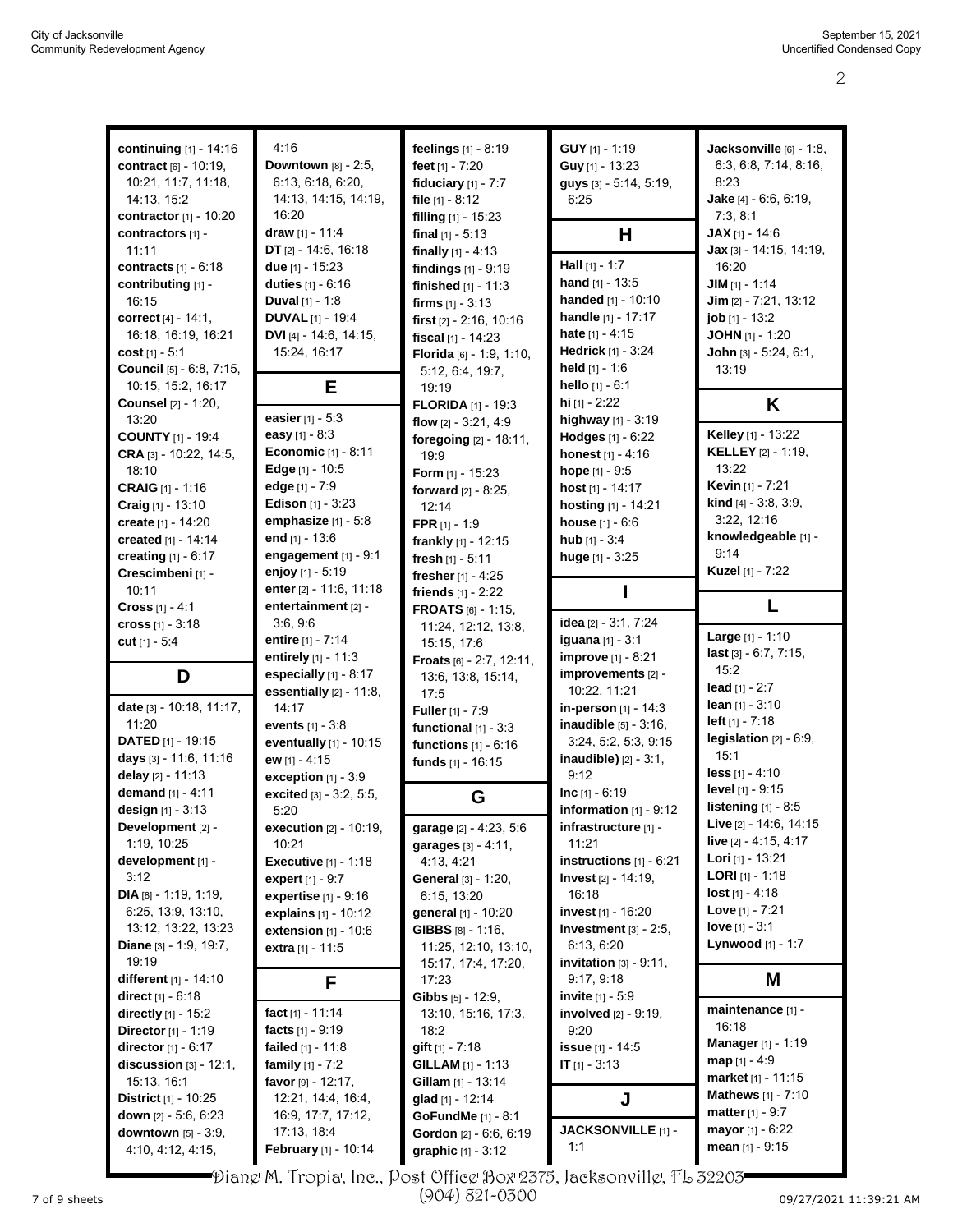**continuing** [1] - 14:16
**contract** [6] - 10:19, 10:21, 11:7, 11:18, 14:13, 15:2
**contractor** [1] - 10:20
**contractors** [1] - 11:11
**contracts** [1] - 6:18
**contributing** [1] - 16:15
**correct** [4] - 14:1, 16:18, 16:19, 16:21
**cost** [1] - 5:1
**Council** [5] - 6:8, 7:15, 10:15, 15:2, 16:17
**Counsel** [2] - 1:20, 13:20
**COUNTY** [1] - 19:4
**CRA** [3] - 10:22, 14:5, 18:10
**CRAIG** [1] - 1:16
**Craig** [1] - 13:10
**create** [1] - 14:20
**created** [1] - 14:14
**creating** [1] - 6:17
**Crescimbeni** [1] - 10:11
**Cross** [1] - 4:1
**cross** [1] - 3:18
**cut** [1] - 5:4

## D

**date** [3] - 10:18, 11:17, 11:20
**DATED** [1] - 19:15
**days** [3] - 11:6, 11:16
**delay** [2] - 11:13
**demand** [1] - 4:11
**design** [1] - 3:13
**Development** [2] - 1:19, 10:25
**development** [1] - 3:12
**DIA** [8] - 1:19, 1:19, 6:25, 13:9, 13:10, 13:12, 13:22, 13:23
**Diane** [3] - 1:9, 19:7, 19:19
**different** [1] - 14:10
**direct** [1] - 6:18
**directly** [1] - 15:2
**Director** [1] - 1:19
**director** [1] - 6:17
**discussion** [3] - 12:1, 15:13, 16:1
**District** [1] - 10:25
**down** [2] - 5:6, 6:23
**downtown** [5] - 3:9, 4:10, 4:12, 4:15, 4:16
**Downtown** [8] - 2:5, 6:13, 6:18, 6:20, 14:13, 14:15, 14:19, 16:20
**draw** [1] - 11:4
**DT** [2] - 14:6, 16:18
**due** [1] - 15:23
**duties** [1] - 6:16
**Duval** [1] - 1:8
**DUVAL** [1] - 19:4
**DVI** [4] - 14:6, 14:15, 15:24, 16:17

## E

**easier** [1] - 5:3
**easy** [1] - 8:3
**Economic** [1] - 8:11
**Edge** [1] - 10:5
**edge** [1] - 7:9
**Edison** [1] - 3:23
**emphasize** [1] - 5:8
**end** [1] - 13:6
**engagement** [1] - 9:1
**enjoy** [1] - 5:19
**enter** [2] - 11:6, 11:18
**entertainment** [2] - 3:6, 9:6
**entire** [1] - 7:14
**entirely** [1] - 11:3
**especially** [1] - 8:17
**essentially** [2] - 11:8, 14:17
**events** [1] - 3:8
**eventually** [1] - 10:15
**ew** [1] - 4:15
**exception** [1] - 3:9
**excited** [3] - 3:2, 5:5, 5:20
**execution** [2] - 10:19, 10:21
**Executive** [1] - 1:18
**expert** [1] - 9:7
**expertise** [1] - 9:16
**explains** [1] - 10:12
**extension** [1] - 10:6
**extra** [1] - 11:5

## F

**fact** [1] - 11:14
**facts** [1] - 9:19
**failed** [1] - 11:8
**family** [1] - 7:2
**favor** [9] - 12:17, 12:21, 14:4, 16:4, 16:9, 17:7, 17:12, 17:13, 18:4
**February** [1] - 10:14
**feelings** [1] - 8:19
**feet** [1] - 7:20
**fiduciary** [1] - 7:7
**file** [1] - 8:12
**filling** [1] - 15:23
**final** [1] - 5:13
**finally** [1] - 4:13
**findings** [1] - 9:19
**finished** [1] - 11:3
**firms** [1] - 3:13
**first** [2] - 2:16, 10:16
**fiscal** [1] - 14:23
**Florida** [6] - 1:9, 1:10, 5:12, 6:4, 19:7, 19:19
**FLORIDA** [1] - 19:3
**flow** [2] - 3:21, 4:9
**foregoing** [2] - 18:11, 19:9
**Form** [1] - 15:23
**forward** [2] - 8:25, 12:14
**FPR** [1] - 1:9
**frankly** [1] - 12:15
**fresh** [1] - 5:11
**fresher** [1] - 4:25
**friends** [1] - 2:22
**FROATS** [6] - 1:15, 11:24, 12:12, 13:8, 15:15, 17:6
**Froats** [6] - 2:7, 12:11, 13:6, 13:8, 15:14, 17:5
**Fuller** [1] - 7:9
**functional** [1] - 3:3
**functions** [1] - 6:16
**funds** [1] - 16:15

## G

**garage** [2] - 4:23, 5:6
**garages** [3] - 4:11, 4:13, 4:21
**General** [3] - 1:20, 6:15, 13:20
**general** [1] - 10:20
**GIBBS** [8] - 1:16, 11:25, 12:10, 13:10, 15:17, 17:4, 17:20, 17:23
**Gibbs** [5] - 12:9, 13:10, 15:16, 17:3, 18:2
**gift** [1] - 7:18
**GILLAM** [1] - 1:13
**Gillam** [1] - 13:14
**glad** [1] - 12:14
**GoFundMe** [1] - 8:1
**Gordon** [2] - 6:6, 6:19
**graphic** [1] - 3:12
**GUY** [1] - 1:19
**Guy** [1] - 13:23
**guys** [3] - 5:14, 5:19, 6:25

## H

**Hall** [1] - 1:7
**hand** [1] - 13:5
**handed** [1] - 10:10
**handle** [1] - 17:17
**hate** [1] - 4:15
**Hedrick** [1] - 3:24
**held** [1] - 1:6
**hello** [1] - 6:1
**hi** [1] - 2:22
**highway** [1] - 3:19
**Hodges** [1] - 6:22
**honest** [1] - 4:16
**hope** [1] - 9:5
**host** [1] - 14:17
**hosting** [1] - 14:21
**house** [1] - 6:6
**hub** [1] - 3:4
**huge** [1] - 3:25

## I

**idea** [2] - 3:1, 7:24
**iguana** [1] - 3:1
**improve** [1] - 8:21
**improvements** [2] - 10:22, 11:21
**in-person** [1] - 14:3
**inaudible** [5] - 3:16, 3:24, 5:2, 5:3, 9:15
**inaudible)** [2] - 3:1, 9:12
**Inc** [1] - 6:19
**information** [1] - 9:12
**infrastructure** [1] - 11:21
**instructions** [1] - 6:21
**Invest** [2] - 14:19, 16:18
**invest** [1] - 16:20
**Investment** [3] - 2:5, 6:13, 6:20
**invitation** [3] - 9:11, 9:17, 9:18
**invite** [1] - 5:9
**involved** [2] - 9:19, 9:20
**issue** [1] - 14:5
**IT** [1] - 3:13

## J

**JACKSONVILLE** [1] - 1:1
**Jacksonville** [6] - 1:8, 6:3, 6:8, 7:14, 8:16, 8:23
**Jake** [4] - 6:6, 6:19, 7:3, 8:1
**JAX** [1] - 14:6
**Jax** [3] - 14:15, 14:19, 16:20
**JIM** [1] - 1:14
**Jim** [2] - 7:21, 13:12
**job** [1] - 13:2
**JOHN** [1] - 1:20
**John** [3] - 5:24, 6:1, 13:19

## K

**Kelley** [1] - 13:22
**KELLEY** [2] - 1:19, 13:22
**Kevin** [1] - 7:21
**kind** [4] - 3:8, 3:9, 3:22, 12:16
**knowledgeable** [1] - 9:14
**Kuzel** [1] - 7:22

## L

**Large** [1] - 1:10
**last** [3] - 6:7, 7:15, 15:2
**lead** [1] - 2:7
**lean** [1] - 3:10
**left** [1] - 7:18
**legislation** [2] - 6:9, 15:1
**less** [1] - 4:10
**level** [1] - 9:15
**listening** [1] - 8:5
**Live** [2] - 14:6, 14:15
**live** [2] - 4:15, 4:17
**Lori** [1] - 13:21
**LORI** [1] - 1:18
**lost** [1] - 4:18
**Love** [1] - 7:21
**love** [1] - 3:1
**Lynwood** [1] - 1:7

## M

**maintenance** [1] - 16:18
**Manager** [1] - 1:19
**map** [1] - 4:9
**market** [1] - 11:15
**Mathews** [1] - 7:10
**matter** [1] - 9:7
**mayor** [1] - 6:22
**mean** [1] - 9:15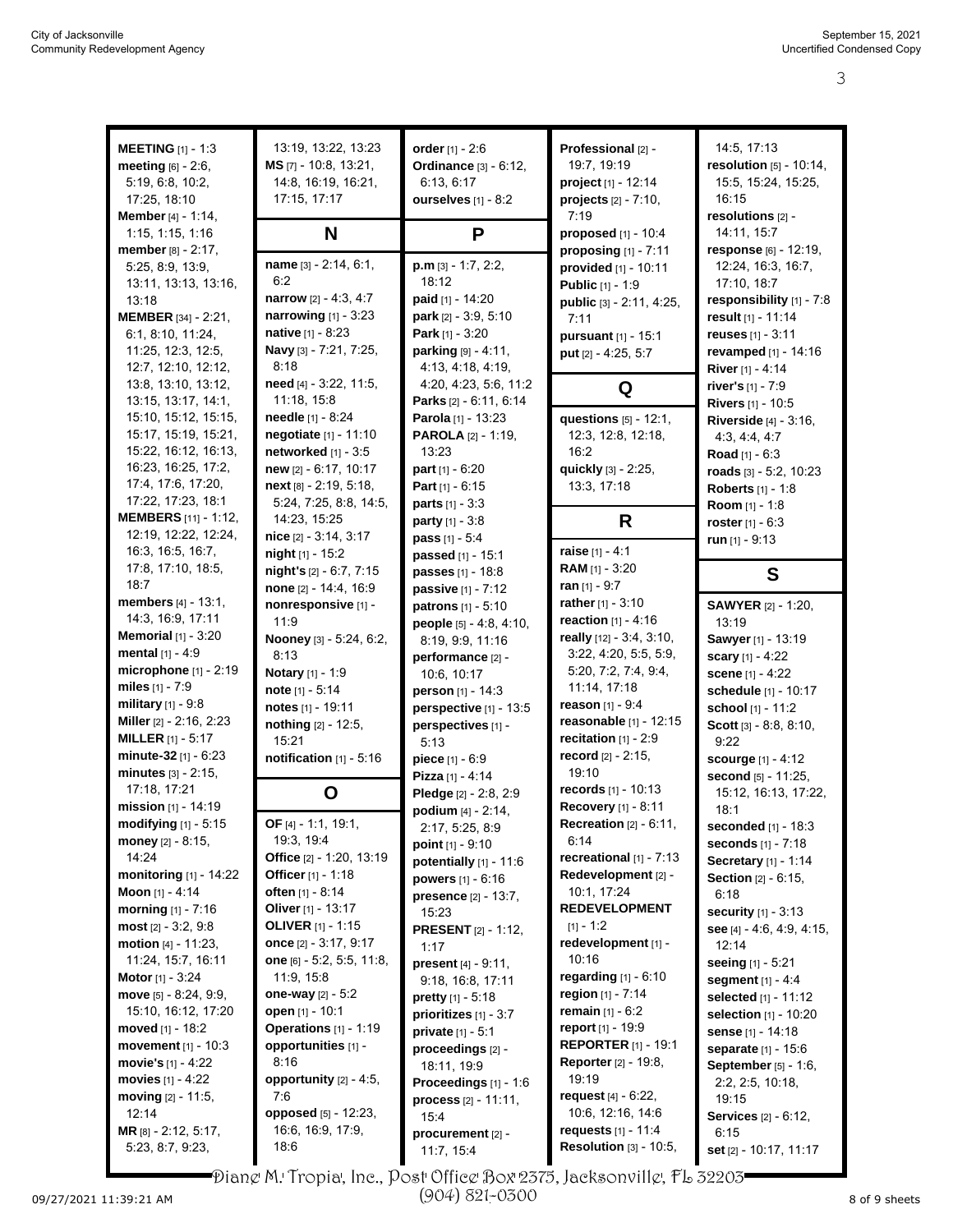**MEETING** [1] - 1:3
**meeting** [6] - 2:6, 5:19, 6:8, 10:2, 17:25, 18:10
**Member** [4] - 1:14, 1:15, 1:15, 1:16
**member** [8] - 2:17, 5:25, 8:9, 13:9, 13:11, 13:13, 13:16, 13:18
**MEMBER** [34] - 2:21, 6:1, 8:10, 11:24, 11:25, 12:3, 12:5, 12:7, 12:10, 12:12, 13:8, 13:10, 13:12, 13:15, 13:17, 14:1, 15:10, 15:12, 15:15, 15:17, 15:19, 15:21, 15:22, 16:12, 16:13, 16:23, 16:25, 17:2, 17:4, 17:6, 17:20, 17:22, 17:23, 18:1
**MEMBERS** [11] - 1:12, 12:19, 12:22, 12:24, 16:3, 16:5, 16:7, 17:8, 17:10, 18:5, 18:7
**members** [4] - 13:1, 14:3, 16:9, 17:11
**Memorial** [1] - 3:20
**mental** [1] - 4:9
**microphone** [1] - 2:19
**miles** [1] - 7:9
**military** [1] - 9:8
**Miller** [2] - 2:16, 2:23
**MILLER** [1] - 5:17
**minute-32** [1] - 6:23
**minutes** [3] - 2:15, 17:18, 17:21
**mission** [1] - 14:19
**modifying** [1] - 5:15
**money** [2] - 8:15, 14:24
**monitoring** [1] - 14:22
**Moon** [1] - 4:14
**morning** [1] - 7:16
**most** [2] - 3:2, 9:8
**motion** [4] - 11:23, 11:24, 15:7, 16:11
**Motor** [1] - 3:24
**move** [5] - 8:24, 9:9, 15:10, 16:12, 17:20
**moved** [1] - 18:2
**movement** [1] - 10:3
**movie's** [1] - 4:22
**movies** [1] - 4:22
**moving** [2] - 11:5, 12:14
**MR** [8] - 2:12, 5:17, 5:23, 8:7, 9:23, 13:19, 13:22, 13:23
**MS** [7] - 10:8, 13:21, 14:8, 16:19, 16:21, 17:15, 17:17

## N

**name** [3] - 2:14, 6:1, 6:2
**narrow** [2] - 4:3, 4:7
**narrowing** [1] - 3:23
**native** [1] - 8:23
**Navy** [3] - 7:21, 7:25, 8:18
**need** [4] - 3:22, 11:5, 11:18, 15:8
**needle** [1] - 8:24
**negotiate** [1] - 11:10
**networked** [1] - 3:5
**new** [2] - 6:17, 10:17
**next** [8] - 2:19, 5:18, 5:24, 7:25, 8:8, 14:5, 14:23, 15:25
**nice** [2] - 3:14, 3:17
**night** [1] - 15:2
**night's** [2] - 6:7, 7:15
**none** [2] - 14:4, 16:9
**nonresponsive** [1] - 11:9
**Nooney** [3] - 5:24, 6:2, 8:13
**Notary** [1] - 1:9
**note** [1] - 5:14
**notes** [1] - 19:11
**nothing** [2] - 12:5, 15:21
**notification** [1] - 5:16

## O

**OF** [4] - 1:1, 19:1, 19:3, 19:4
**Office** [2] - 1:20, 13:19
**Officer** [1] - 1:18
**often** [1] - 8:14
**Oliver** [1] - 13:17
**OLIVER** [1] - 1:15
**once** [2] - 3:17, 9:17
**one** [6] - 5:2, 5:5, 11:8, 11:9, 15:8
**one-way** [2] - 5:2
**open** [1] - 10:1
**Operations** [1] - 1:19
**opportunities** [1] - 8:16
**opportunity** [2] - 4:5, 7:6
**opposed** [5] - 12:23, 16:6, 16:9, 17:9, 18:6
**order** [1] - 2:6
**Ordinance** [3] - 6:12, 6:13, 6:17
**ourselves** [1] - 8:2

## P

**p.m** [3] - 1:7, 2:2, 18:12
**paid** [1] - 14:20
**park** [2] - 3:9, 5:10
**Park** [1] - 3:20
**parking** [9] - 4:11, 4:13, 4:18, 4:19, 4:20, 4:23, 5:6, 11:2
**Parks** [2] - 6:11, 6:14
**Parola** [1] - 13:23
**PAROLA** [2] - 1:19, 13:23
**part** [1] - 6:20
**Part** [1] - 6:15
**parts** [1] - 3:3
**party** [1] - 3:8
**pass** [1] - 5:4
**passed** [1] - 15:1
**passes** [1] - 18:8
**passive** [1] - 7:12
**patrons** [1] - 5:10
**people** [5] - 4:8, 4:10, 8:19, 9:9, 11:16
**performance** [2] - 10:6, 10:17
**person** [1] - 14:3
**perspective** [1] - 13:5
**perspectives** [1] - 5:13
**piece** [1] - 6:9
**Pizza** [1] - 4:14
**Pledge** [2] - 2:8, 2:9
**podium** [4] - 2:14, 2:17, 5:25, 8:9
**point** [1] - 9:10
**potentially** [1] - 11:6
**powers** [1] - 6:16
**presence** [2] - 13:7, 15:23
**PRESENT** [2] - 1:12, 1:17
**present** [4] - 9:11, 9:18, 16:8, 17:11
**pretty** [1] - 5:18
**prioritizes** [1] - 3:7
**private** [1] - 5:1
**proceedings** [2] - 18:11, 19:9
**Proceedings** [1] - 1:6
**process** [2] - 11:11, 15:4
**procurement** [2] - 11:7, 15:4
**Professional** [2] - 19:7, 19:19
**project** [1] - 12:14
**projects** [2] - 7:10, 7:19
**proposed** [1] - 10:4
**proposing** [1] - 7:11
**provided** [1] - 10:11
**Public** [1] - 1:9
**public** [3] - 2:11, 4:25, 7:11
**pursuant** [1] - 15:1
**put** [2] - 4:25, 5:7

## Q

**questions** [5] - 12:1, 12:3, 12:8, 12:18, 16:2
**quickly** [3] - 2:25, 13:3, 17:18

## R

**raise** [1] - 4:1
**RAM** [1] - 3:20
**ran** [1] - 9:7
**rather** [1] - 3:10
**reaction** [1] - 4:16
**really** [12] - 3:4, 3:10, 3:22, 4:20, 5:5, 5:9, 5:20, 7:2, 7:4, 9:4, 11:14, 17:18
**reason** [1] - 9:4
**reasonable** [1] - 12:15
**recitation** [1] - 2:9
**record** [2] - 2:15, 19:10
**records** [1] - 10:13
**Recovery** [1] - 8:11
**Recreation** [2] - 6:11, 6:14
**recreational** [1] - 7:13
**Redevelopment** [2] - 10:1, 17:24
**REDEVELOPMENT** [1] - 1:2
**redevelopment** [1] - 10:16
**regarding** [1] - 6:10
**region** [1] - 7:14
**remain** [1] - 6:2
**report** [1] - 19:9
**REPORTER** [1] - 19:1
**Reporter** [2] - 19:8, 19:19
**request** [4] - 6:22, 10:6, 12:16, 14:6
**requests** [1] - 11:4
**Resolution** [3] - 10:5, 14:5, 17:13
**resolution** [5] - 10:14, 15:5, 15:24, 15:25, 16:15
**resolutions** [2] - 14:11, 15:7
**response** [6] - 12:19, 12:24, 16:3, 16:7, 17:10, 18:7
**responsibility** [1] - 7:8
**result** [1] - 11:14
**reuses** [1] - 3:11
**revamped** [1] - 14:16
**River** [1] - 4:14
**river's** [1] - 7:9
**Rivers** [1] - 10:5
**Riverside** [4] - 3:16, 4:3, 4:4, 4:7
**Road** [1] - 6:3
**roads** [3] - 5:2, 10:23
**Roberts** [1] - 1:8
**Room** [1] - 1:8
**roster** [1] - 6:3
**run** [1] - 9:13

## S

**SAWYER** [2] - 1:20, 13:19
**Sawyer** [1] - 13:19
**scary** [1] - 4:22
**scene** [1] - 4:22
**schedule** [1] - 10:17
**school** [1] - 11:2
**Scott** [3] - 8:8, 8:10, 9:22
**scourge** [1] - 4:12
**second** [5] - 11:25, 15:12, 16:13, 17:22, 18:1
**seconded** [1] - 18:3
**seconds** [1] - 7:18
**Secretary** [1] - 1:14
**Section** [2] - 6:15, 6:18
**security** [1] - 3:13
**see** [4] - 4:6, 4:9, 4:15, 12:14
**seeing** [1] - 5:21
**segment** [1] - 4:4
**selected** [1] - 11:12
**selection** [1] - 10:20
**sense** [1] - 14:18
**separate** [1] - 15:6
**September** [5] - 1:6, 2:2, 2:5, 10:18, 19:15
**Services** [2] - 6:12, 6:15
**set** [2] - 10:17, 11:17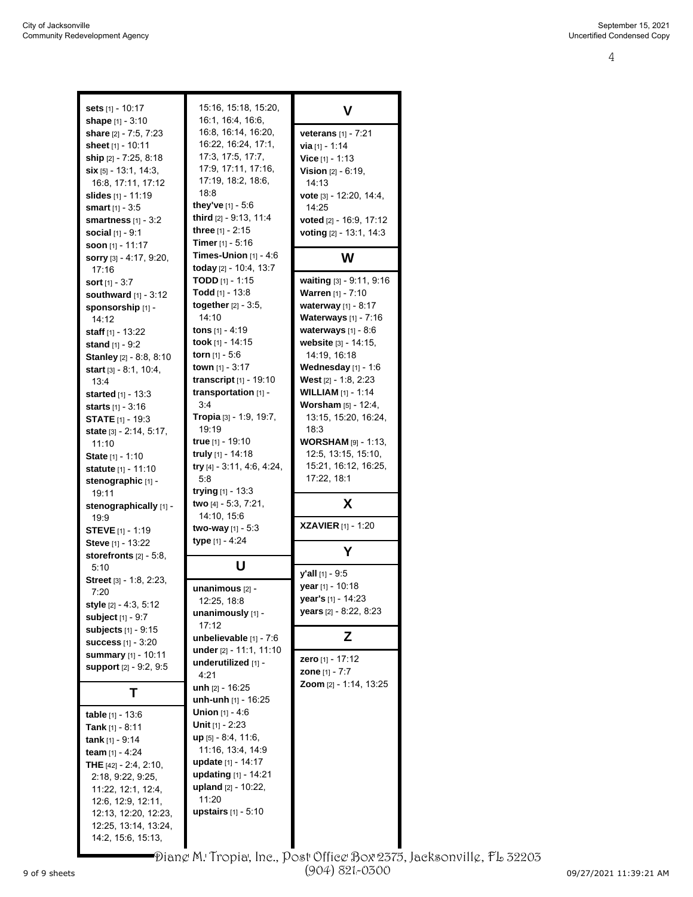**sets** [1] - 10:17
**shape** [1] - 3:10
**share** [2] - 7:5, 7:23
**sheet** [1] - 10:11
**ship** [2] - 7:25, 8:18
**six** [5] - 13:1, 14:3, 16:8, 17:11, 17:12
**slides** [1] - 11:19
**smart** [1] - 3:5
**smartness** [1] - 3:2
**social** [1] - 9:1
**soon** [1] - 11:17
**sorry** [3] - 4:17, 9:20, 17:16
**sort** [1] - 3:7
**southward** [1] - 3:12
**sponsorship** [1] - 14:12
**staff** [1] - 13:22
**stand** [1] - 9:2
**Stanley** [2] - 8:8, 8:10
**start** [3] - 8:1, 10:4, 13:4
**started** [1] - 13:3
**starts** [1] - 3:16
**STATE** [1] - 19:3
**state** [3] - 2:14, 5:17, 11:10
**State** [1] - 1:10
**statute** [1] - 11:10
**stenographic** [1] - 19:11
**stenographically** [1] - 19:9
**STEVE** [1] - 1:19
**Steve** [1] - 13:22
**storefronts** [2] - 5:8, 5:10
**Street** [3] - 1:8, 2:23, 7:20
**style** [2] - 4:3, 5:12
**subject** [1] - 9:7
**subjects** [1] - 9:15
**success** [1] - 3:20
**summary** [1] - 10:11
**support** [2] - 9:2, 9:5

## T

**table** [1] - 13:6
**Tank** [1] - 8:11
**tank** [1] - 9:14
**team** [1] - 4:24
**THE** [42] - 2:4, 2:10, 2:18, 9:22, 9:25, 11:22, 12:1, 12:4, 12:6, 12:9, 12:11, 12:13, 12:20, 12:23, 12:25, 13:14, 13:24, 14:2, 15:6, 15:13, 15:16, 15:18, 15:20, 16:1, 16:4, 16:6, 16:8, 16:14, 16:20, 16:22, 16:24, 17:1, 17:3, 17:5, 17:7, 17:9, 17:11, 17:16, 17:19, 18:2, 18:6, 18:8
**they've** [1] - 5:6
**third** [2] - 9:13, 11:4
**three** [1] - 2:15
**Timer** [1] - 5:16
**Times-Union** [1] - 4:6
**today** [2] - 10:4, 13:7
**TODD** [1] - 1:15
**Todd** [1] - 13:8
**together** [2] - 3:5, 14:10
**tons** [1] - 4:19
**took** [1] - 14:15
**torn** [1] - 5:6
**town** [1] - 3:17
**transcript** [1] - 19:10
**transportation** [1] - 3:4
**Tropia** [3] - 1:9, 19:7, 19:19
**true** [1] - 19:10
**truly** [1] - 14:18
**try** [4] - 3:11, 4:6, 4:24, 5:8
**trying** [1] - 13:3
**two** [4] - 5:3, 7:21, 14:10, 15:6
**two-way** [1] - 5:3
**type** [1] - 4:24

## U

**unanimous** [2] - 12:25, 18:8
**unanimously** [1] - 17:12
**unbelievable** [1] - 7:6
**under** [2] - 11:1, 11:10
**underutilized** [1] - 4:21
**unh** [2] - 16:25
**unh-unh** [1] - 16:25
**Union** [1] - 4:6
**Unit** [1] - 2:23
**up** [5] - 8:4, 11:6, 11:16, 13:4, 14:9
**update** [1] - 14:17
**updating** [1] - 14:21
**upland** [2] - 10:22, 11:20
**upstairs** [1] - 5:10

## V

**veterans** [1] - 7:21
**via** [1] - 1:14
**Vice** [1] - 1:13
**Vision** [2] - 6:19, 14:13
**vote** [3] - 12:20, 14:4, 14:25
**voted** [2] - 16:9, 17:12
**voting** [2] - 13:1, 14:3

## W

**waiting** [3] - 9:11, 9:16
**Warren** [1] - 7:10
**waterway** [1] - 8:17
**Waterways** [1] - 7:16
**waterways** [1] - 8:6
**website** [3] - 14:15, 14:19, 16:18
**Wednesday** [1] - 1:6
**West** [2] - 1:8, 2:23
**WILLIAM** [1] - 1:14
**Worsham** [5] - 12:4, 13:15, 15:20, 16:24, 18:3
**WORSHAM** [9] - 1:13, 12:5, 13:15, 15:10, 15:21, 16:12, 16:25, 17:22, 18:1

## X

**XZAVIER** [1] - 1:20

## Y

**y'all** [1] - 9:5
**year** [1] - 10:18
**year's** [1] - 14:23
**years** [2] - 8:22, 8:23

## Z

**zero** [1] - 17:12
**zone** [1] - 7:7
**Zoom** [2] - 1:14, 13:25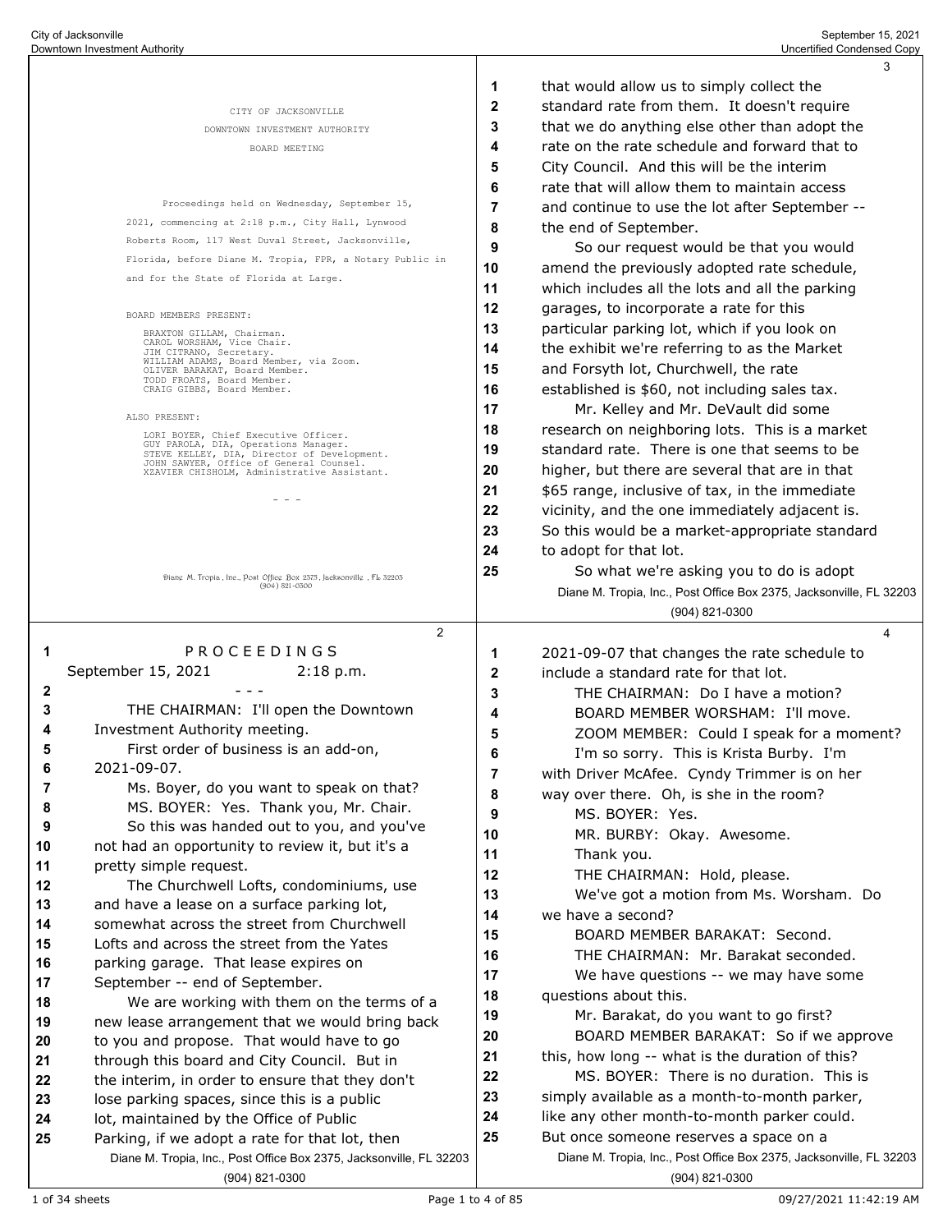CITY OF JACKSONVILLE

DOWNTOWN INVESTMENT AUTHORITY

BOARD MEETING

Proceedings held on Wednesday, September 15, 2021, commencing at 2:18 p.m., City Hall, Lynwood Roberts Room, 117 West Duval Street, Jacksonville, Florida, before Diane M. Tropia, FPR, a Notary Public in and for the State of Florida at Large.

BOARD MEMBERS PRESENT:

BRAXTON GILLAM, Chairman.
CAROL WORSHAM, Vice Chair.
JIM CITRANO, Secretary.
WILLIAM ADAMS, Board Member, via Zoom.
OLIVER BARAKAT, Board Member.
TODD FROATS, Board Member.
CRAIG GIBBS, Board Member.

ALSO PRESENT:

LORI BOYER, Chief Executive Officer.
GUY PAROLA, DIA, Operations Manager.
STEVE KELLEY, DIA, Director of Development.
JOHN SAWYER, Office of General Counsel.
XZAVIER CHISHOLM, Administrative Assistant.

- - -

Diane M. Tropia, Inc., Post Office Box 2375, Jacksonville, FL 32203
(904) 821-0300

---

1 P R O C E E D I N G S
September 15, 2021 2:18 p.m.
2 - - -
3 THE CHAIRMAN: I'll open the Downtown
4 Investment Authority meeting.
5 First order of business is an add-on,
6 2021-09-07.
7 Ms. Boyer, do you want to speak on that?
8 MS. BOYER: Yes. Thank you, Mr. Chair.
9 So this was handed out to you, and you've
10 not had an opportunity to review it, but it's a
11 pretty simple request.
12 The Churchwell Lofts, condominiums, use
13 and have a lease on a surface parking lot,
14 somewhat across the street from Churchwell
15 Lofts and across the street from the Yates
16 parking garage. That lease expires on
17 September -- end of September.
18 We are working with them on the terms of a
19 new lease arrangement that we would bring back
20 to you and propose. That would have to go
21 through this board and City Council. But in
22 the interim, in order to ensure that they don't
23 lose parking spaces, since this is a public
24 lot, maintained by the Office of Public
25 Parking, if we adopt a rate for that lot, then

---

1 that would allow us to simply collect the
2 standard rate from them. It doesn't require
3 that we do anything else other than adopt the
4 rate on the rate schedule and forward that to
5 City Council. And this will be the interim
6 rate that will allow them to maintain access
7 and continue to use the lot after September --
8 the end of September.
9 So our request would be that you would
10 amend the previously adopted rate schedule,
11 which includes all the lots and all the parking
12 garages, to incorporate a rate for this
13 particular parking lot, which if you look on
14 the exhibit we're referring to as the Market
15 and Forsyth lot, Churchwell, the rate
16 established is $60, not including sales tax.
17 Mr. Kelley and Mr. DeVault did some
18 research on neighboring lots. This is a market
19 standard rate. There is one that seems to be
20 higher, but there are several that are in that
21 $65 range, inclusive of tax, in the immediate
22 vicinity, and the one immediately adjacent is.
23 So this would be a market-appropriate standard
24 to adopt for that lot.
25 So what we're asking you to do is adopt

---

1 2021-09-07 that changes the rate schedule to
2 include a standard rate for that lot.
3 THE CHAIRMAN: Do I have a motion?
4 BOARD MEMBER WORSHAM: I'll move.
5 ZOOM MEMBER: Could I speak for a moment?
6 I'm so sorry. This is Krista Burby. I'm
7 with Driver McAfee. Cyndy Trimmer is on her
8 way over there. Oh, is she in the room?
9 MS. BOYER: Yes.
10 MR. BURBY: Okay. Awesome.
11 Thank you.
12 THE CHAIRMAN: Hold, please.
13 We've got a motion from Ms. Worsham. Do
14 we have a second?
15 BOARD MEMBER BARAKAT: Second.
16 THE CHAIRMAN: Mr. Barakat seconded.
17 We have questions -- we may have some
18 questions about this.
19 Mr. Barakat, do you want to go first?
20 BOARD MEMBER BARAKAT: So if we approve
21 this, how long -- what is the duration of this?
22 MS. BOYER: There is no duration. This is
23 simply available as a month-to-month parker,
24 like any other month-to-month parker could.
25 But once someone reserves a space on a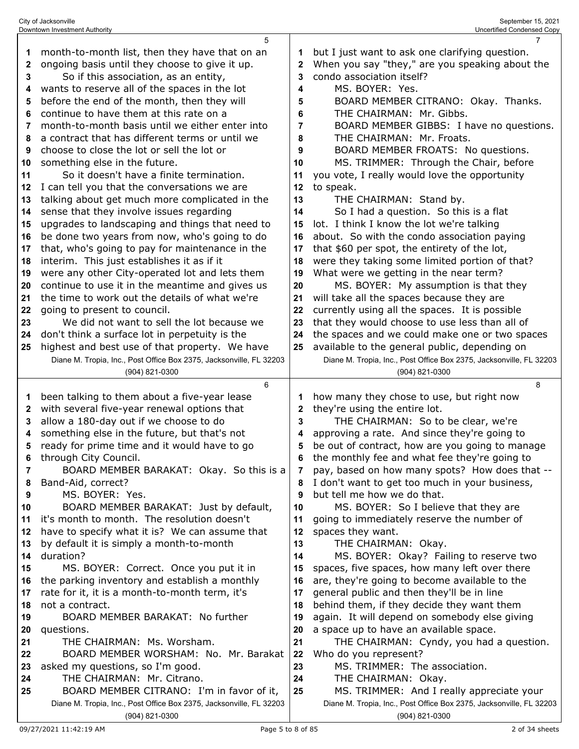month-to-month list, then they have that on an ongoing basis until they choose to give it up.

So if this association, as an entity, wants to reserve all of the spaces in the lot before the end of the month, then they will continue to have them at this rate on a month-to-month basis until we either enter into a contract that has different terms or until we choose to close the lot or sell the lot or something else in the future.

So it doesn't have a finite termination. I can tell you that the conversations we are talking about get much more complicated in the sense that they involve issues regarding upgrades to landscaping and things that need to be done two years from now, who's going to do that, who's going to pay for maintenance in the interim. This just establishes it as if it were any other City-operated lot and lets them continue to use it in the meantime and gives us the time to work out the details of what we're going to present to council.

We did not want to sell the lot because we don't think a surface lot in perpetuity is the highest and best use of that property. We have been talking to them about a five-year lease with several five-year renewal options that allow a 180-day out if we choose to do something else in the future, but that's not ready for prime time and it would have to go through City Council.

BOARD MEMBER BARAKAT: Okay. So this is a Band-Aid, correct?

MS. BOYER: Yes.

BOARD MEMBER BARAKAT: Just by default, it's month to month. The resolution doesn't have to specify what it is? We can assume that by default it is simply a month-to-month duration?

MS. BOYER: Correct. Once you put it in the parking inventory and establish a monthly rate for it, it is a month-to-month term, it's not a contract.

BOARD MEMBER BARAKAT: No further questions.

THE CHAIRMAN: Ms. Worsham.

BOARD MEMBER WORSHAM: No. Mr. Barakat asked my questions, so I'm good.

THE CHAIRMAN: Mr. Citrano.

BOARD MEMBER CITRANO: I'm in favor of it, but I just want to ask one clarifying question. When you say "they," are you speaking about the condo association itself?

MS. BOYER: Yes.

BOARD MEMBER CITRANO: Okay. Thanks.

THE CHAIRMAN: Mr. Gibbs.

BOARD MEMBER GIBBS: I have no questions.

THE CHAIRMAN: Mr. Froats.

BOARD MEMBER FROATS: No questions.

MS. TRIMMER: Through the Chair, before you vote, I really would love the opportunity to speak.

THE CHAIRMAN: Stand by.

So I had a question. So this is a flat lot. I think I know the lot we're talking about. So with the condo association paying that $60 per spot, the entirety of the lot, were they taking some limited portion of that? What were we getting in the near term?

MS. BOYER: My assumption is that they will take all the spaces because they are currently using all the spaces. It is possible that they would choose to use less than all of the spaces and we could make one or two spaces available to the general public, depending on how many they chose to use, but right now they're using the entire lot.

THE CHAIRMAN: So to be clear, we're approving a rate. And since they're going to be out of contract, how are you going to manage the monthly fee and what fee they're going to pay, based on how many spots? How does that -- I don't want to get too much in your business, but tell me how we do that.

MS. BOYER: So I believe that they are going to immediately reserve the number of spaces they want.

THE CHAIRMAN: Okay.

MS. BOYER: Okay? Failing to reserve two spaces, five spaces, how many left over there are, they're going to become available to the general public and then they'll be in line behind them, if they decide they want them again. It will depend on somebody else giving a space up to have an available space.

THE CHAIRMAN: Cyndy, you had a question. Who do you represent?

MS. TRIMMER: The association.

THE CHAIRMAN: Okay.

MS. TRIMMER: And I really appreciate your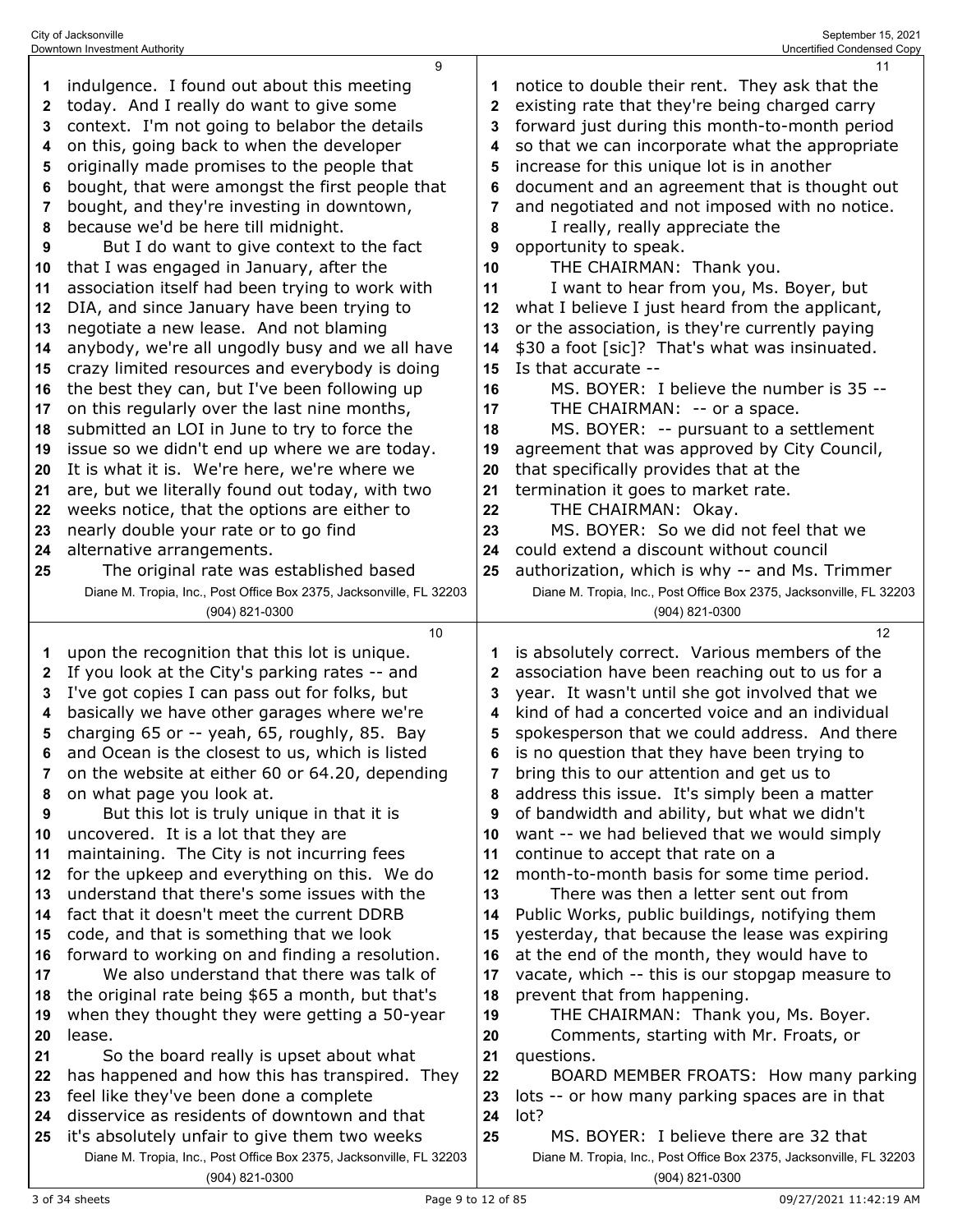indulgence. I found out about this meeting today. And I really do want to give some context. I'm not going to belabor the details on this, going back to when the developer originally made promises to the people that bought, that were amongst the first people that bought, and they're investing in downtown, because we'd be here till midnight.

But I do want to give context to the fact that I was engaged in January, after the association itself had been trying to work with DIA, and since January have been trying to negotiate a new lease. And not blaming anybody, we're all ungodly busy and we all have crazy limited resources and everybody is doing the best they can, but I've been following up on this regularly over the last nine months, submitted an LOI in June to try to force the issue so we didn't end up where we are today. It is what it is. We're here, we're where we are, but we literally found out today, with two weeks notice, that the options are either to nearly double your rate or to go find alternative arrangements.

The original rate was established based upon the recognition that this lot is unique. If you look at the City's parking rates -- and I've got copies I can pass out for folks, but basically we have other garages where we're charging 65 or -- yeah, 65, roughly, 85. Bay and Ocean is the closest to us, which is listed on the website at either 60 or 64.20, depending on what page you look at.

But this lot is truly unique in that it is uncovered. It is a lot that they are maintaining. The City is not incurring fees for the upkeep and everything on this. We do understand that there's some issues with the fact that it doesn't meet the current DDRB code, and that is something that we look forward to working on and finding a resolution.

We also understand that there was talk of the original rate being $65 a month, but that's when they thought they were getting a 50-year lease.

So the board really is upset about what has happened and how this has transpired. They feel like they've been done a complete disservice as residents of downtown and that it's absolutely unfair to give them two weeks notice to double their rent. They ask that the existing rate that they're being charged carry forward just during this month-to-month period so that we can incorporate what the appropriate increase for this unique lot is in another document and an agreement that is thought out and negotiated and not imposed with no notice.

I really, really appreciate the opportunity to speak.

THE CHAIRMAN: Thank you.

I want to hear from you, Ms. Boyer, but what I believe I just heard from the applicant, or the association, is they're currently paying $30 a foot [sic]? That's what was insinuated. Is that accurate --

MS. BOYER: I believe the number is 35 --

THE CHAIRMAN: -- or a space.

MS. BOYER: -- pursuant to a settlement agreement that was approved by City Council, that specifically provides that at the termination it goes to market rate.

THE CHAIRMAN: Okay.

MS. BOYER: So we did not feel that we could extend a discount without council authorization, which is why -- and Ms. Trimmer is absolutely correct. Various members of the association have been reaching out to us for a year. It wasn't until she got involved that we kind of had a concerted voice and an individual spokesperson that we could address. And there is no question that they have been trying to bring this to our attention and get us to address this issue. It's simply been a matter of bandwidth and ability, but what we didn't want -- we had believed that we would simply continue to accept that rate on a month-to-month basis for some time period.

There was then a letter sent out from Public Works, public buildings, notifying them yesterday, that because the lease was expiring at the end of the month, they would have to vacate, which -- this is our stopgap measure to prevent that from happening.

THE CHAIRMAN: Thank you, Ms. Boyer.

Comments, starting with Mr. Froats, or questions.

BOARD MEMBER FROATS: How many parking lots -- or how many parking spaces are in that lot?

MS. BOYER: I believe there are 32 that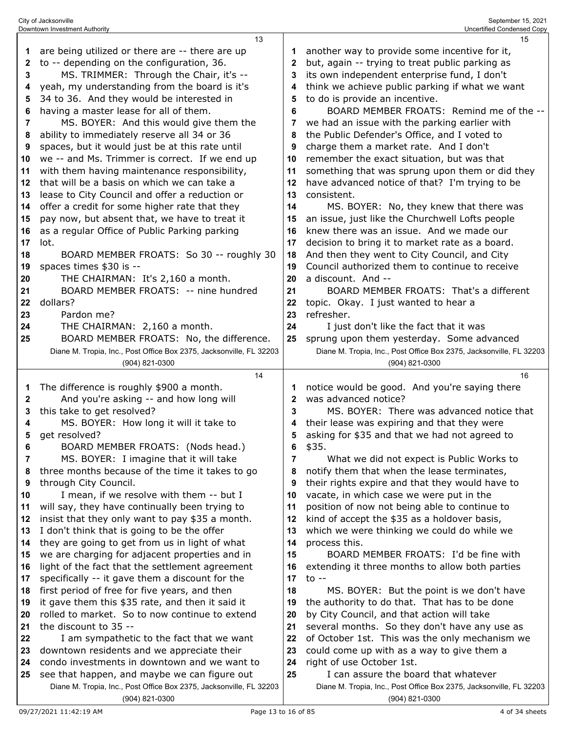are being utilized or there are -- there are up to -- depending on the configuration, 36.

MS. TRIMMER: Through the Chair, it's -- yeah, my understanding from the board is it's 34 to 36. And they would be interested in having a master lease for all of them.

MS. BOYER: And this would give them the ability to immediately reserve all 34 or 36 spaces, but it would just be at this rate until we -- and Ms. Trimmer is correct. If we end up with them having maintenance responsibility, that will be a basis on which we can take a lease to City Council and offer a reduction or offer a credit for some higher rate that they pay now, but absent that, we have to treat it as a regular Office of Public Parking parking lot.

BOARD MEMBER FROATS: So 30 -- roughly 30 spaces times $30 is --

THE CHAIRMAN: It's 2,160 a month.

BOARD MEMBER FROATS: -- nine hundred dollars?

Pardon me?

THE CHAIRMAN: 2,160 a month.

BOARD MEMBER FROATS: No, the difference. The difference is roughly $900 a month.

And you're asking -- and how long will this take to get resolved?

MS. BOYER: How long it will it take to get resolved?

BOARD MEMBER FROATS: (Nods head.)

MS. BOYER: I imagine that it will take three months because of the time it takes to go through City Council.

I mean, if we resolve with them -- but I will say, they have continually been trying to insist that they only want to pay $35 a month. I don't think that is going to be the offer they are going to get from us in light of what we are charging for adjacent properties and in light of the fact that the settlement agreement specifically -- it gave them a discount for the first period of free for five years, and then it gave them this $35 rate, and then it said it rolled to market. So to now continue to extend the discount to 35 --

I am sympathetic to the fact that we want downtown residents and we appreciate their condo investments in downtown and we want to see that happen, and maybe we can figure out another way to provide some incentive for it, but, again -- trying to treat public parking as its own independent enterprise fund, I don't think we achieve public parking if what we want to do is provide an incentive.

BOARD MEMBER FROATS: Remind me of the -- we had an issue with the parking earlier with the Public Defender's Office, and I voted to charge them a market rate. And I don't remember the exact situation, but was that something that was sprung upon them or did they have advanced notice of that? I'm trying to be consistent.

MS. BOYER: No, they knew that there was an issue, just like the Churchwell Lofts people knew there was an issue. And we made our decision to bring it to market rate as a board. And then they went to City Council, and City Council authorized them to continue to receive a discount. And --

BOARD MEMBER FROATS: That's a different topic. Okay. I just wanted to hear a refresher.

I just don't like the fact that it was sprung upon them yesterday. Some advanced notice would be good. And you're saying there was advanced notice?

MS. BOYER: There was advanced notice that their lease was expiring and that they were asking for $35 and that we had not agreed to $35.

What we did not expect is Public Works to notify them that when the lease terminates, their rights expire and that they would have to vacate, in which case we were put in the position of now not being able to continue to kind of accept the $35 as a holdover basis, which we were thinking we could do while we process this.

BOARD MEMBER FROATS: I'd be fine with extending it three months to allow both parties to --

MS. BOYER: But the point is we don't have the authority to do that. That has to be done by City Council, and that action will take several months. So they don't have any use as of October 1st. This was the only mechanism we could come up with as a way to give them a right of use October 1st.

I can assure the board that whatever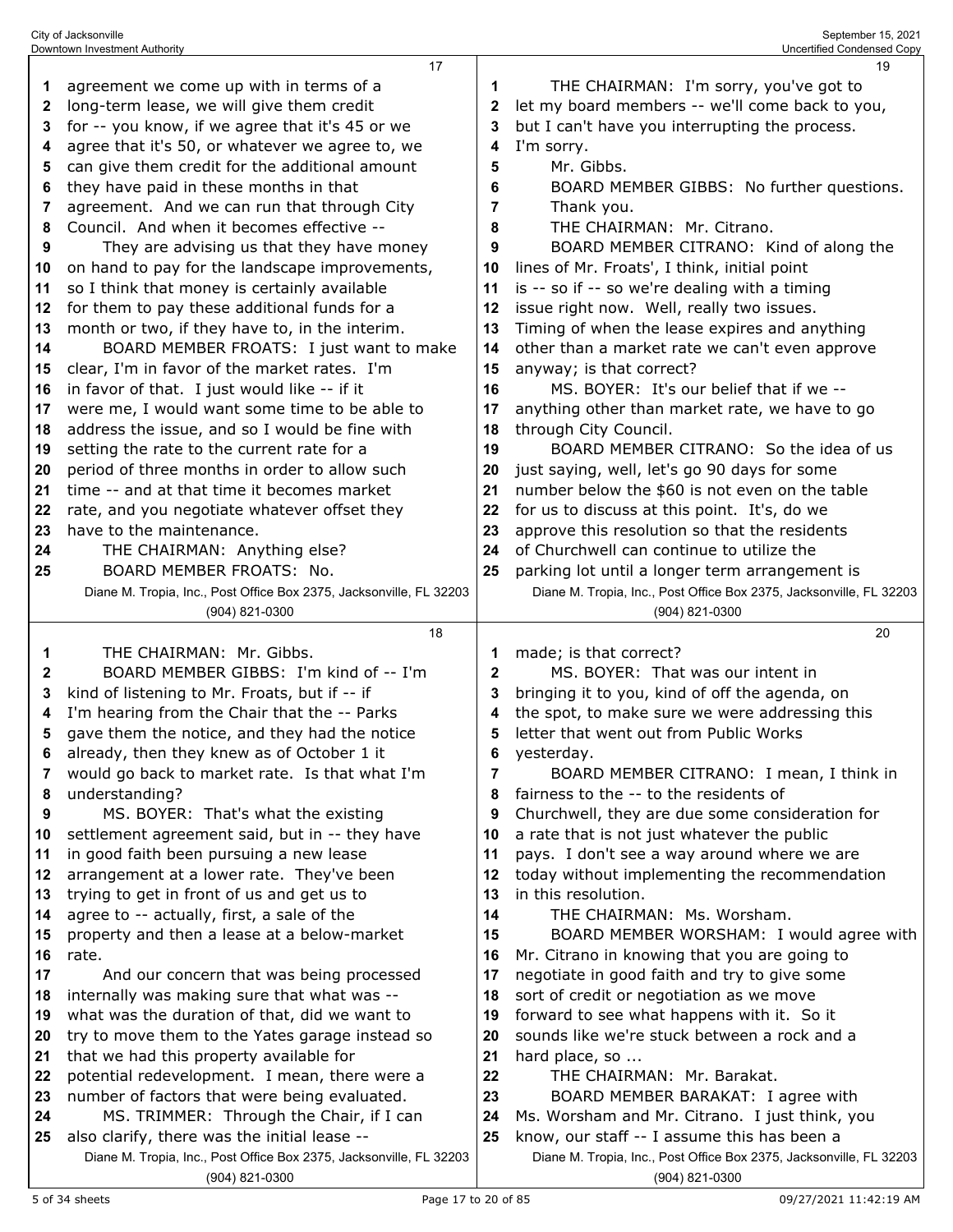agreement we come up with in terms of a long-term lease, we will give them credit for -- you know, if we agree that it's 45 or we agree that it's 50, or whatever we agree to, we can give them credit for the additional amount they have paid in these months in that agreement. And we can run that through City Council. And when it becomes effective --

They are advising us that they have money on hand to pay for the landscape improvements, so I think that money is certainly available for them to pay these additional funds for a month or two, if they have to, in the interim.

BOARD MEMBER FROATS: I just want to make clear, I'm in favor of the market rates. I'm in favor of that. I just would like -- if it were me, I would want some time to be able to address the issue, and so I would be fine with setting the rate to the current rate for a period of three months in order to allow such time -- and at that time it becomes market rate, and you negotiate whatever offset they have to the maintenance.

THE CHAIRMAN: Anything else?

BOARD MEMBER FROATS: No.

THE CHAIRMAN: Mr. Gibbs.

BOARD MEMBER GIBBS: I'm kind of -- I'm kind of listening to Mr. Froats, but if -- if I'm hearing from the Chair that the -- Parks gave them the notice, and they had the notice already, then they knew as of October 1 it would go back to market rate. Is that what I'm understanding?

MS. BOYER: That's what the existing settlement agreement said, but in -- they have in good faith been pursuing a new lease arrangement at a lower rate. They've been trying to get in front of us and get us to agree to -- actually, first, a sale of the property and then a lease at a below-market rate.

And our concern that was being processed internally was making sure that what was -- what was the duration of that, did we want to try to move them to the Yates garage instead so that we had this property available for potential redevelopment. I mean, there were a number of factors that were being evaluated.

MS. TRIMMER: Through the Chair, if I can also clarify, there was the initial lease --

THE CHAIRMAN: I'm sorry, you've got to let my board members -- we'll come back to you, but I can't have you interrupting the process. I'm sorry.

Mr. Gibbs.

BOARD MEMBER GIBBS: No further questions. Thank you.

THE CHAIRMAN: Mr. Citrano.

BOARD MEMBER CITRANO: Kind of along the lines of Mr. Froats', I think, initial point is -- so if -- so we're dealing with a timing issue right now. Well, really two issues. Timing of when the lease expires and anything other than a market rate we can't even approve anyway; is that correct?

MS. BOYER: It's our belief that if we -- anything other than market rate, we have to go through City Council.

BOARD MEMBER CITRANO: So the idea of us just saying, well, let's go 90 days for some number below the $60 is not even on the table for us to discuss at this point. It's, do we approve this resolution so that the residents of Churchwell can continue to utilize the parking lot until a longer term arrangement is made; is that correct?

MS. BOYER: That was our intent in bringing it to you, kind of off the agenda, on the spot, to make sure we were addressing this letter that went out from Public Works yesterday.

BOARD MEMBER CITRANO: I mean, I think in fairness to the -- to the residents of Churchwell, they are due some consideration for a rate that is not just whatever the public pays. I don't see a way around where we are today without implementing the recommendation in this resolution.

THE CHAIRMAN: Ms. Worsham.

BOARD MEMBER WORSHAM: I would agree with Mr. Citrano in knowing that you are going to negotiate in good faith and try to give some sort of credit or negotiation as we move forward to see what happens with it. So it sounds like we're stuck between a rock and a hard place, so ...

THE CHAIRMAN: Mr. Barakat.

BOARD MEMBER BARAKAT: I agree with Ms. Worsham and Mr. Citrano. I just think, you know, our staff -- I assume this has been a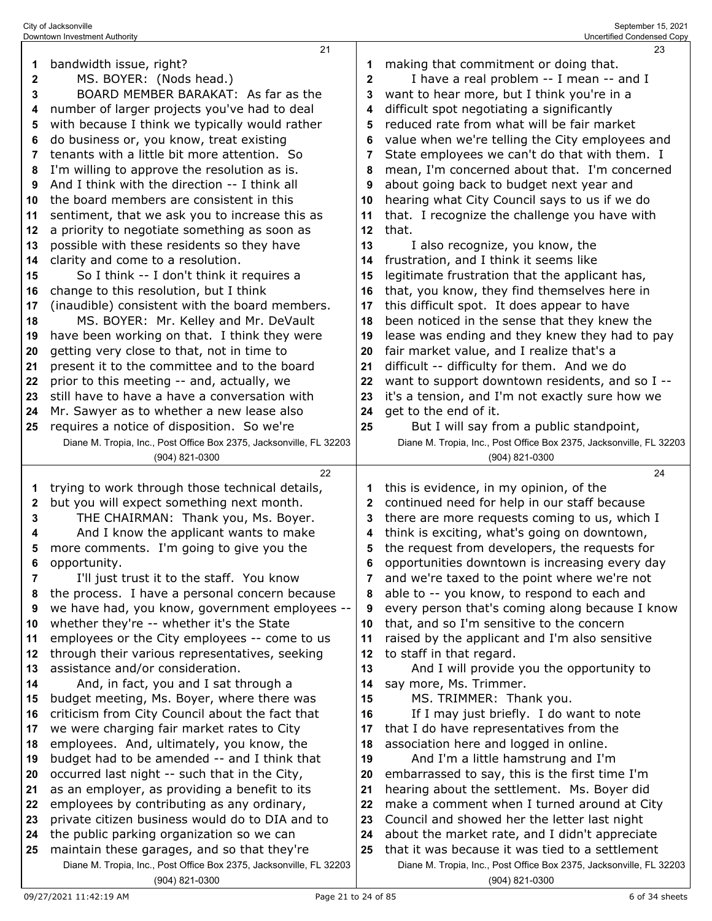bandwidth issue, right?

MS. BOYER: (Nods head.)

BOARD MEMBER BARAKAT: As far as the number of larger projects you've had to deal with because I think we typically would rather do business or, you know, treat existing tenants with a little bit more attention. So I'm willing to approve the resolution as is. And I think with the direction -- I think all the board members are consistent in this sentiment, that we ask you to increase this as a priority to negotiate something as soon as possible with these residents so they have clarity and come to a resolution.

So I think -- I don't think it requires a change to this resolution, but I think (inaudible) consistent with the board members.

MS. BOYER: Mr. Kelley and Mr. DeVault have been working on that. I think they were getting very close to that, not in time to present it to the committee and to the board prior to this meeting -- and, actually, we still have to have a have a conversation with Mr. Sawyer as to whether a new lease also requires a notice of disposition. So we're trying to work through those technical details, but you will expect something next month.

THE CHAIRMAN: Thank you, Ms. Boyer.

And I know the applicant wants to make more comments. I'm going to give you the opportunity.

I'll just trust it to the staff. You know the process. I have a personal concern because we have had, you know, government employees -- whether they're -- whether it's the State employees or the City employees -- come to us through their various representatives, seeking assistance and/or consideration.

And, in fact, you and I sat through a budget meeting, Ms. Boyer, where there was criticism from City Council about the fact that we were charging fair market rates to City employees. And, ultimately, you know, the budget had to be amended -- and I think that occurred last night -- such that in the City, as an employer, as providing a benefit to its employees by contributing as any ordinary, private citizen business would do to DIA and to the public parking organization so we can maintain these garages, and so that they're making that commitment or doing that.

I have a real problem -- I mean -- and I want to hear more, but I think you're in a difficult spot negotiating a significantly reduced rate from what will be fair market value when we're telling the City employees and State employees we can't do that with them. I mean, I'm concerned about that. I'm concerned about going back to budget next year and hearing what City Council says to us if we do that. I recognize the challenge you have with that.

I also recognize, you know, the frustration, and I think it seems like legitimate frustration that the applicant has, that, you know, they find themselves here in this difficult spot. It does appear to have been noticed in the sense that they knew the lease was ending and they knew they had to pay fair market value, and I realize that's a difficult -- difficulty for them. And we do want to support downtown residents, and so I -- it's a tension, and I'm not exactly sure how we get to the end of it.

But I will say from a public standpoint, this is evidence, in my opinion, of the continued need for help in our staff because there are more requests coming to us, which I think is exciting, what's going on downtown, the request from developers, the requests for opportunities downtown is increasing every day and we're taxed to the point where we're not able to -- you know, to respond to each and every person that's coming along because I know that, and so I'm sensitive to the concern raised by the applicant and I'm also sensitive to staff in that regard.

And I will provide you the opportunity to say more, Ms. Trimmer.

MS. TRIMMER: Thank you.

If I may just briefly. I do want to note that I do have representatives from the association here and logged in online.

And I'm a little hamstrung and I'm embarrassed to say, this is the first time I'm hearing about the settlement. Ms. Boyer did make a comment when I turned around at City Council and showed her the letter last night about the market rate, and I didn't appreciate that it was because it was tied to a settlement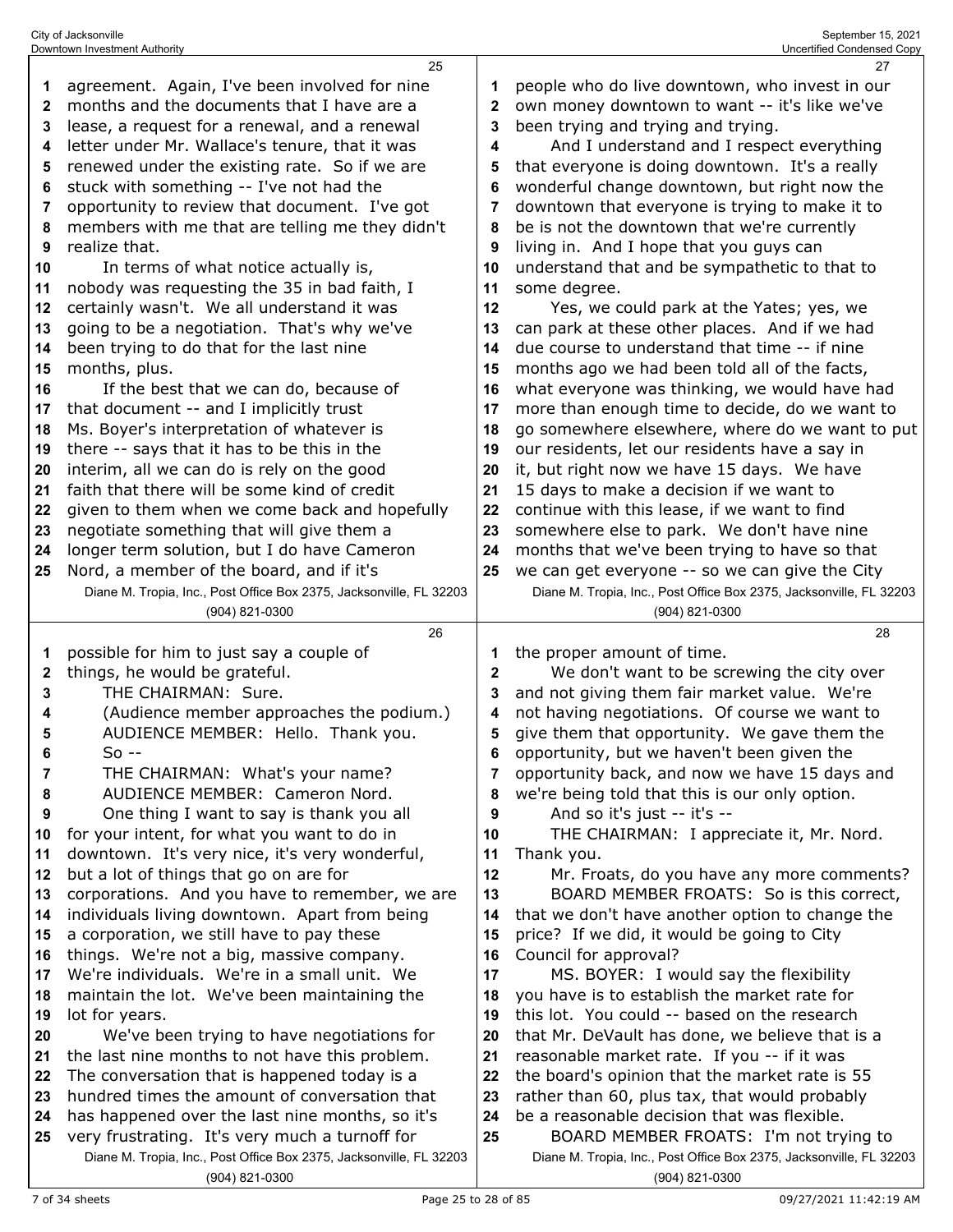agreement. Again, I've been involved for nine months and the documents that I have are a lease, a request for a renewal, and a renewal letter under Mr. Wallace's tenure, that it was renewed under the existing rate. So if we are stuck with something -- I've not had the opportunity to review that document. I've got members with me that are telling me they didn't realize that.

In terms of what notice actually is, nobody was requesting the 35 in bad faith, I certainly wasn't. We all understand it was going to be a negotiation. That's why we've been trying to do that for the last nine months, plus.

If the best that we can do, because of that document -- and I implicitly trust Ms. Boyer's interpretation of whatever is there -- says that it has to be this in the interim, all we can do is rely on the good faith that there will be some kind of credit given to them when we come back and hopefully negotiate something that will give them a longer term solution, but I do have Cameron Nord, a member of the board, and if it's possible for him to just say a couple of things, he would be grateful.

THE CHAIRMAN: Sure.

(Audience member approaches the podium.)

AUDIENCE MEMBER: Hello. Thank you. So --

THE CHAIRMAN: What's your name?

AUDIENCE MEMBER: Cameron Nord.

One thing I want to say is thank you all for your intent, for what you want to do in downtown. It's very nice, it's very wonderful, but a lot of things that go on are for corporations. And you have to remember, we are individuals living downtown. Apart from being a corporation, we still have to pay these things. We're not a big, massive company. We're individuals. We're in a small unit. We maintain the lot. We've been maintaining the lot for years.

We've been trying to have negotiations for the last nine months to not have this problem. The conversation that is happened today is a hundred times the amount of conversation that has happened over the last nine months, so it's very frustrating. It's very much a turnoff for people who do live downtown, who invest in our own money downtown to want -- it's like we've been trying and trying and trying.

And I understand and I respect everything that everyone is doing downtown. It's a really wonderful change downtown, but right now the downtown that everyone is trying to make it to be is not the downtown that we're currently living in. And I hope that you guys can understand that and be sympathetic to that to some degree.

Yes, we could park at the Yates; yes, we can park at these other places. And if we had due course to understand that time -- if nine months ago we had been told all of the facts, what everyone was thinking, we would have had more than enough time to decide, do we want to go somewhere elsewhere, where do we want to put our residents, let our residents have a say in it, but right now we have 15 days. We have 15 days to make a decision if we want to continue with this lease, if we want to find somewhere else to park. We don't have nine months that we've been trying to have so that we can get everyone -- so we can give the City the proper amount of time.

We don't want to be screwing the city over and not giving them fair market value. We're not having negotiations. Of course we want to give them that opportunity. We gave them the opportunity, but we haven't been given the opportunity back, and now we have 15 days and we're being told that this is our only option.

And so it's just -- it's --

THE CHAIRMAN: I appreciate it, Mr. Nord. Thank you.

Mr. Froats, do you have any more comments?

BOARD MEMBER FROATS: So is this correct, that we don't have another option to change the price? If we did, it would be going to City Council for approval?

MS. BOYER: I would say the flexibility you have is to establish the market rate for this lot. You could -- based on the research that Mr. DeVault has done, we believe that is a reasonable market rate. If you -- if it was the board's opinion that the market rate is 55 rather than 60, plus tax, that would probably be a reasonable decision that was flexible.

BOARD MEMBER FROATS: I'm not trying to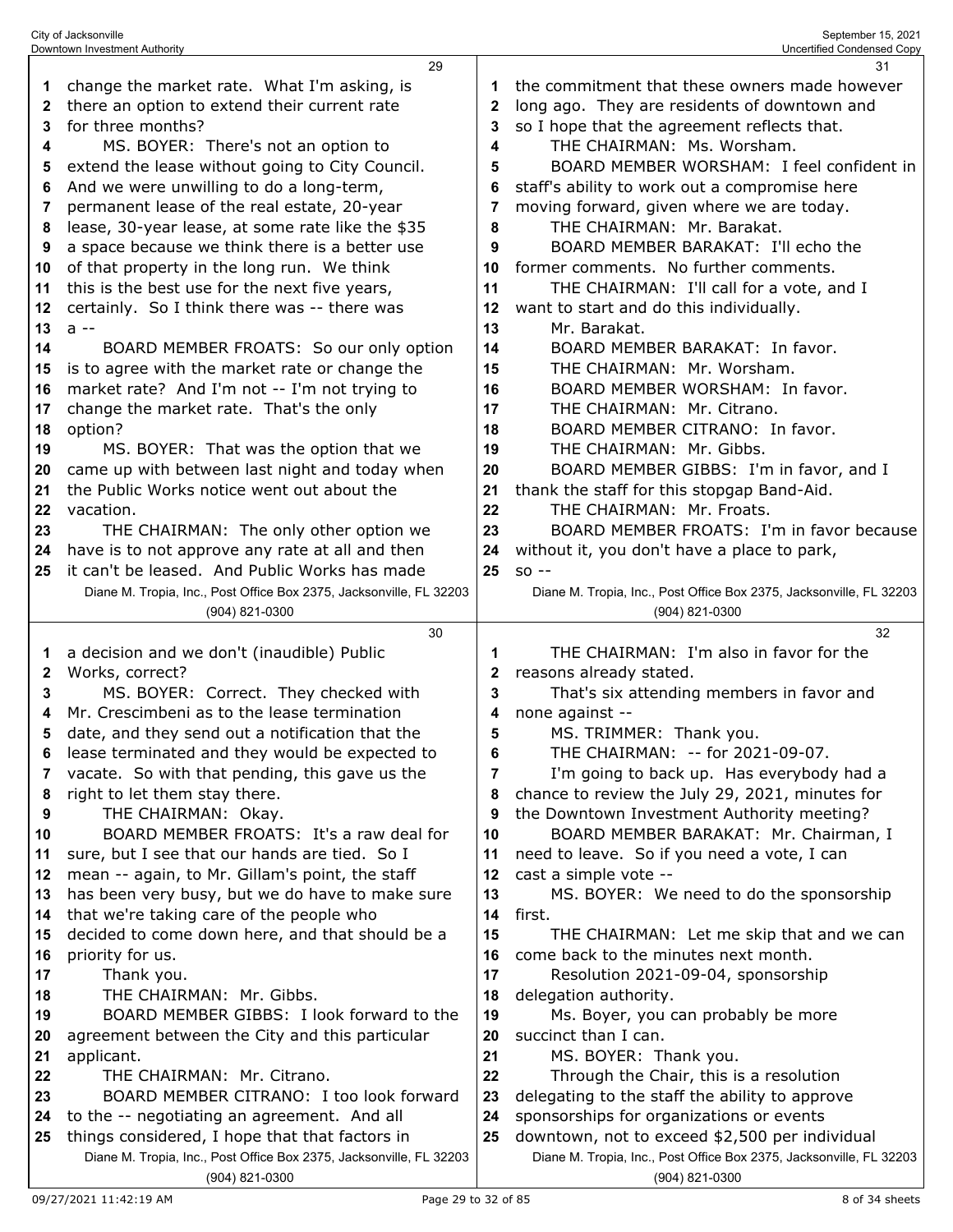change the market rate. What I'm asking, is there an option to extend their current rate for three months?

MS. BOYER: There's not an option to extend the lease without going to City Council. And we were unwilling to do a long-term, permanent lease of the real estate, 20-year lease, 30-year lease, at some rate like the $35 a space because we think there is a better use of that property in the long run. We think this is the best use for the next five years, certainly. So I think there was -- there was a --

BOARD MEMBER FROATS: So our only option is to agree with the market rate or change the market rate? And I'm not -- I'm not trying to change the market rate. That's the only option?

MS. BOYER: That was the option that we came up with between last night and today when the Public Works notice went out about the vacation.

THE CHAIRMAN: The only other option we have is to not approve any rate at all and then it can't be leased. And Public Works has made a decision and we don't (inaudible) Public Works, correct?

MS. BOYER: Correct. They checked with Mr. Crescimbeni as to the lease termination date, and they send out a notification that the lease terminated and they would be expected to vacate. So with that pending, this gave us the right to let them stay there.

THE CHAIRMAN: Okay.

BOARD MEMBER FROATS: It's a raw deal for sure, but I see that our hands are tied. So I mean -- again, to Mr. Gillam's point, the staff has been very busy, but we do have to make sure that we're taking care of the people who decided to come down here, and that should be a priority for us.

Thank you.

THE CHAIRMAN: Mr. Gibbs.

BOARD MEMBER GIBBS: I look forward to the agreement between the City and this particular applicant.

THE CHAIRMAN: Mr. Citrano.

BOARD MEMBER CITRANO: I too look forward to the -- negotiating an agreement. And all things considered, I hope that that factors in the commitment that these owners made however long ago. They are residents of downtown and so I hope that the agreement reflects that.

THE CHAIRMAN: Ms. Worsham.

BOARD MEMBER WORSHAM: I feel confident in staff's ability to work out a compromise here moving forward, given where we are today.

THE CHAIRMAN: Mr. Barakat.

BOARD MEMBER BARAKAT: I'll echo the former comments. No further comments.

THE CHAIRMAN: I'll call for a vote, and I want to start and do this individually.

Mr. Barakat.

BOARD MEMBER BARAKAT: In favor.

THE CHAIRMAN: Mr. Worsham.

BOARD MEMBER WORSHAM: In favor.

THE CHAIRMAN: Mr. Citrano.

BOARD MEMBER CITRANO: In favor.

THE CHAIRMAN: Mr. Gibbs.

BOARD MEMBER GIBBS: I'm in favor, and I thank the staff for this stopgap Band-Aid.

THE CHAIRMAN: Mr. Froats.

BOARD MEMBER FROATS: I'm in favor because without it, you don't have a place to park, so --

THE CHAIRMAN: I'm also in favor for the reasons already stated.

That's six attending members in favor and none against --

MS. TRIMMER: Thank you.

THE CHAIRMAN: -- for 2021-09-07.

I'm going to back up. Has everybody had a chance to review the July 29, 2021, minutes for the Downtown Investment Authority meeting?

BOARD MEMBER BARAKAT: Mr. Chairman, I need to leave. So if you need a vote, I can cast a simple vote --

MS. BOYER: We need to do the sponsorship first.

THE CHAIRMAN: Let me skip that and we can come back to the minutes next month.

Resolution 2021-09-04, sponsorship delegation authority.

Ms. Boyer, you can probably be more succinct than I can.

MS. BOYER: Thank you.

Through the Chair, this is a resolution delegating to the staff the ability to approve sponsorships for organizations or events downtown, not to exceed $2,500 per individual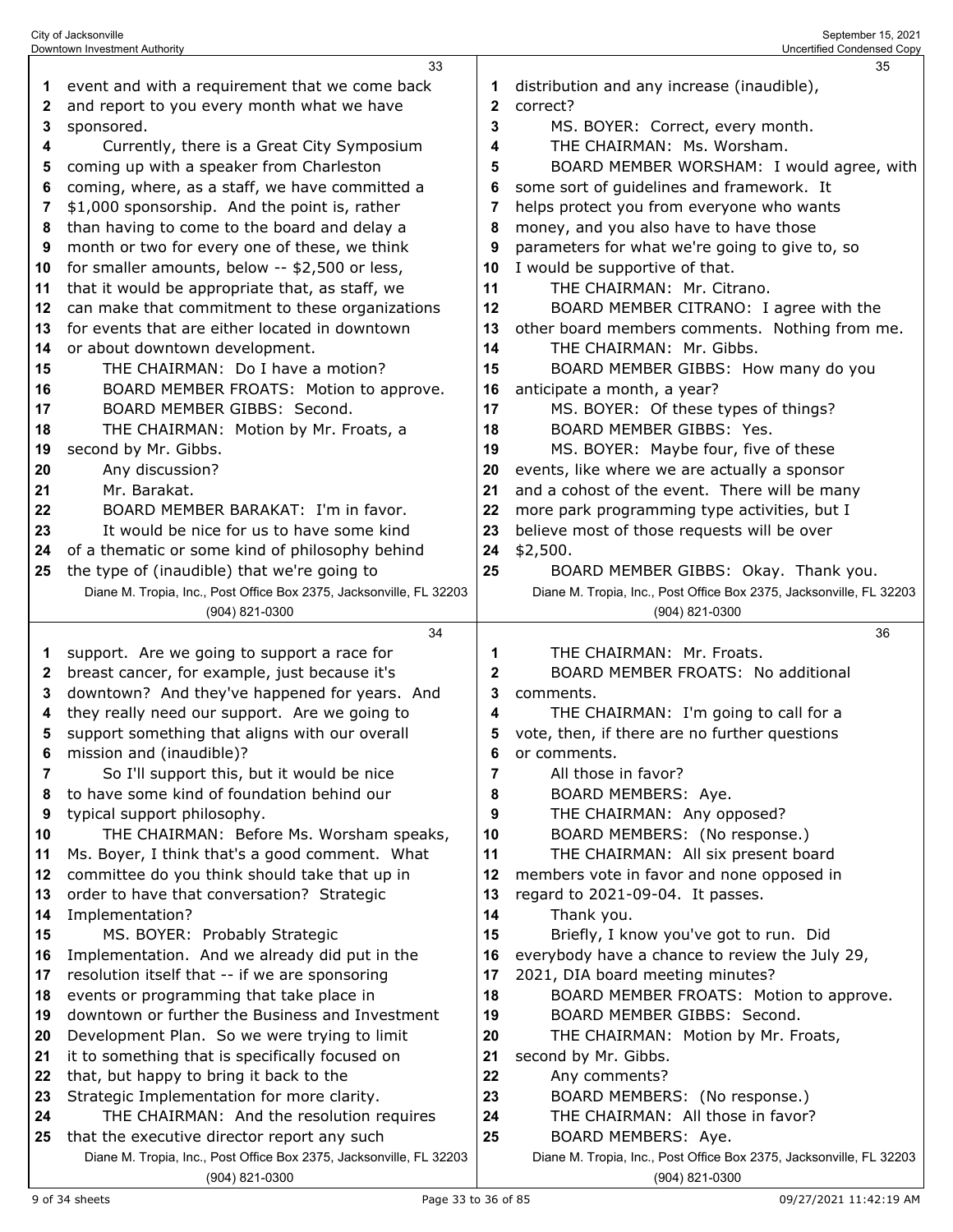event and with a requirement that we come back and report to you every month what we have sponsored.

Currently, there is a Great City Symposium coming up with a speaker from Charleston coming, where, as a staff, we have committed a $1,000 sponsorship. And the point is, rather than having to come to the board and delay a month or two for every one of these, we think for smaller amounts, below -- $2,500 or less, that it would be appropriate that, as staff, we can make that commitment to these organizations for events that are either located in downtown or about downtown development.

THE CHAIRMAN: Do I have a motion?

BOARD MEMBER FROATS: Motion to approve.

BOARD MEMBER GIBBS: Second.

THE CHAIRMAN: Motion by Mr. Froats, a second by Mr. Gibbs.

Any discussion?

Mr. Barakat.

BOARD MEMBER BARAKAT: I'm in favor.

It would be nice for us to have some kind of a thematic or some kind of philosophy behind the type of (inaudible) that we're going to support. Are we going to support a race for breast cancer, for example, just because it's downtown? And they've happened for years. And they really need our support. Are we going to support something that aligns with our overall mission and (inaudible)?

So I'll support this, but it would be nice to have some kind of foundation behind our typical support philosophy.

THE CHAIRMAN: Before Ms. Worsham speaks, Ms. Boyer, I think that's a good comment. What committee do you think should take that up in order to have that conversation? Strategic Implementation?

MS. BOYER: Probably Strategic Implementation. And we already did put in the resolution itself that -- if we are sponsoring events or programming that take place in downtown or further the Business and Investment Development Plan. So we were trying to limit it to something that is specifically focused on that, but happy to bring it back to the Strategic Implementation for more clarity.

THE CHAIRMAN: And the resolution requires that the executive director report any such distribution and any increase (inaudible), correct?

MS. BOYER: Correct, every month.

THE CHAIRMAN: Ms. Worsham.

BOARD MEMBER WORSHAM: I would agree, with some sort of guidelines and framework. It helps protect you from everyone who wants money, and you also have to have those parameters for what we're going to give to, so I would be supportive of that.

THE CHAIRMAN: Mr. Citrano.

BOARD MEMBER CITRANO: I agree with the other board members comments. Nothing from me.

THE CHAIRMAN: Mr. Gibbs.

BOARD MEMBER GIBBS: How many do you anticipate a month, a year?

MS. BOYER: Of these types of things?

BOARD MEMBER GIBBS: Yes.

MS. BOYER: Maybe four, five of these events, like where we are actually a sponsor and a cohost of the event. There will be many more park programming type activities, but I believe most of those requests will be over $2,500.

BOARD MEMBER GIBBS: Okay. Thank you.

THE CHAIRMAN: Mr. Froats.

BOARD MEMBER FROATS: No additional comments.

THE CHAIRMAN: I'm going to call for a vote, then, if there are no further questions or comments.

All those in favor?

BOARD MEMBERS: Aye.

THE CHAIRMAN: Any opposed?

BOARD MEMBERS: (No response.)

THE CHAIRMAN: All six present board members vote in favor and none opposed in regard to 2021-09-04. It passes.

Thank you.

Briefly, I know you've got to run. Did everybody have a chance to review the July 29, 2021, DIA board meeting minutes?

BOARD MEMBER FROATS: Motion to approve.

BOARD MEMBER GIBBS: Second.

THE CHAIRMAN: Motion by Mr. Froats, second by Mr. Gibbs.

Any comments?

BOARD MEMBERS: (No response.)

THE CHAIRMAN: All those in favor?

BOARD MEMBERS: Aye.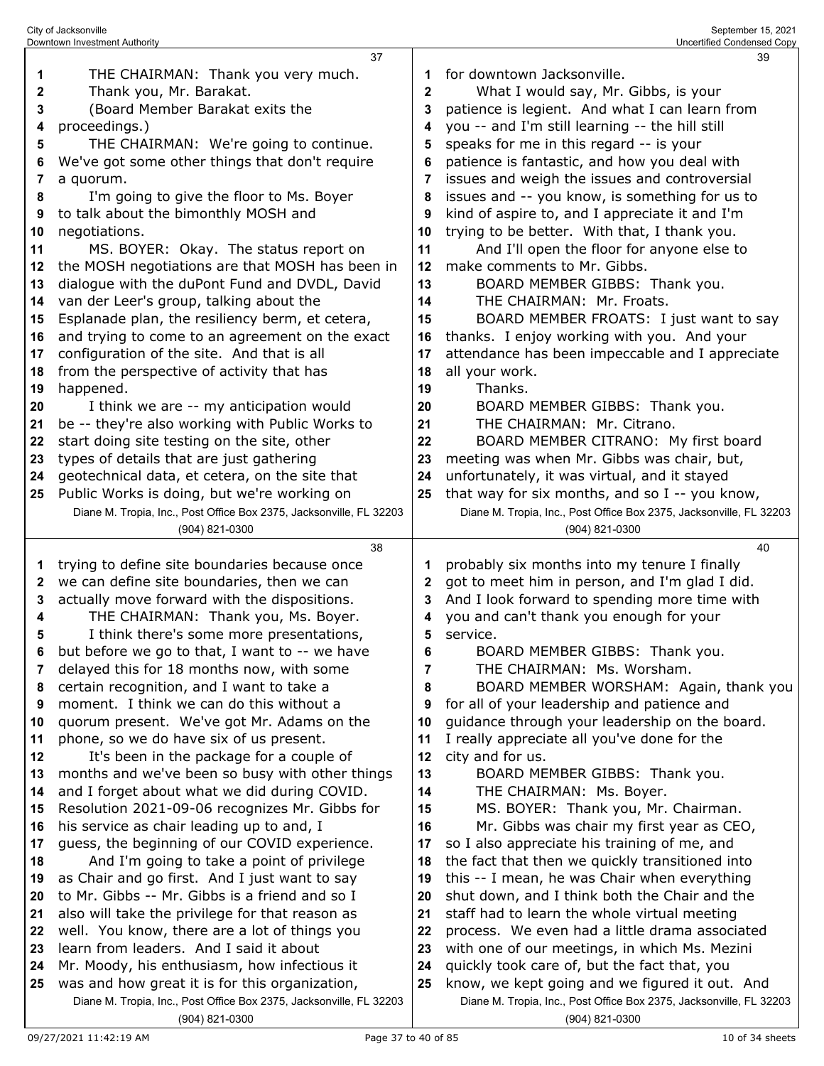THE CHAIRMAN: Thank you very much.

Thank you, Mr. Barakat.

(Board Member Barakat exits the proceedings.)

THE CHAIRMAN: We're going to continue. We've got some other things that don't require a quorum.

I'm going to give the floor to Ms. Boyer to talk about the bimonthly MOSH and negotiations.

MS. BOYER: Okay. The status report on the MOSH negotiations are that MOSH has been in dialogue with the duPont Fund and DVDL, David van der Leer's group, talking about the Esplanade plan, the resiliency berm, et cetera, and trying to come to an agreement on the exact configuration of the site. And that is all from the perspective of activity that has happened.

I think we are -- my anticipation would be -- they're also working with Public Works to start doing site testing on the site, other types of details that are just gathering geotechnical data, et cetera, on the site that Public Works is doing, but we're working on trying to define site boundaries because once we can define site boundaries, then we can actually move forward with the dispositions.

THE CHAIRMAN: Thank you, Ms. Boyer.

I think there's some more presentations, but before we go to that, I want to -- we have delayed this for 18 months now, with some certain recognition, and I want to take a moment. I think we can do this without a quorum present. We've got Mr. Adams on the phone, so we do have six of us present.

It's been in the package for a couple of months and we've been so busy with other things and I forget about what we did during COVID. Resolution 2021-09-06 recognizes Mr. Gibbs for his service as chair leading up to and, I guess, the beginning of our COVID experience.

And I'm going to take a point of privilege as Chair and go first. And I just want to say to Mr. Gibbs -- Mr. Gibbs is a friend and so I also will take the privilege for that reason as well. You know, there are a lot of things you learn from leaders. And I said it about Mr. Moody, his enthusiasm, how infectious it was and how great it is for this organization, for downtown Jacksonville.

What I would say, Mr. Gibbs, is your patience is legient. And what I can learn from you -- and I'm still learning -- the hill still speaks for me in this regard -- is your patience is fantastic, and how you deal with issues and weigh the issues and controversial issues and -- you know, is something for us to kind of aspire to, and I appreciate it and I'm trying to be better. With that, I thank you.

And I'll open the floor for anyone else to make comments to Mr. Gibbs.

BOARD MEMBER GIBBS: Thank you.

THE CHAIRMAN: Mr. Froats.

BOARD MEMBER FROATS: I just want to say thanks. I enjoy working with you. And your attendance has been impeccable and I appreciate all your work.

Thanks.

BOARD MEMBER GIBBS: Thank you.

THE CHAIRMAN: Mr. Citrano.

BOARD MEMBER CITRANO: My first board meeting was when Mr. Gibbs was chair, but, unfortunately, it was virtual, and it stayed that way for six months, and so I -- you know, probably six months into my tenure I finally got to meet him in person, and I'm glad I did. And I look forward to spending more time with you and can't thank you enough for your service.

BOARD MEMBER GIBBS: Thank you.

THE CHAIRMAN: Ms. Worsham.

BOARD MEMBER WORSHAM: Again, thank you for all of your leadership and patience and guidance through your leadership on the board. I really appreciate all you've done for the city and for us.

BOARD MEMBER GIBBS: Thank you.

THE CHAIRMAN: Ms. Boyer.

MS. BOYER: Thank you, Mr. Chairman.

Mr. Gibbs was chair my first year as CEO, so I also appreciate his training of me, and the fact that then we quickly transitioned into this -- I mean, he was Chair when everything shut down, and I think both the Chair and the staff had to learn the whole virtual meeting process. We even had a little drama associated with one of our meetings, in which Ms. Mezini quickly took care of, but the fact that, you know, we kept going and we figured it out. And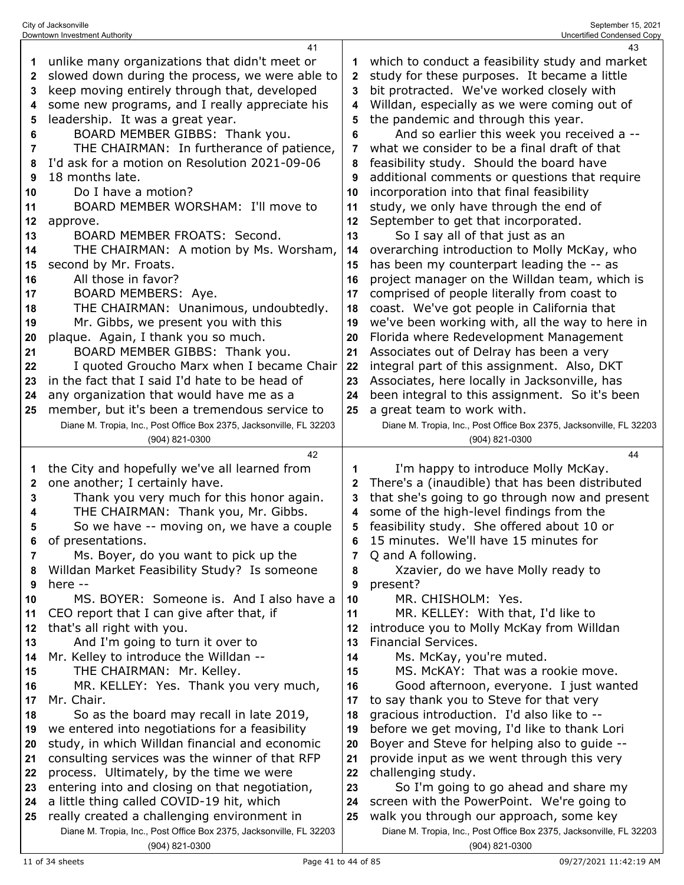unlike many organizations that didn't meet or slowed down during the process, we were able to keep moving entirely through that, developed some new programs, and I really appreciate his leadership. It was a great year.

BOARD MEMBER GIBBS: Thank you.

THE CHAIRMAN: In furtherance of patience, I'd ask for a motion on Resolution 2021-09-06 18 months late.

Do I have a motion?

BOARD MEMBER WORSHAM: I'll move to approve.

BOARD MEMBER FROATS: Second.

THE CHAIRMAN: A motion by Ms. Worsham, second by Mr. Froats.

All those in favor?

BOARD MEMBERS: Aye.

THE CHAIRMAN: Unanimous, undoubtedly.

Mr. Gibbs, we present you with this plaque. Again, I thank you so much.

BOARD MEMBER GIBBS: Thank you.

I quoted Groucho Marx when I became Chair in the fact that I said I'd hate to be head of any organization that would have me as a member, but it's been a tremendous service to the City and hopefully we've all learned from one another; I certainly have.

Thank you very much for this honor again.

THE CHAIRMAN: Thank you, Mr. Gibbs.

So we have -- moving on, we have a couple of presentations.

Ms. Boyer, do you want to pick up the Willdan Market Feasibility Study? Is someone here --

MS. BOYER: Someone is. And I also have a CEO report that I can give after that, if that's all right with you.

And I'm going to turn it over to Mr. Kelley to introduce the Willdan --

THE CHAIRMAN: Mr. Kelley.

MR. KELLEY: Yes. Thank you very much, Mr. Chair.

So as the board may recall in late 2019, we entered into negotiations for a feasibility study, in which Willdan financial and economic consulting services was the winner of that RFP process. Ultimately, by the time we were entering into and closing on that negotiation, a little thing called COVID-19 hit, which really created a challenging environment in which to conduct a feasibility study and market study for these purposes. It became a little bit protracted. We've worked closely with Willdan, especially as we were coming out of the pandemic and through this year.

And so earlier this week you received a -- what we consider to be a final draft of that feasibility study. Should the board have additional comments or questions that require incorporation into that final feasibility study, we only have through the end of September to get that incorporated.

So I say all of that just as an overarching introduction to Molly McKay, who has been my counterpart leading the -- as project manager on the Willdan team, which is comprised of people literally from coast to coast. We've got people in California that we've been working with, all the way to here in Florida where Redevelopment Management Associates out of Delray has been a very integral part of this assignment. Also, DKT Associates, here locally in Jacksonville, has been integral to this assignment. So it's been a great team to work with.

I'm happy to introduce Molly McKay. There's a (inaudible) that has been distributed that she's going to go through now and present some of the high-level findings from the feasibility study. She offered about 10 or 15 minutes. We'll have 15 minutes for Q and A following.

Xzavier, do we have Molly ready to present?

MR. CHISHOLM: Yes.

MR. KELLEY: With that, I'd like to introduce you to Molly McKay from Willdan Financial Services.

Ms. McKay, you're muted.

MS. McKAY: That was a rookie move.

Good afternoon, everyone. I just wanted to say thank you to Steve for that very gracious introduction. I'd also like to -- before we get moving, I'd like to thank Lori Boyer and Steve for helping also to guide -- provide input as we went through this very challenging study.

So I'm going to go ahead and share my screen with the PowerPoint. We're going to walk you through our approach, some key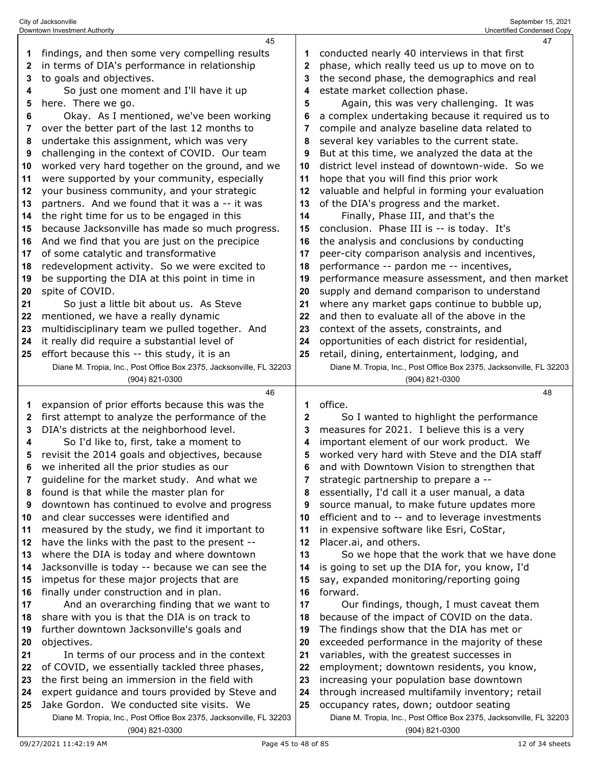findings, and then some very compelling results in terms of DIA's performance in relationship to goals and objectives.

So just one moment and I'll have it up here. There we go.

Okay. As I mentioned, we've been working over the better part of the last 12 months to undertake this assignment, which was very challenging in the context of COVID. Our team worked very hard together on the ground, and we were supported by your community, especially your business community, and your strategic partners. And we found that it was a -- it was the right time for us to be engaged in this because Jacksonville has made so much progress. And we find that you are just on the precipice of some catalytic and transformative redevelopment activity. So we were excited to be supporting the DIA at this point in time in spite of COVID.

So just a little bit about us. As Steve mentioned, we have a really dynamic multidisciplinary team we pulled together. And it really did require a substantial level of effort because this -- this study, it is an expansion of prior efforts because this was the first attempt to analyze the performance of the DIA's districts at the neighborhood level.

So I'd like to, first, take a moment to revisit the 2014 goals and objectives, because we inherited all the prior studies as our guideline for the market study. And what we found is that while the master plan for downtown has continued to evolve and progress and clear successes were identified and measured by the study, we find it important to have the links with the past to the present -- where the DIA is today and where downtown Jacksonville is today -- because we can see the impetus for these major projects that are finally under construction and in plan.

And an overarching finding that we want to share with you is that the DIA is on track to further downtown Jacksonville's goals and objectives.

In terms of our process and in the context of COVID, we essentially tackled three phases, the first being an immersion in the field with expert guidance and tours provided by Steve and Jake Gordon. We conducted site visits. We conducted nearly 40 interviews in that first phase, which really teed us up to move on to the second phase, the demographics and real estate market collection phase.

Again, this was very challenging. It was a complex undertaking because it required us to compile and analyze baseline data related to several key variables to the current state. But at this time, we analyzed the data at the district level instead of downtown-wide. So we hope that you will find this prior work valuable and helpful in forming your evaluation of the DIA's progress and the market.

Finally, Phase III, and that's the conclusion. Phase III is -- is today. It's the analysis and conclusions by conducting peer-city comparison analysis and incentives, performance -- pardon me -- incentives, performance measure assessment, and then market supply and demand comparison to understand where any market gaps continue to bubble up, and then to evaluate all of the above in the context of the assets, constraints, and opportunities of each district for residential, retail, dining, entertainment, lodging, and office.

So I wanted to highlight the performance measures for 2021. I believe this is a very important element of our work product. We worked very hard with Steve and the DIA staff and with Downtown Vision to strengthen that strategic partnership to prepare a -- essentially, I'd call it a user manual, a data source manual, to make future updates more efficient and to -- and to leverage investments in expensive software like Esri, CoStar, Placer.ai, and others.

So we hope that the work that we have done is going to set up the DIA for, you know, I'd say, expanded monitoring/reporting going forward.

Our findings, though, I must caveat them because of the impact of COVID on the data. The findings show that the DIA has met or exceeded performance in the majority of these variables, with the greatest successes in employment; downtown residents, you know, increasing your population base downtown through increased multifamily inventory; retail occupancy rates, down; outdoor seating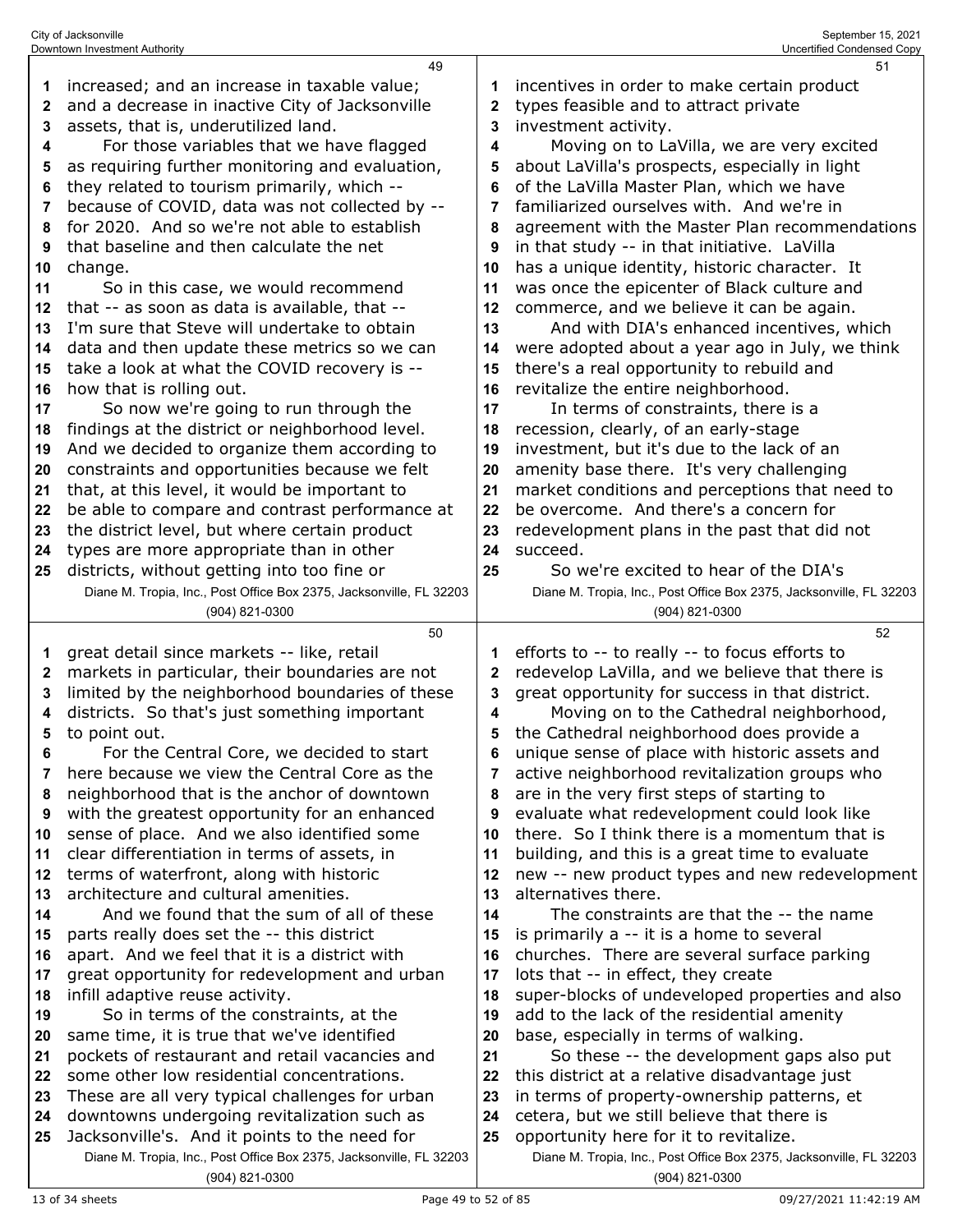increased; and an increase in taxable value; and a decrease in inactive City of Jacksonville assets, that is, underutilized land.

For those variables that we have flagged as requiring further monitoring and evaluation, they related to tourism primarily, which -- because of COVID, data was not collected by -- for 2020. And so we're not able to establish that baseline and then calculate the net change.

So in this case, we would recommend that -- as soon as data is available, that -- I'm sure that Steve will undertake to obtain data and then update these metrics so we can take a look at what the COVID recovery is -- how that is rolling out.

So now we're going to run through the findings at the district or neighborhood level. And we decided to organize them according to constraints and opportunities because we felt that, at this level, it would be important to be able to compare and contrast performance at the district level, but where certain product types are more appropriate than in other districts, without getting into too fine or great detail since markets -- like, retail markets in particular, their boundaries are not limited by the neighborhood boundaries of these districts. So that's just something important to point out.

For the Central Core, we decided to start here because we view the Central Core as the neighborhood that is the anchor of downtown with the greatest opportunity for an enhanced sense of place. And we also identified some clear differentiation in terms of assets, in terms of waterfront, along with historic architecture and cultural amenities.

And we found that the sum of all of these parts really does set the -- this district apart. And we feel that it is a district with great opportunity for redevelopment and urban infill adaptive reuse activity.

So in terms of the constraints, at the same time, it is true that we've identified pockets of restaurant and retail vacancies and some other low residential concentrations. These are all very typical challenges for urban downtowns undergoing revitalization such as Jacksonville's. And it points to the need for incentives in order to make certain product types feasible and to attract private investment activity.

Moving on to LaVilla, we are very excited about LaVilla's prospects, especially in light of the LaVilla Master Plan, which we have familiarized ourselves with. And we're in agreement with the Master Plan recommendations in that study -- in that initiative. LaVilla has a unique identity, historic character. It was once the epicenter of Black culture and commerce, and we believe it can be again.

And with DIA's enhanced incentives, which were adopted about a year ago in July, we think there's a real opportunity to rebuild and revitalize the entire neighborhood.

In terms of constraints, there is a recession, clearly, of an early-stage investment, but it's due to the lack of an amenity base there. It's very challenging market conditions and perceptions that need to be overcome. And there's a concern for redevelopment plans in the past that did not succeed.

So we're excited to hear of the DIA's efforts to -- to really -- to focus efforts to redevelop LaVilla, and we believe that there is great opportunity for success in that district.

Moving on to the Cathedral neighborhood, the Cathedral neighborhood does provide a unique sense of place with historic assets and active neighborhood revitalization groups who are in the very first steps of starting to evaluate what redevelopment could look like there. So I think there is a momentum that is building, and this is a great time to evaluate new -- new product types and new redevelopment alternatives there.

The constraints are that the -- the name is primarily a -- it is a home to several churches. There are several surface parking lots that -- in effect, they create super-blocks of undeveloped properties and also add to the lack of the residential amenity base, especially in terms of walking.

So these -- the development gaps also put this district at a relative disadvantage just in terms of property-ownership patterns, et cetera, but we still believe that there is opportunity here for it to revitalize.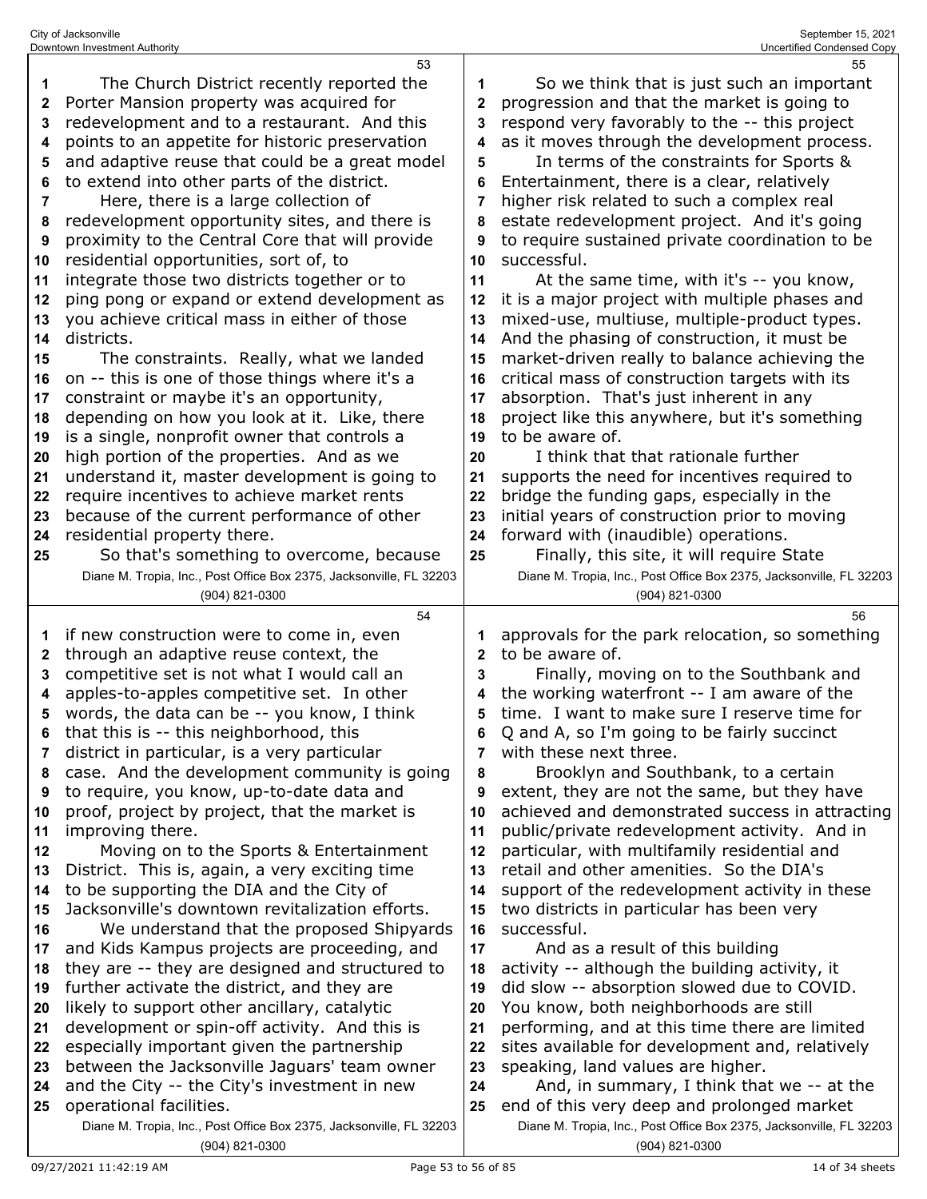The Church District recently reported the Porter Mansion property was acquired for redevelopment and to a restaurant. And this points to an appetite for historic preservation and adaptive reuse that could be a great model to extend into other parts of the district.

Here, there is a large collection of redevelopment opportunity sites, and there is proximity to the Central Core that will provide residential opportunities, sort of, to integrate those two districts together or to ping pong or expand or extend development as you achieve critical mass in either of those districts.

The constraints. Really, what we landed on -- this is one of those things where it's a constraint or maybe it's an opportunity, depending on how you look at it. Like, there is a single, nonprofit owner that controls a high portion of the properties. And as we understand it, master development is going to require incentives to achieve market rents because of the current performance of other residential property there.

So that's something to overcome, because if new construction were to come in, even through an adaptive reuse context, the competitive set is not what I would call an apples-to-apples competitive set. In other words, the data can be -- you know, I think that this is -- this neighborhood, this district in particular, is a very particular case. And the development community is going to require, you know, up-to-date data and proof, project by project, that the market is improving there.

Moving on to the Sports & Entertainment District. This is, again, a very exciting time to be supporting the DIA and the City of Jacksonville's downtown revitalization efforts.

We understand that the proposed Shipyards and Kids Kampus projects are proceeding, and they are -- they are designed and structured to further activate the district, and they are likely to support other ancillary, catalytic development or spin-off activity. And this is especially important given the partnership between the Jacksonville Jaguars' team owner and the City -- the City's investment in new operational facilities.

So we think that is just such an important progression and that the market is going to respond very favorably to the -- this project as it moves through the development process.

In terms of the constraints for Sports & Entertainment, there is a clear, relatively higher risk related to such a complex real estate redevelopment project. And it's going to require sustained private coordination to be successful.

At the same time, with it's -- you know, it is a major project with multiple phases and mixed-use, multiuse, multiple-product types. And the phasing of construction, it must be market-driven really to balance achieving the critical mass of construction targets with its absorption. That's just inherent in any project like this anywhere, but it's something to be aware of.

I think that that rationale further supports the need for incentives required to bridge the funding gaps, especially in the initial years of construction prior to moving forward with (inaudible) operations.

Finally, this site, it will require State approvals for the park relocation, so something to be aware of.

Finally, moving on to the Southbank and the working waterfront -- I am aware of the time. I want to make sure I reserve time for Q and A, so I'm going to be fairly succinct with these next three.

Brooklyn and Southbank, to a certain extent, they are not the same, but they have achieved and demonstrated success in attracting public/private redevelopment activity. And in particular, with multifamily residential and retail and other amenities. So the DIA's support of the redevelopment activity in these two districts in particular has been very successful.

And as a result of this building activity -- although the building activity, it did slow -- absorption slowed due to COVID. You know, both neighborhoods are still performing, and at this time there are limited sites available for development and, relatively speaking, land values are higher.

And, in summary, I think that we -- at the end of this very deep and prolonged market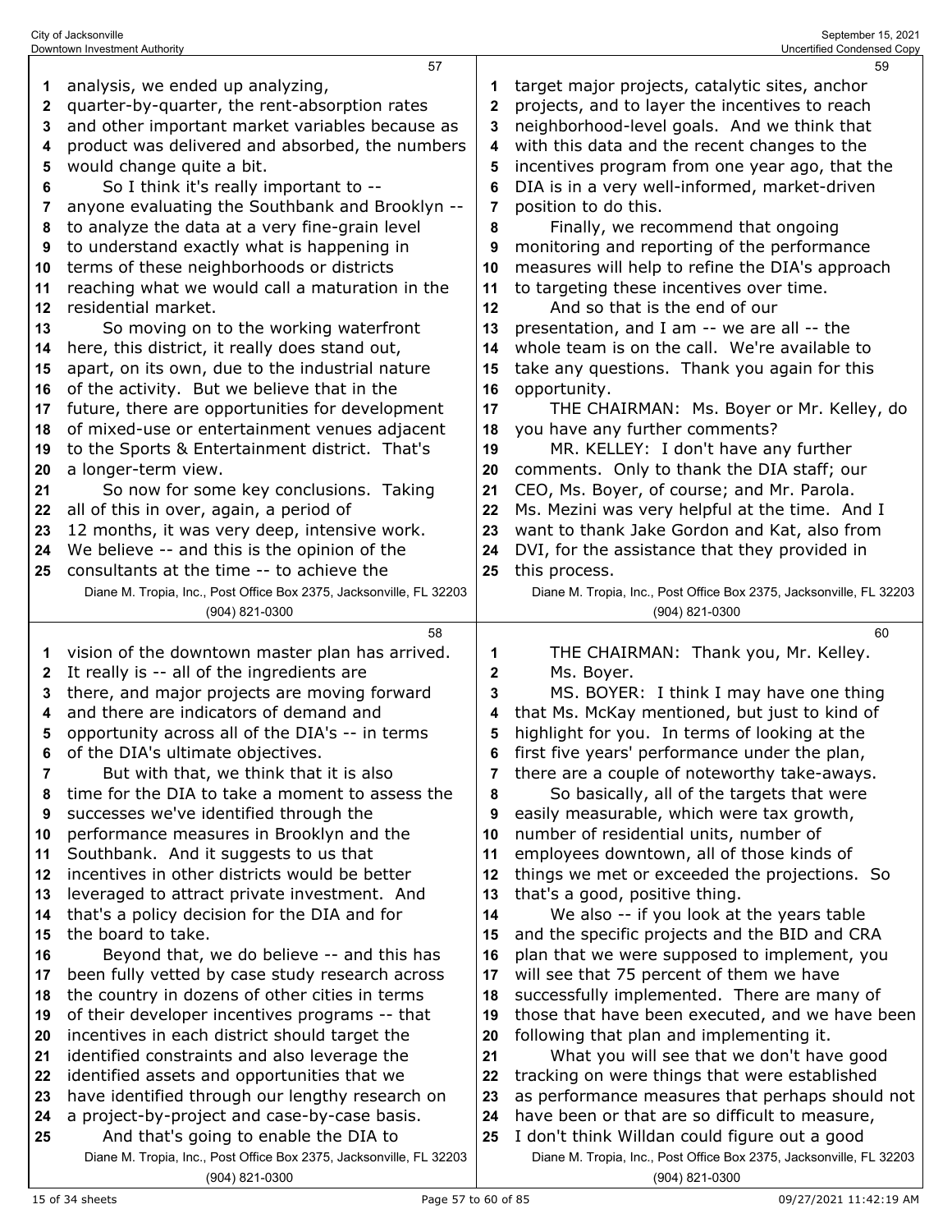analysis, we ended up analyzing, quarter-by-quarter, the rent-absorption rates and other important market variables because as product was delivered and absorbed, the numbers would change quite a bit.

So I think it's really important to -- anyone evaluating the Southbank and Brooklyn -- to analyze the data at a very fine-grain level to understand exactly what is happening in terms of these neighborhoods or districts reaching what we would call a maturation in the residential market.

So moving on to the working waterfront here, this district, it really does stand out, apart, on its own, due to the industrial nature of the activity. But we believe that in the future, there are opportunities for development of mixed-use or entertainment venues adjacent to the Sports & Entertainment district. That's a longer-term view.

So now for some key conclusions. Taking all of this in over, again, a period of 12 months, it was very deep, intensive work. We believe -- and this is the opinion of the consultants at the time -- to achieve the vision of the downtown master plan has arrived. It really is -- all of the ingredients are there, and major projects are moving forward and there are indicators of demand and opportunity across all of the DIA's -- in terms of the DIA's ultimate objectives.

But with that, we think that it is also time for the DIA to take a moment to assess the successes we've identified through the performance measures in Brooklyn and the Southbank. And it suggests to us that incentives in other districts would be better leveraged to attract private investment. And that's a policy decision for the DIA and for the board to take.

Beyond that, we do believe -- and this has been fully vetted by case study research across the country in dozens of other cities in terms of their developer incentives programs -- that incentives in each district should target the identified constraints and also leverage the identified assets and opportunities that we have identified through our lengthy research on a project-by-project and case-by-case basis.

And that's going to enable the DIA to target major projects, catalytic sites, anchor projects, and to layer the incentives to reach neighborhood-level goals. And we think that with this data and the recent changes to the incentives program from one year ago, that the DIA is in a very well-informed, market-driven position to do this.

Finally, we recommend that ongoing monitoring and reporting of the performance measures will help to refine the DIA's approach to targeting these incentives over time.

And so that is the end of our presentation, and I am -- we are all -- the whole team is on the call. We're available to take any questions. Thank you again for this opportunity.

THE CHAIRMAN: Ms. Boyer or Mr. Kelley, do you have any further comments?

MR. KELLEY: I don't have any further comments. Only to thank the DIA staff; our CEO, Ms. Boyer, of course; and Mr. Parola. Ms. Mezini was very helpful at the time. And I want to thank Jake Gordon and Kat, also from DVI, for the assistance that they provided in this process.

THE CHAIRMAN: Thank you, Mr. Kelley. Ms. Boyer.

MS. BOYER: I think I may have one thing that Ms. McKay mentioned, but just to kind of highlight for you. In terms of looking at the first five years' performance under the plan, there are a couple of noteworthy take-aways.

So basically, all of the targets that were easily measurable, which were tax growth, number of residential units, number of employees downtown, all of those kinds of things we met or exceeded the projections. So that's a good, positive thing.

We also -- if you look at the years table and the specific projects and the BID and CRA plan that we were supposed to implement, you will see that 75 percent of them we have successfully implemented. There are many of those that have been executed, and we have been following that plan and implementing it.

What you will see that we don't have good tracking on were things that were established as performance measures that perhaps should not have been or that are so difficult to measure, I don't think Willdan could figure out a good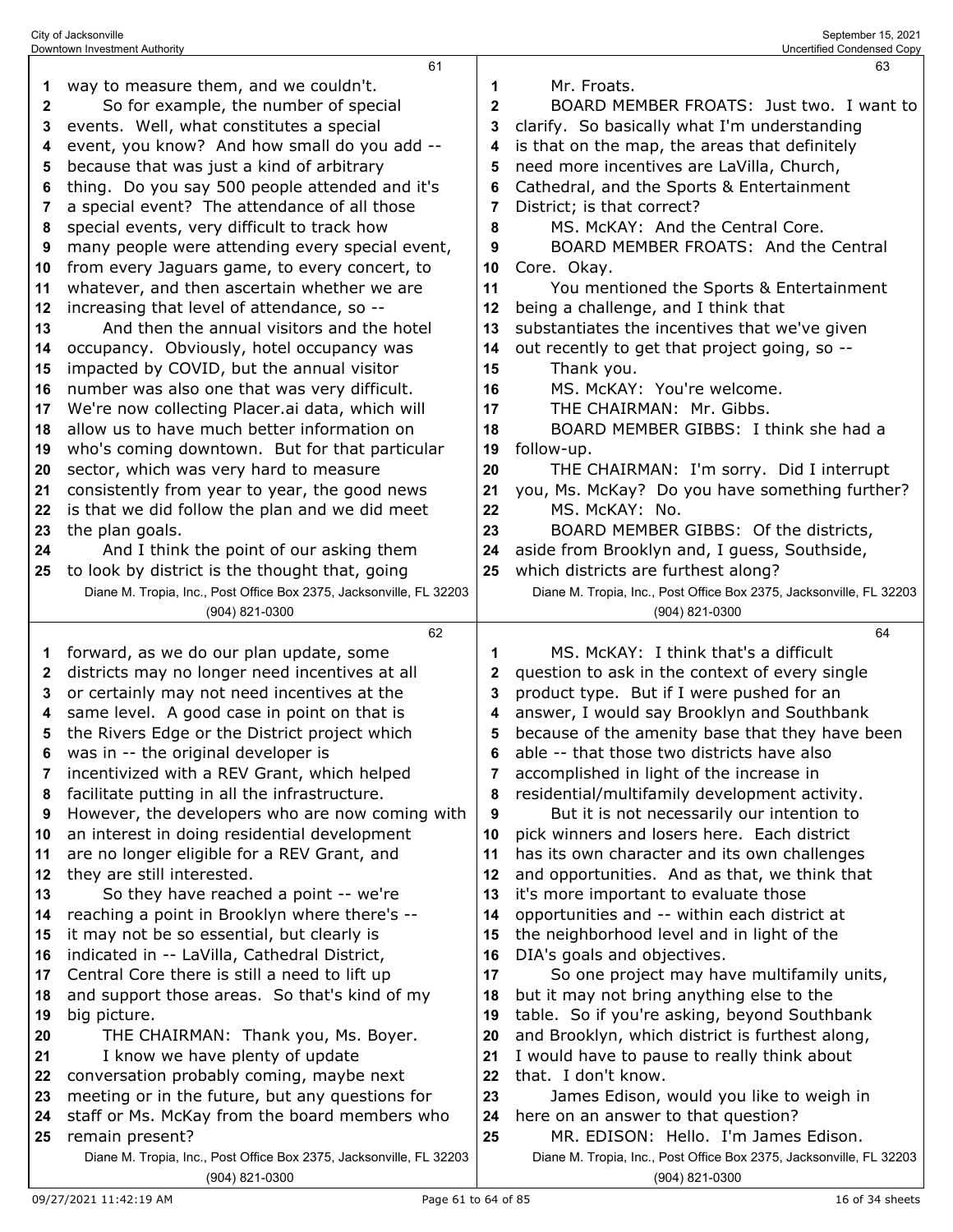way to measure them, and we couldn't.

So for example, the number of special events. Well, what constitutes a special event, you know? And how small do you add -- because that was just a kind of arbitrary thing. Do you say 500 people attended and it's a special event? The attendance of all those special events, very difficult to track how many people were attending every special event, from every Jaguars game, to every concert, to whatever, and then ascertain whether we are increasing that level of attendance, so --

And then the annual visitors and the hotel occupancy. Obviously, hotel occupancy was impacted by COVID, but the annual visitor number was also one that was very difficult. We're now collecting Placer.ai data, which will allow us to have much better information on who's coming downtown. But for that particular sector, which was very hard to measure consistently from year to year, the good news is that we did follow the plan and we did meet the plan goals.

And I think the point of our asking them to look by district is the thought that, going forward, as we do our plan update, some districts may no longer need incentives at all or certainly may not need incentives at the same level. A good case in point on that is the Rivers Edge or the District project which was in -- the original developer is incentivized with a REV Grant, which helped facilitate putting in all the infrastructure. However, the developers who are now coming with an interest in doing residential development are no longer eligible for a REV Grant, and they are still interested.

So they have reached a point -- we're reaching a point in Brooklyn where there's -- it may not be so essential, but clearly is indicated in -- LaVilla, Cathedral District, Central Core there is still a need to lift up and support those areas. So that's kind of my big picture.

THE CHAIRMAN: Thank you, Ms. Boyer.

I know we have plenty of update conversation probably coming, maybe next meeting or in the future, but any questions for staff or Ms. McKay from the board members who remain present?

Mr. Froats.

BOARD MEMBER FROATS: Just two. I want to clarify. So basically what I'm understanding is that on the map, the areas that definitely need more incentives are LaVilla, Church, Cathedral, and the Sports & Entertainment District; is that correct?

MS. McKAY: And the Central Core.

BOARD MEMBER FROATS: And the Central Core. Okay.

You mentioned the Sports & Entertainment being a challenge, and I think that substantiates the incentives that we've given out recently to get that project going, so --

Thank you.

MS. McKAY: You're welcome.

THE CHAIRMAN: Mr. Gibbs.

BOARD MEMBER GIBBS: I think she had a follow-up.

THE CHAIRMAN: I'm sorry. Did I interrupt you, Ms. McKay? Do you have something further?

MS. McKAY: No.

BOARD MEMBER GIBBS: Of the districts, aside from Brooklyn and, I guess, Southside, which districts are furthest along?

MS. McKAY: I think that's a difficult question to ask in the context of every single product type. But if I were pushed for an answer, I would say Brooklyn and Southbank because of the amenity base that they have been able -- that those two districts have also accomplished in light of the increase in residential/multifamily development activity.

But it is not necessarily our intention to pick winners and losers here. Each district has its own character and its own challenges and opportunities. And as that, we think that it's more important to evaluate those opportunities and -- within each district at the neighborhood level and in light of the DIA's goals and objectives.

So one project may have multifamily units, but it may not bring anything else to the table. So if you're asking, beyond Southbank and Brooklyn, which district is furthest along, I would have to pause to really think about that. I don't know.

James Edison, would you like to weigh in here on an answer to that question?

MR. EDISON: Hello. I'm James Edison.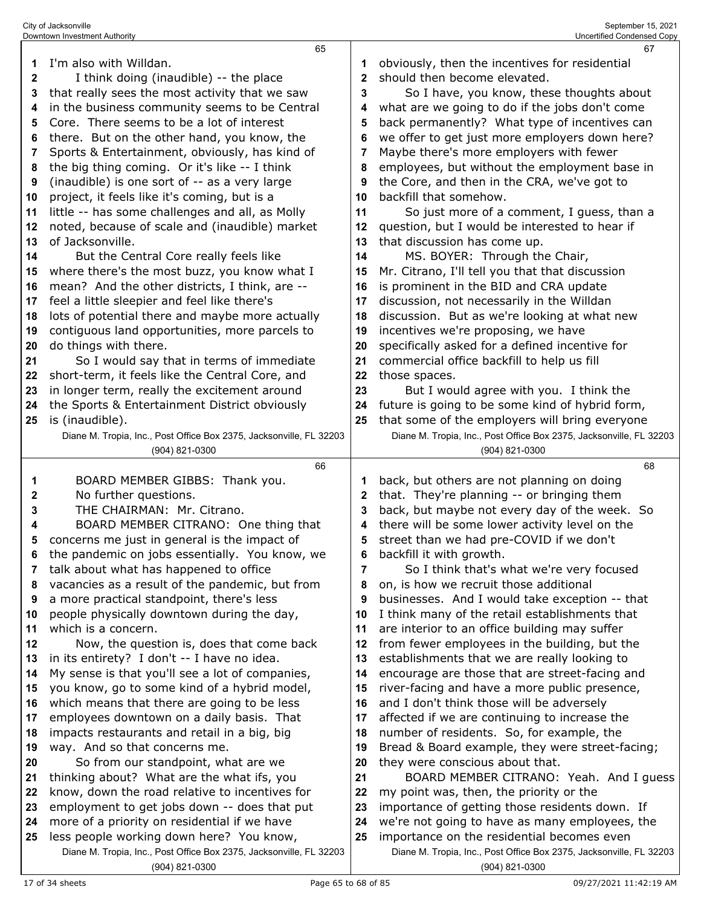I'm also with Willdan.

I think doing (inaudible) -- the place that really sees the most activity that we saw in the business community seems to be Central Core. There seems to be a lot of interest there. But on the other hand, you know, the Sports & Entertainment, obviously, has kind of the big thing coming. Or it's like -- I think (inaudible) is one sort of -- as a very large project, it feels like it's coming, but is a little -- has some challenges and all, as Molly noted, because of scale and (inaudible) market of Jacksonville.

But the Central Core really feels like where there's the most buzz, you know what I mean? And the other districts, I think, are -- feel a little sleepier and feel like there's lots of potential there and maybe more actually contiguous land opportunities, more parcels to do things with there.

So I would say that in terms of immediate short-term, it feels like the Central Core, and in longer term, really the excitement around the Sports & Entertainment District obviously is (inaudible).

BOARD MEMBER GIBBS: Thank you. No further questions.

THE CHAIRMAN: Mr. Citrano.

BOARD MEMBER CITRANO: One thing that concerns me just in general is the impact of the pandemic on jobs essentially. You know, we talk about what has happened to office vacancies as a result of the pandemic, but from a more practical standpoint, there's less people physically downtown during the day, which is a concern.

Now, the question is, does that come back in its entirety? I don't -- I have no idea. My sense is that you'll see a lot of companies, you know, go to some kind of a hybrid model, which means that there are going to be less employees downtown on a daily basis. That impacts restaurants and retail in a big, big way. And so that concerns me.

So from our standpoint, what are we thinking about? What are the what ifs, you know, down the road relative to incentives for employment to get jobs down -- does that put more of a priority on residential if we have less people working down here? You know, obviously, then the incentives for residential should then become elevated.

So I have, you know, these thoughts about what are we going to do if the jobs don't come back permanently? What type of incentives can we offer to get just more employers down here? Maybe there's more employers with fewer employees, but without the employment base in the Core, and then in the CRA, we've got to backfill that somehow.

So just more of a comment, I guess, than a question, but I would be interested to hear if that discussion has come up.

MS. BOYER: Through the Chair, Mr. Citrano, I'll tell you that that discussion is prominent in the BID and CRA update discussion, not necessarily in the Willdan discussion. But as we're looking at what new incentives we're proposing, we have specifically asked for a defined incentive for commercial office backfill to help us fill those spaces.

But I would agree with you. I think the future is going to be some kind of hybrid form, that some of the employers will bring everyone back, but others are not planning on doing that. They're planning -- or bringing them back, but maybe not every day of the week. So there will be some lower activity level on the street than we had pre-COVID if we don't backfill it with growth.

So I think that's what we're very focused on, is how we recruit those additional businesses. And I would take exception -- that I think many of the retail establishments that are interior to an office building may suffer from fewer employees in the building, but the establishments that we are really looking to encourage are those that are street-facing and river-facing and have a more public presence, and I don't think those will be adversely affected if we are continuing to increase the number of residents. So, for example, the Bread & Board example, they were street-facing; they were conscious about that.

BOARD MEMBER CITRANO: Yeah. And I guess my point was, then, the priority or the importance of getting those residents down. If we're not going to have as many employees, the importance on the residential becomes even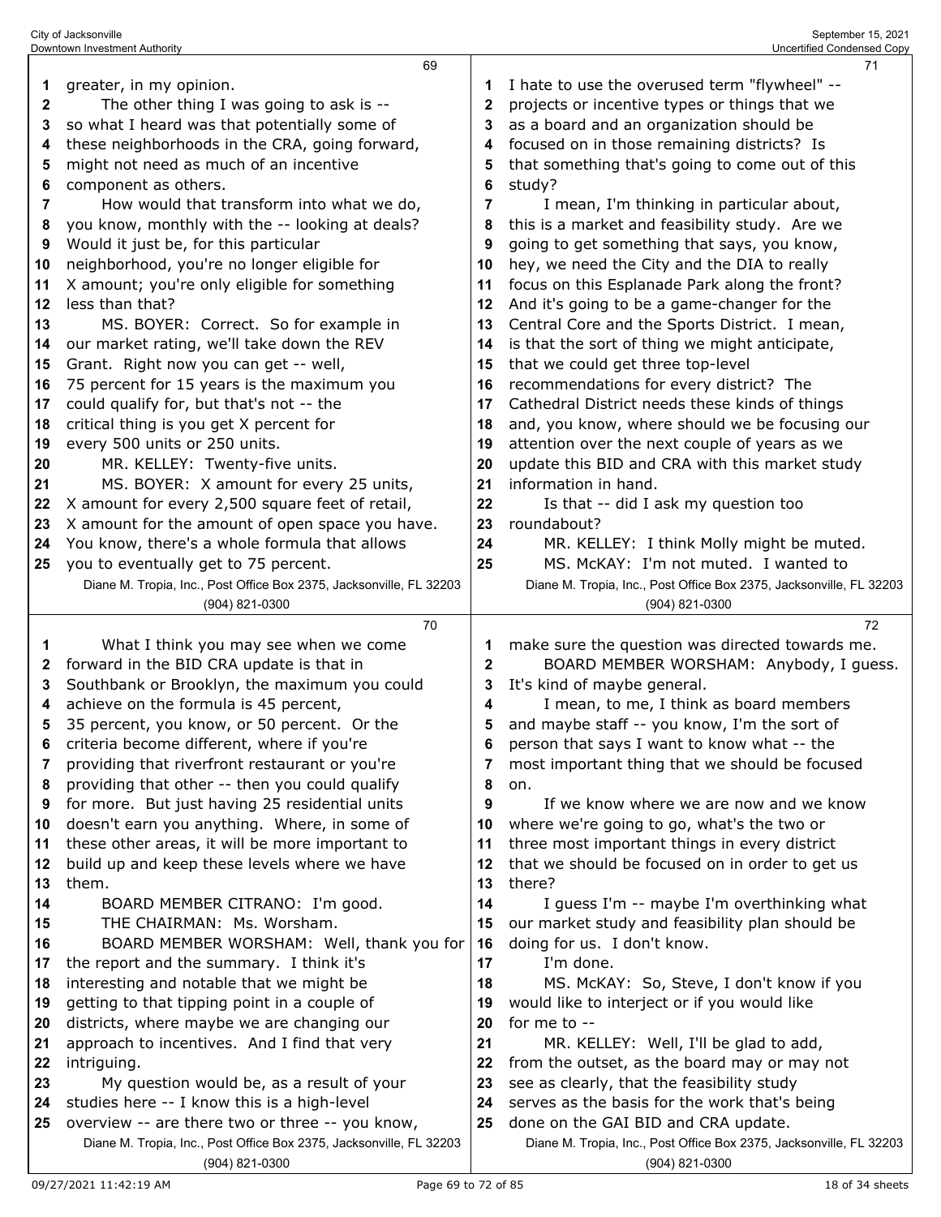greater, in my opinion.

The other thing I was going to ask is -- so what I heard was that potentially some of these neighborhoods in the CRA, going forward, might not need as much of an incentive component as others.

How would that transform into what we do, you know, monthly with the -- looking at deals? Would it just be, for this particular neighborhood, you're no longer eligible for X amount; you're only eligible for something less than that?

MS. BOYER: Correct. So for example in our market rating, we'll take down the REV Grant. Right now you can get -- well, 75 percent for 15 years is the maximum you could qualify for, but that's not -- the critical thing is you get X percent for every 500 units or 250 units.

MR. KELLEY: Twenty-five units.

MS. BOYER: X amount for every 25 units, X amount for every 2,500 square feet of retail, X amount for the amount of open space you have. You know, there's a whole formula that allows you to eventually get to 75 percent.

What I think you may see when we come forward in the BID CRA update is that in Southbank or Brooklyn, the maximum you could achieve on the formula is 45 percent, 35 percent, you know, or 50 percent. Or the criteria become different, where if you're providing that riverfront restaurant or you're providing that other -- then you could qualify for more. But just having 25 residential units doesn't earn you anything. Where, in some of these other areas, it will be more important to build up and keep these levels where we have them.

BOARD MEMBER CITRANO: I'm good.

THE CHAIRMAN: Ms. Worsham.

BOARD MEMBER WORSHAM: Well, thank you for the report and the summary. I think it's interesting and notable that we might be getting to that tipping point in a couple of districts, where maybe we are changing our approach to incentives. And I find that very intriguing.

My question would be, as a result of your studies here -- I know this is a high-level overview -- are there two or three -- you know, I hate to use the overused term "flywheel" -- projects or incentive types or things that we as a board and an organization should be focused on in those remaining districts? Is that something that's going to come out of this study?

I mean, I'm thinking in particular about, this is a market and feasibility study. Are we going to get something that says, you know, hey, we need the City and the DIA to really focus on this Esplanade Park along the front? And it's going to be a game-changer for the Central Core and the Sports District. I mean, is that the sort of thing we might anticipate, that we could get three top-level recommendations for every district? The Cathedral District needs these kinds of things and, you know, where should we be focusing our attention over the next couple of years as we update this BID and CRA with this market study information in hand.

Is that -- did I ask my question too roundabout?

MR. KELLEY: I think Molly might be muted.

MS. McKAY: I'm not muted. I wanted to make sure the question was directed towards me.

BOARD MEMBER WORSHAM: Anybody, I guess. It's kind of maybe general.

I mean, to me, I think as board members and maybe staff -- you know, I'm the sort of person that says I want to know what -- the most important thing that we should be focused on.

If we know where we are now and we know where we're going to go, what's the two or three most important things in every district that we should be focused on in order to get us there?

I guess I'm -- maybe I'm overthinking what our market study and feasibility plan should be doing for us. I don't know.

I'm done.

MS. McKAY: So, Steve, I don't know if you would like to interject or if you would like for me to --

MR. KELLEY: Well, I'll be glad to add, from the outset, as the board may or may not see as clearly, that the feasibility study serves as the basis for the work that's being done on the GAI BID and CRA update.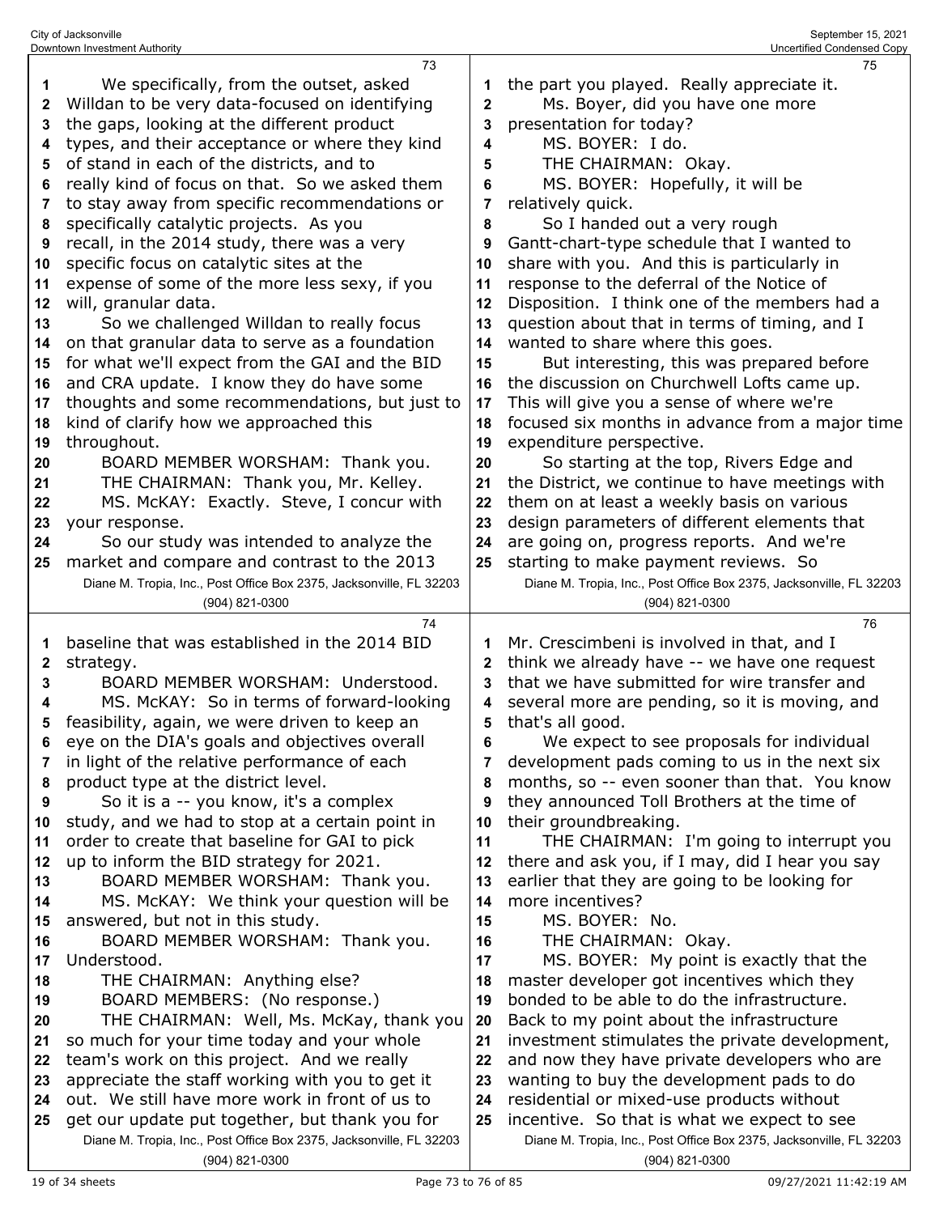73

1 We specifically, from the outset, asked
2 Willdan to be very data-focused on identifying
3 the gaps, looking at the different product
4 types, and their acceptance or where they kind
5 of stand in each of the districts, and to
6 really kind of focus on that. So we asked them
7 to stay away from specific recommendations or
8 specifically catalytic projects. As you
9 recall, in the 2014 study, there was a very
10 specific focus on catalytic sites at the
11 expense of some of the more less sexy, if you
12 will, granular data.
13 So we challenged Willdan to really focus
14 on that granular data to serve as a foundation
15 for what we'll expect from the GAI and the BID
16 and CRA update. I know they do have some
17 thoughts and some recommendations, but just to
18 kind of clarify how we approached this
19 throughout.
20 BOARD MEMBER WORSHAM: Thank you.
21 THE CHAIRMAN: Thank you, Mr. Kelley.
22 MS. McKAY: Exactly. Steve, I concur with
23 your response.
24 So our study was intended to analyze the
25 market and compare and contrast to the 2013

74

1 baseline that was established in the 2014 BID
2 strategy.
3 BOARD MEMBER WORSHAM: Understood.
4 MS. McKAY: So in terms of forward-looking
5 feasibility, again, we were driven to keep an
6 eye on the DIA's goals and objectives overall
7 in light of the relative performance of each
8 product type at the district level.
9 So it is a -- you know, it's a complex
10 study, and we had to stop at a certain point in
11 order to create that baseline for GAI to pick
12 up to inform the BID strategy for 2021.
13 BOARD MEMBER WORSHAM: Thank you.
14 MS. McKAY: We think your question will be
15 answered, but not in this study.
16 BOARD MEMBER WORSHAM: Thank you.
17 Understood.
18 THE CHAIRMAN: Anything else?
19 BOARD MEMBERS: (No response.)
20 THE CHAIRMAN: Well, Ms. McKay, thank you
21 so much for your time today and your whole
22 team's work on this project. And we really
23 appreciate the staff working with you to get it
24 out. We still have more work in front of us to
25 get our update put together, but thank you for

75

1 the part you played. Really appreciate it.
2 Ms. Boyer, did you have one more
3 presentation for today?
4 MS. BOYER: I do.
5 THE CHAIRMAN: Okay.
6 MS. BOYER: Hopefully, it will be
7 relatively quick.
8 So I handed out a very rough
9 Gantt-chart-type schedule that I wanted to
10 share with you. And this is particularly in
11 response to the deferral of the Notice of
12 Disposition. I think one of the members had a
13 question about that in terms of timing, and I
14 wanted to share where this goes.
15 But interesting, this was prepared before
16 the discussion on Churchwell Lofts came up.
17 This will give you a sense of where we're
18 focused six months in advance from a major time
19 expenditure perspective.
20 So starting at the top, Rivers Edge and
21 the District, we continue to have meetings with
22 them on at least a weekly basis on various
23 design parameters of different elements that
24 are going on, progress reports. And we're
25 starting to make payment reviews. So

76

1 Mr. Crescimbeni is involved in that, and I
2 think we already have -- we have one request
3 that we have submitted for wire transfer and
4 several more are pending, so it is moving, and
5 that's all good.
6 We expect to see proposals for individual
7 development pads coming to us in the next six
8 months, so -- even sooner than that. You know
9 they announced Toll Brothers at the time of
10 their groundbreaking.
11 THE CHAIRMAN: I'm going to interrupt you
12 there and ask you, if I may, did I hear you say
13 earlier that they are going to be looking for
14 more incentives?
15 MS. BOYER: No.
16 THE CHAIRMAN: Okay.
17 MS. BOYER: My point is exactly that the
18 master developer got incentives which they
19 bonded to be able to do the infrastructure.
20 Back to my point about the infrastructure
21 investment stimulates the private development,
22 and now they have private developers who are
23 wanting to buy the development pads to do
24 residential or mixed-use products without
25 incentive. So that is what we expect to see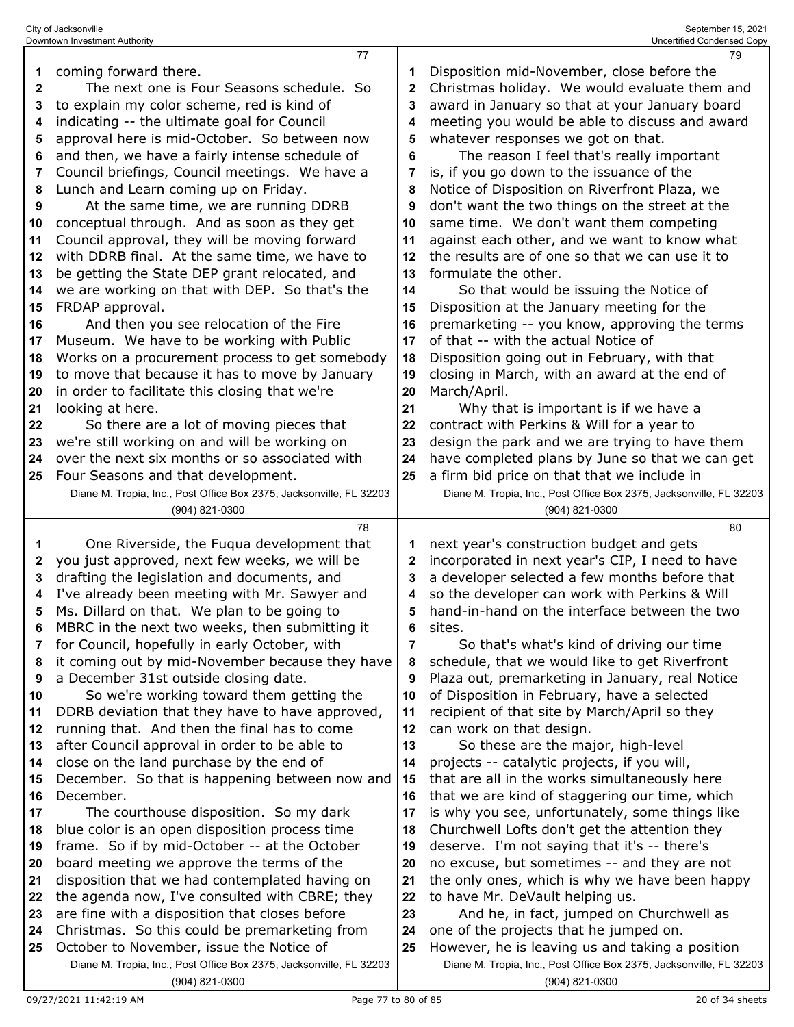coming forward there.

The next one is Four Seasons schedule. So to explain my color scheme, red is kind of indicating -- the ultimate goal for Council approval here is mid-October. So between now and then, we have a fairly intense schedule of Council briefings, Council meetings. We have a Lunch and Learn coming up on Friday.

At the same time, we are running DDRB conceptual through. And as soon as they get Council approval, they will be moving forward with DDRB final. At the same time, we have to be getting the State DEP grant relocated, and we are working on that with DEP. So that's the FRDAP approval.

And then you see relocation of the Fire Museum. We have to be working with Public Works on a procurement process to get somebody to move that because it has to move by January in order to facilitate this closing that we're looking at here.

So there are a lot of moving pieces that we're still working on and will be working on over the next six months or so associated with Four Seasons and that development.

One Riverside, the Fuqua development that you just approved, next few weeks, we will be drafting the legislation and documents, and I've already been meeting with Mr. Sawyer and Ms. Dillard on that. We plan to be going to MBRC in the next two weeks, then submitting it for Council, hopefully in early October, with it coming out by mid-November because they have a December 31st outside closing date.

So we're working toward them getting the DDRB deviation that they have to have approved, running that. And then the final has to come after Council approval in order to be able to close on the land purchase by the end of December. So that is happening between now and December.

The courthouse disposition. So my dark blue color is an open disposition process time frame. So if by mid-October -- at the October board meeting we approve the terms of the disposition that we had contemplated having on the agenda now, I've consulted with CBRE; they are fine with a disposition that closes before Christmas. So this could be premarketing from October to November, issue the Notice of Disposition mid-November, close before the Christmas holiday. We would evaluate them and award in January so that at your January board meeting you would be able to discuss and award whatever responses we got on that.

The reason I feel that's really important is, if you go down to the issuance of the Notice of Disposition on Riverfront Plaza, we don't want the two things on the street at the same time. We don't want them competing against each other, and we want to know what the results are of one so that we can use it to formulate the other.

So that would be issuing the Notice of Disposition at the January meeting for the premarketing -- you know, approving the terms of that -- with the actual Notice of Disposition going out in February, with that closing in March, with an award at the end of March/April.

Why that is important is if we have a contract with Perkins & Will for a year to design the park and we are trying to have them have completed plans by June so that we can get a firm bid price on that that we include in next year's construction budget and gets incorporated in next year's CIP, I need to have a developer selected a few months before that so the developer can work with Perkins & Will hand-in-hand on the interface between the two sites.

So that's what's kind of driving our time schedule, that we would like to get Riverfront Plaza out, premarketing in January, real Notice of Disposition in February, have a selected recipient of that site by March/April so they can work on that design.

So these are the major, high-level projects -- catalytic projects, if you will, that are all in the works simultaneously here that we are kind of staggering our time, which is why you see, unfortunately, some things like Churchwell Lofts don't get the attention they deserve. I'm not saying that it's -- there's no excuse, but sometimes -- and they are not the only ones, which is why we have been happy to have Mr. DeVault helping us.

And he, in fact, jumped on Churchwell as one of the projects that he jumped on. However, he is leaving us and taking a position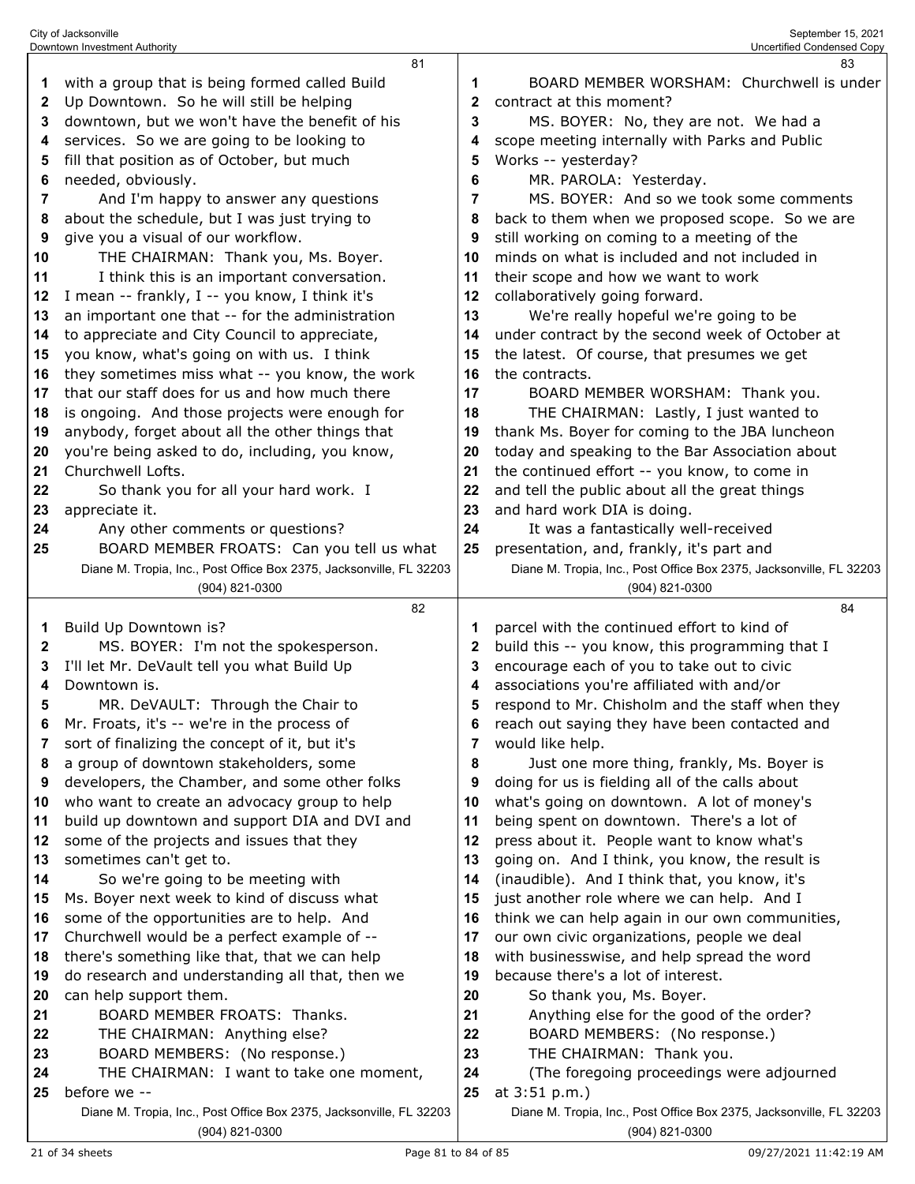with a group that is being formed called Build Up Downtown. So he will still be helping downtown, but we won't have the benefit of his services. So we are going to be looking to fill that position as of October, but much needed, obviously.

And I'm happy to answer any questions about the schedule, but I was just trying to give you a visual of our workflow.

THE CHAIRMAN: Thank you, Ms. Boyer.

I think this is an important conversation. I mean -- frankly, I -- you know, I think it's an important one that -- for the administration to appreciate and City Council to appreciate, you know, what's going on with us. I think they sometimes miss what -- you know, the work that our staff does for us and how much there is ongoing. And those projects were enough for anybody, forget about all the other things that you're being asked to do, including, you know, Churchwell Lofts.

So thank you for all your hard work. I appreciate it.

Any other comments or questions?

BOARD MEMBER FROATS: Can you tell us what Build Up Downtown is?

MS. BOYER: I'm not the spokesperson. I'll let Mr. DeVault tell you what Build Up Downtown is.

MR. DeVAULT: Through the Chair to Mr. Froats, it's -- we're in the process of sort of finalizing the concept of it, but it's a group of downtown stakeholders, some developers, the Chamber, and some other folks who want to create an advocacy group to help build up downtown and support DIA and DVI and some of the projects and issues that they sometimes can't get to.

So we're going to be meeting with Ms. Boyer next week to kind of discuss what some of the opportunities are to help. And Churchwell would be a perfect example of -- there's something like that, that we can help do research and understanding all that, then we can help support them.

BOARD MEMBER FROATS: Thanks.

THE CHAIRMAN: Anything else?

BOARD MEMBERS: (No response.)

THE CHAIRMAN: I want to take one moment, before we --

BOARD MEMBER WORSHAM: Churchwell is under contract at this moment?

MS. BOYER: No, they are not. We had a scope meeting internally with Parks and Public Works -- yesterday?

MR. PAROLA: Yesterday.

MS. BOYER: And so we took some comments back to them when we proposed scope. So we are still working on coming to a meeting of the minds on what is included and not included in their scope and how we want to work collaboratively going forward.

We're really hopeful we're going to be under contract by the second week of October at the latest. Of course, that presumes we get the contracts.

BOARD MEMBER WORSHAM: Thank you.

THE CHAIRMAN: Lastly, I just wanted to thank Ms. Boyer for coming to the JBA luncheon today and speaking to the Bar Association about the continued effort -- you know, to come in and tell the public about all the great things and hard work DIA is doing.

It was a fantastically well-received presentation, and, frankly, it's part and parcel with the continued effort to kind of build this -- you know, this programming that I encourage each of you to take out to civic associations you're affiliated with and/or respond to Mr. Chisholm and the staff when they reach out saying they have been contacted and would like help.

Just one more thing, frankly, Ms. Boyer is doing for us is fielding all of the calls about what's going on downtown. A lot of money's being spent on downtown. There's a lot of press about it. People want to know what's going on. And I think, you know, the result is (inaudible). And I think that, you know, it's just another role where we can help. And I think we can help again in our own communities, our own civic organizations, people we deal with businesswise, and help spread the word because there's a lot of interest.

So thank you, Ms. Boyer.

Anything else for the good of the order?

BOARD MEMBERS: (No response.)

THE CHAIRMAN: Thank you.

(The foregoing proceedings were adjourned at 3:51 p.m.)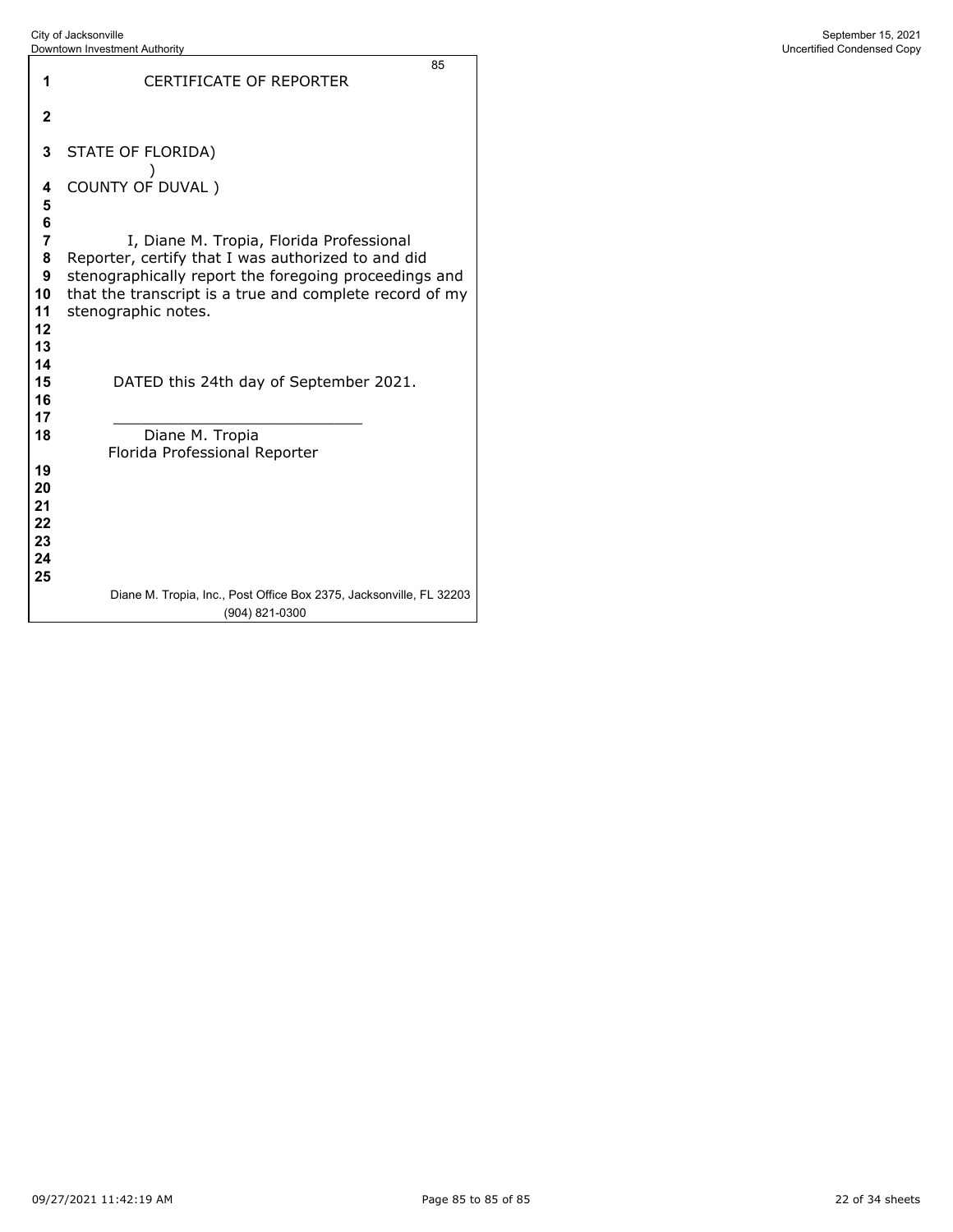# CERTIFICATE OF REPORTER

STATE OF FLORIDA)
)
COUNTY OF DUVAL )

I, Diane M. Tropia, Florida Professional Reporter, certify that I was authorized to and did stenographically report the foregoing proceedings and that the transcript is a true and complete record of my stenographic notes.

DATED this 24th day of September 2021.

\_\_\_\_\_\_\_\_\_\_\_\_\_\_\_\_\_\_\_\_\_\_\_\_\_\_\_\_

Diane M. Tropia
Florida Professional Reporter

Diane M. Tropia, Inc., Post Office Box 2375, Jacksonville, FL 32203
(904) 821-0300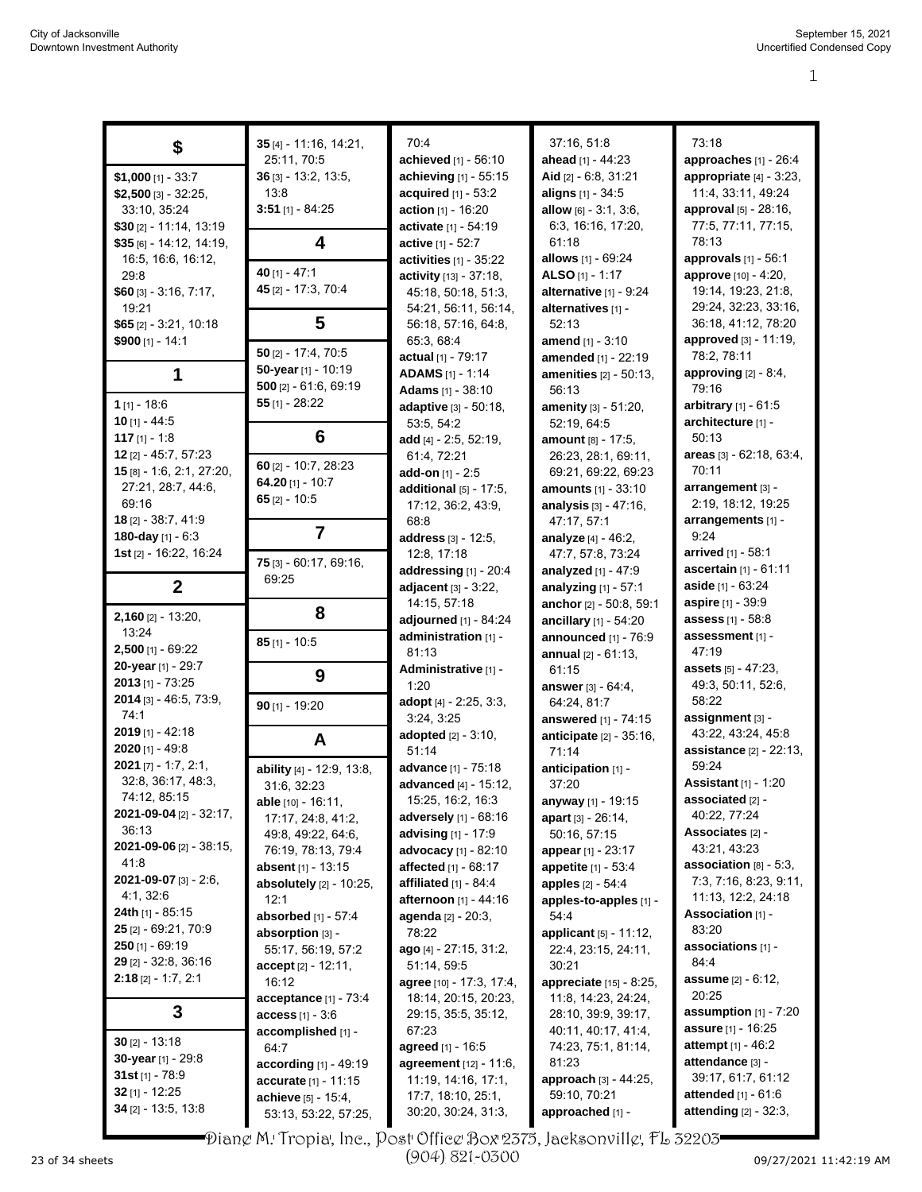## $

**$1,000** [1] - 33:7
**$2,500** [3] - 32:25, 33:10, 35:24
**$30** [2] - 11:14, 13:19
**$35** [6] - 14:12, 14:19, 16:5, 16:6, 16:12, 29:8
**$60** [3] - 3:16, 7:17, 19:21
**$65** [2] - 3:21, 10:18
**$900** [1] - 14:1

## 1

**1** [1] - 18:6
**10** [1] - 44:5
**117** [1] - 1:8
**12** [2] - 45:7, 57:23
**15** [8] - 1:6, 2:1, 27:20, 27:21, 28:7, 44:6, 69:16
**18** [2] - 38:7, 41:9
**180-day** [1] - 6:3
**1st** [2] - 16:22, 16:24

## 2

**2,160** [2] - 13:20, 13:24
**2,500** [1] - 69:22
**20-year** [1] - 29:7
**2013** [1] - 73:25
**2014** [3] - 46:5, 73:9, 74:1
**2019** [1] - 42:18
**2020** [1] - 49:8
**2021** [7] - 1:7, 2:1, 32:8, 36:17, 48:3, 74:12, 85:15
**2021-09-04** [2] - 32:17, 36:13
**2021-09-06** [2] - 38:15, 41:8
**2021-09-07** [3] - 2:6, 4:1, 32:6
**24th** [1] - 85:15
**25** [2] - 69:21, 70:9
**250** [1] - 69:19
**29** [2] - 32:8, 36:16
**2:18** [2] - 1:7, 2:1

## 3

**30** [2] - 13:18
**30-year** [1] - 29:8
**31st** [1] - 78:9
**32** [1] - 12:25
**34** [2] - 13:5, 13:8
**35** [4] - 11:16, 14:21, 25:11, 70:5
**36** [3] - 13:2, 13:5, 13:8
**3:51** [1] - 84:25

## 4

**40** [1] - 47:1
**45** [2] - 17:3, 70:4

## 5

**50** [2] - 17:4, 70:5
**50-year** [1] - 10:19
**500** [2] - 61:6, 69:19
**55** [1] - 28:22

## 6

**60** [2] - 10:7, 28:23
**64.20** [1] - 10:7
**65** [2] - 10:5

## 7

**75** [3] - 60:17, 69:16, 69:25

## 8

**85** [1] - 10:5

## 9

**90** [1] - 19:20

## A

**ability** [4] - 12:9, 13:8, 31:6, 32:23
**able** [10] - 16:11, 17:17, 24:8, 41:2, 49:8, 49:22, 64:6, 76:19, 78:13, 79:4
**absent** [1] - 13:15
**absolutely** [2] - 10:25, 12:1
**absorbed** [1] - 57:4
**absorption** [3] - 55:17, 56:19, 57:2
**accept** [2] - 12:11, 16:12
**acceptance** [1] - 73:4
**access** [1] - 3:6
**accomplished** [1] - 64:7
**according** [1] - 49:19
**accurate** [1] - 11:15
**achieve** [5] - 15:4, 53:13, 53:22, 57:25, 70:4
**achieved** [1] - 56:10
**achieving** [1] - 55:15
**acquired** [1] - 53:2
**action** [1] - 16:20
**activate** [1] - 54:19
**active** [1] - 52:7
**activities** [1] - 35:22
**activity** [13] - 37:18, 45:18, 50:18, 51:3, 54:21, 56:11, 56:14, 56:18, 57:16, 64:8, 65:3, 68:4
**actual** [1] - 79:17
**ADAMS** [1] - 1:14
**Adams** [1] - 38:10
**adaptive** [3] - 50:18, 53:5, 54:2
**add** [4] - 2:5, 52:19, 61:4, 72:21
**add-on** [1] - 2:5
**additional** [5] - 17:5, 17:12, 36:2, 43:9, 68:8
**address** [3] - 12:5, 12:8, 17:18
**addressing** [1] - 20:4
**adjacent** [3] - 3:22, 14:15, 57:18
**adjourned** [1] - 84:24
**administration** [1] - 81:13
**Administrative** [1] - 1:20
**adopt** [4] - 2:25, 3:3, 3:24, 3:25
**adopted** [2] - 3:10, 51:14
**advance** [1] - 75:18
**advanced** [4] - 15:12, 15:25, 16:2, 16:3
**adversely** [1] - 68:16
**advising** [1] - 17:9
**advocacy** [1] - 82:10
**affected** [1] - 68:17
**affiliated** [1] - 84:4
**afternoon** [1] - 44:16
**agenda** [2] - 20:3, 78:22
**ago** [4] - 27:15, 31:2, 51:14, 59:5
**agree** [10] - 17:3, 17:4, 18:14, 20:15, 20:23, 29:15, 35:5, 35:12, 67:23
**agreed** [1] - 16:5
**agreement** [12] - 11:6, 11:19, 14:16, 17:1, 17:7, 18:10, 25:1, 30:20, 30:24, 31:3, 37:16, 51:8
**ahead** [1] - 44:23
**Aid** [2] - 6:8, 31:21
**aligns** [1] - 34:5
**allow** [6] - 3:1, 3:6, 6:3, 16:16, 17:20, 61:18
**allows** [1] - 69:24
**ALSO** [1] - 1:17
**alternative** [1] - 9:24
**alternatives** [1] - 52:13
**amend** [1] - 3:10
**amended** [1] - 22:19
**amenities** [2] - 50:13, 56:13
**amenity** [3] - 51:20, 52:19, 64:5
**amount** [8] - 17:5, 26:23, 28:1, 69:11, 69:21, 69:22, 69:23
**amounts** [1] - 33:10
**analysis** [3] - 47:16, 47:17, 57:1
**analyze** [4] - 46:2, 47:7, 57:8, 73:24
**analyzed** [1] - 47:9
**analyzing** [1] - 57:1
**anchor** [2] - 50:8, 59:1
**ancillary** [1] - 54:20
**announced** [1] - 76:9
**annual** [2] - 61:13, 61:15
**answer** [3] - 64:4, 64:24, 81:7
**answered** [1] - 74:15
**anticipate** [2] - 35:16, 71:14
**anticipation** [1] - 37:20
**anyway** [1] - 19:15
**apart** [3] - 26:14, 50:16, 57:15
**appear** [1] - 23:17
**appetite** [1] - 53:4
**apples** [2] - 54:4
**apples-to-apples** [1] - 54:4
**applicant** [5] - 11:12, 22:4, 23:15, 24:11, 30:21
**appreciate** [15] - 8:25, 11:8, 14:23, 24:24, 28:10, 39:9, 39:17, 40:11, 40:17, 41:4, 74:23, 75:1, 81:14, 81:23
**approach** [3] - 44:25, 59:10, 70:21
**approached** [1] - 73:18
**approaches** [1] - 26:4
**appropriate** [4] - 3:23, 11:4, 33:11, 49:24
**approval** [5] - 28:16, 77:5, 77:11, 77:15, 78:13
**approvals** [1] - 56:1
**approve** [10] - 4:20, 19:14, 19:23, 21:8, 29:24, 32:23, 33:16, 36:18, 41:12, 78:20
**approved** [3] - 11:19, 78:2, 78:11
**approving** [2] - 8:4, 79:16
**arbitrary** [1] - 61:5
**architecture** [1] - 50:13
**areas** [3] - 62:18, 63:4, 70:11
**arrangement** [3] - 2:19, 18:12, 19:25
**arrangements** [1] - 9:24
**arrived** [1] - 58:1
**ascertain** [1] - 61:11
**aside** [1] - 63:24
**aspire** [1] - 39:9
**assess** [1] - 58:8
**assessment** [1] - 47:19
**assets** [5] - 47:23, 49:3, 50:11, 52:6, 58:22
**assignment** [3] - 43:22, 43:24, 45:8
**assistance** [2] - 22:13, 59:24
**Assistant** [1] - 1:20
**associated** [2] - 40:22, 77:24
**Associates** [2] - 43:21, 43:23
**association** [8] - 5:3, 7:3, 7:16, 8:23, 9:11, 11:13, 12:2, 24:18
**Association** [1] - 83:20
**associations** [1] - 84:4
**assume** [2] - 6:12, 20:25
**assumption** [1] - 7:20
**assure** [1] - 16:25
**attempt** [1] - 46:2
**attendance** [3] - 39:17, 61:7, 61:12
**attended** [1] - 61:6
**attending** [2] - 32:3,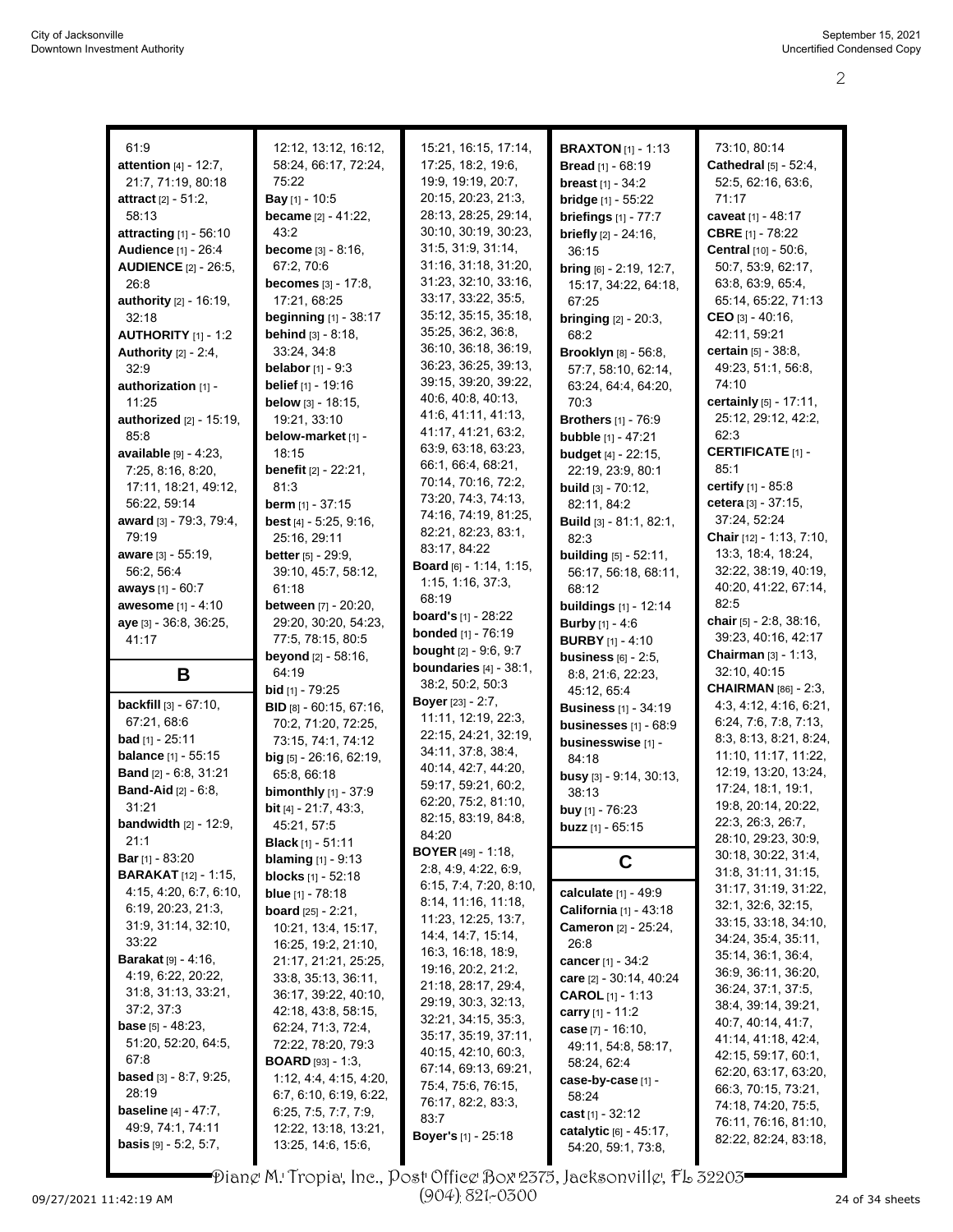61:9
**attention** [4] - 12:7, 21:7, 71:19, 80:18
**attract** [2] - 51:2, 58:13
**attracting** [1] - 56:10
**Audience** [1] - 26:4
**AUDIENCE** [2] - 26:5, 26:8
**authority** [2] - 16:19, 32:18
**AUTHORITY** [1] - 1:2
**Authority** [2] - 2:4, 32:9
**authorization** [1] - 11:25
**authorized** [2] - 15:19, 85:8
**available** [9] - 4:23, 7:25, 8:16, 8:20, 17:11, 18:21, 49:12, 56:22, 59:14
**award** [3] - 79:3, 79:4, 79:19
**aware** [3] - 55:19, 56:2, 56:4
**aways** [1] - 60:7
**awesome** [1] - 4:10
**aye** [3] - 36:8, 36:25, 41:17

## B

**backfill** [3] - 67:10, 67:21, 68:6
**bad** [1] - 25:11
**balance** [1] - 55:15
**Band** [2] - 6:8, 31:21
**Band-Aid** [2] - 6:8, 31:21
**bandwidth** [2] - 12:9, 21:1
**Bar** [1] - 83:20
**BARAKAT** [12] - 1:15, 4:15, 4:20, 6:7, 6:10, 6:19, 20:23, 21:3, 31:9, 31:14, 32:10, 33:22
**Barakat** [9] - 4:16, 4:19, 6:22, 20:22, 31:8, 31:13, 33:21, 37:2, 37:3
**base** [5] - 48:23, 51:20, 52:20, 64:5, 67:8
**based** [3] - 8:7, 9:25, 28:19
**baseline** [4] - 47:7, 49:9, 74:1, 74:11
**basis** [9] - 5:2, 5:7, 12:12, 13:12, 16:12, 58:24, 66:17, 72:24, 75:22
**Bay** [1] - 10:5
**became** [2] - 41:22, 43:2
**become** [3] - 8:16, 67:2, 70:6
**becomes** [3] - 17:8, 17:21, 68:25
**beginning** [1] - 38:17
**behind** [3] - 8:18, 33:24, 34:8
**belabor** [1] - 9:3
**belief** [1] - 19:16
**below** [3] - 18:15, 19:21, 33:10
**below-market** [1] - 18:15
**benefit** [2] - 22:21, 81:3
**berm** [1] - 37:15
**best** [4] - 5:25, 9:16, 25:16, 29:11
**better** [5] - 29:9, 39:10, 45:7, 58:12, 61:18
**between** [7] - 20:20, 29:20, 30:20, 54:23, 77:5, 78:15, 80:5
**beyond** [2] - 58:16, 64:19
**bid** [1] - 79:25
**BID** [8] - 60:15, 67:16, 70:2, 71:20, 72:25, 73:15, 74:1, 74:12
**big** [5] - 26:16, 62:19, 65:8, 66:18
**bimonthly** [1] - 37:9
**bit** [4] - 21:7, 43:3, 45:21, 57:5
**Black** [1] - 51:11
**blaming** [1] - 9:13
**blocks** [1] - 52:18
**blue** [1] - 78:18
**board** [25] - 2:21, 10:21, 13:4, 15:17, 16:25, 19:2, 21:10, 21:17, 21:21, 25:25, 33:8, 35:13, 36:11, 36:17, 39:22, 40:10, 42:18, 43:8, 58:15, 62:24, 71:3, 72:4, 72:22, 78:20, 79:3
**BOARD** [93] - 1:3, 1:12, 4:4, 4:15, 4:20, 6:7, 6:10, 6:19, 6:22, 6:25, 7:5, 7:7, 7:9, 12:22, 13:18, 13:21, 13:25, 14:6, 15:6, 15:21, 16:15, 17:14, 17:25, 18:2, 19:6, 19:9, 19:19, 20:7, 20:15, 20:23, 21:3, 28:13, 28:25, 29:14, 30:10, 30:19, 30:23, 31:5, 31:9, 31:14, 31:16, 31:18, 31:20, 31:23, 32:10, 33:16, 33:17, 33:22, 35:5, 35:12, 35:15, 35:18, 35:25, 36:2, 36:8, 36:10, 36:18, 36:19, 36:23, 36:25, 39:13, 39:15, 39:20, 39:22, 40:6, 40:8, 40:13, 41:6, 41:11, 41:13, 41:17, 41:21, 63:2, 63:9, 63:18, 63:23, 66:1, 66:4, 68:21, 70:14, 70:16, 72:2, 73:20, 74:3, 74:13, 74:16, 74:19, 81:25, 82:21, 82:23, 83:1, 83:17, 84:22
**Board** [6] - 1:14, 1:15, 1:15, 1:16, 37:3, 68:19
**board's** [1] - 28:22
**bonded** [1] - 76:19
**bought** [2] - 9:6, 9:7
**boundaries** [4] - 38:1, 38:2, 50:2, 50:3
**Boyer** [23] - 2:7, 11:11, 12:19, 22:3, 22:15, 24:21, 32:19, 34:11, 37:8, 38:4, 40:14, 42:7, 44:20, 59:17, 59:21, 60:2, 62:20, 75:2, 81:10, 82:15, 83:19, 84:8, 84:20
**BOYER** [49] - 1:18, 2:8, 4:9, 4:22, 6:9, 6:15, 7:4, 7:20, 8:10, 8:14, 11:16, 11:18, 11:23, 12:25, 13:7, 14:4, 14:7, 15:14, 16:3, 16:18, 18:9, 19:16, 20:2, 21:2, 21:18, 28:17, 29:4, 29:19, 30:3, 32:13, 32:21, 34:15, 35:3, 35:17, 35:19, 37:11, 40:15, 42:10, 60:3, 67:14, 69:13, 69:21, 75:4, 75:6, 76:15, 76:17, 82:2, 83:3, 83:7
**Boyer's** [1] - 25:18
**BRAXTON** [1] - 1:13
**Bread** [1] - 68:19
**breast** [1] - 34:2
**bridge** [1] - 55:22
**briefings** [1] - 77:7
**briefly** [2] - 24:16, 36:15
**bring** [6] - 2:19, 12:7, 15:17, 34:22, 64:18, 67:25
**bringing** [2] - 20:3, 68:2
**Brooklyn** [8] - 56:8, 57:7, 58:10, 62:14, 63:24, 64:4, 64:20, 70:3
**Brothers** [1] - 76:9
**bubble** [1] - 47:21
**budget** [4] - 22:15, 22:19, 23:9, 80:1
**build** [3] - 70:12, 82:11, 84:2
**Build** [3] - 81:1, 82:1, 82:3
**building** [5] - 52:11, 56:17, 56:18, 68:11, 68:12
**buildings** [1] - 12:14
**Burby** [1] - 4:6
**BURBY** [1] - 4:10
**business** [6] - 2:5, 8:8, 21:6, 22:23, 45:12, 65:4
**Business** [1] - 34:19
**businesses** [1] - 68:9
**businesswise** [1] - 84:18
**busy** [3] - 9:14, 30:13, 38:13
**buy** [1] - 76:23
**buzz** [1] - 65:15

## C

**calculate** [1] - 49:9
**California** [1] - 43:18
**Cameron** [2] - 25:24, 26:8
**cancer** [1] - 34:2
**care** [2] - 30:14, 40:24
**CAROL** [1] - 1:13
**carry** [1] - 11:2
**case** [7] - 16:10, 49:11, 54:8, 58:17, 58:24, 62:4
**case-by-case** [1] - 58:24
**cast** [1] - 32:12
**catalytic** [6] - 45:17, 54:20, 59:1, 73:8, 73:10, 80:14
**Cathedral** [5] - 52:4, 52:5, 62:16, 63:6, 71:17
**caveat** [1] - 48:17
**CBRE** [1] - 78:22
**Central** [10] - 50:6, 50:7, 53:9, 62:17, 63:8, 63:9, 65:4, 65:14, 65:22, 71:13
**CEO** [3] - 40:16, 42:11, 59:21
**certain** [5] - 38:8, 49:23, 51:1, 56:8, 74:10
**certainly** [5] - 17:11, 25:12, 29:12, 42:2, 62:3
**CERTIFICATE** [1] - 85:1
**certify** [1] - 85:8
**cetera** [3] - 37:15, 37:24, 52:24
**Chair** [12] - 1:13, 7:10, 13:3, 18:4, 18:24, 32:22, 38:19, 40:19, 40:20, 41:22, 67:14, 82:5
**chair** [5] - 2:8, 38:16, 39:23, 40:16, 42:17
**Chairman** [3] - 1:13, 32:10, 40:15
**CHAIRMAN** [86] - 2:3, 4:3, 4:12, 4:16, 6:21, 6:24, 7:6, 7:8, 7:13, 8:3, 8:13, 8:21, 8:24, 11:10, 11:17, 11:22, 12:19, 13:20, 13:24, 17:24, 18:1, 19:1, 19:8, 20:14, 20:22, 22:3, 26:3, 26:7, 28:10, 29:23, 30:9, 30:18, 30:22, 31:4, 31:8, 31:11, 31:15, 31:17, 31:19, 31:22, 32:1, 32:6, 32:15, 33:15, 33:18, 34:10, 34:24, 35:4, 35:11, 35:14, 36:1, 36:4, 36:9, 36:11, 36:20, 36:24, 37:1, 37:5, 38:4, 39:14, 39:21, 40:7, 40:14, 41:7, 41:14, 41:18, 42:4, 42:15, 59:17, 60:1, 62:20, 63:17, 63:20, 66:3, 70:15, 73:21, 74:18, 74:20, 75:5, 76:11, 76:16, 81:10, 82:22, 82:24, 83:18,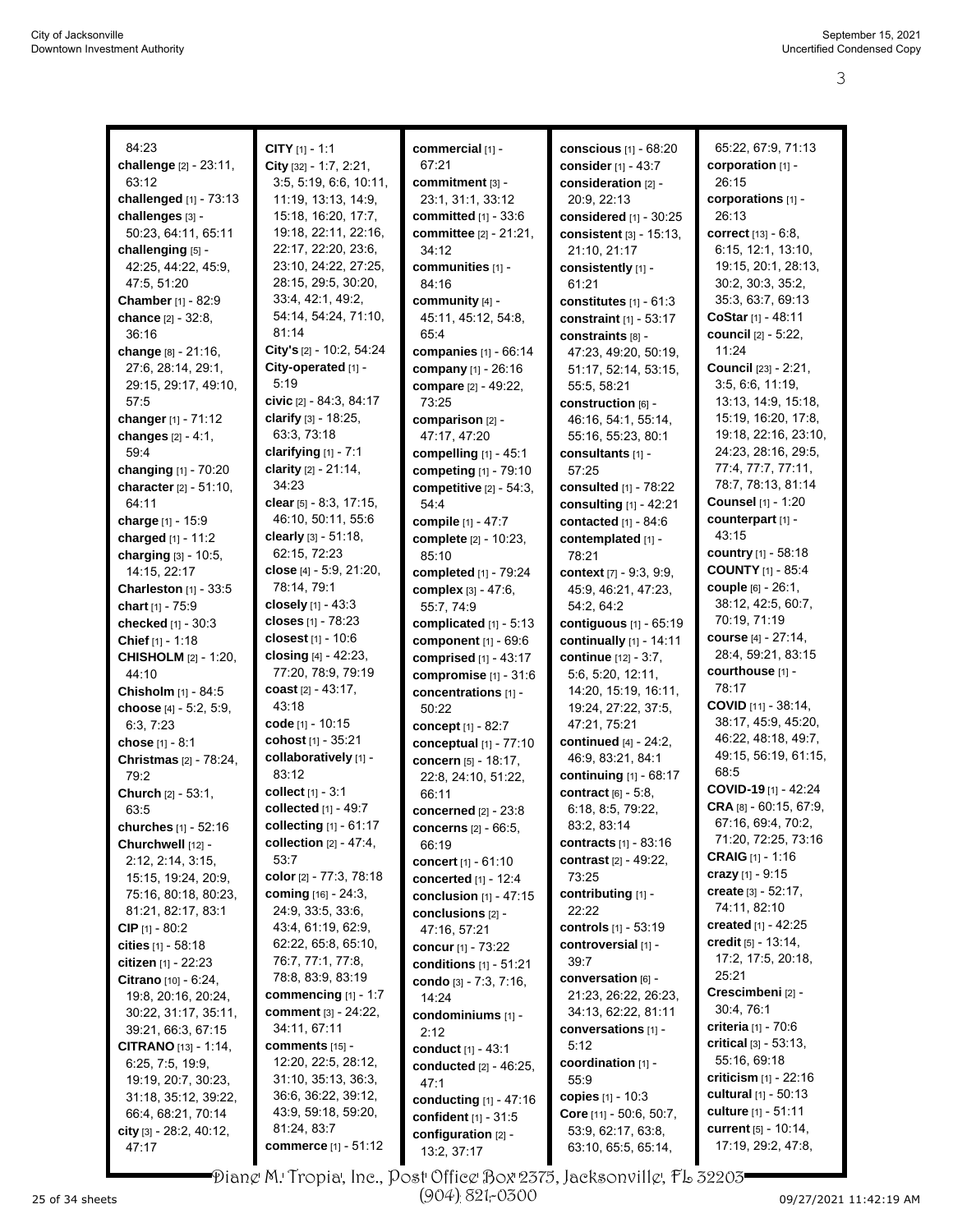84:23
**challenge** [2] - 23:11, 63:12
**challenged** [1] - 73:13
**challenges** [3] - 50:23, 64:11, 65:11
**challenging** [5] - 42:25, 44:22, 45:9, 47:5, 51:20
**Chamber** [1] - 82:9
**chance** [2] - 32:8, 36:16
**change** [8] - 21:16, 27:6, 28:14, 29:1, 29:15, 29:17, 49:10, 57:5
**changer** [1] - 71:12
**changes** [2] - 4:1, 59:4
**changing** [1] - 70:20
**character** [2] - 51:10, 64:11
**charge** [1] - 15:9
**charged** [1] - 11:2
**charging** [3] - 10:5, 14:15, 22:17
**Charleston** [1] - 33:5
**chart** [1] - 75:9
**checked** [1] - 30:3
**Chief** [1] - 1:18
**CHISHOLM** [2] - 1:20, 44:10
**Chisholm** [1] - 84:5
**choose** [4] - 5:2, 5:9, 6:3, 7:23
**chose** [1] - 8:1
**Christmas** [2] - 78:24, 79:2
**Church** [2] - 53:1, 63:5
**churches** [1] - 52:16
**Churchwell** [12] - 2:12, 2:14, 3:15, 15:15, 19:24, 20:9, 75:16, 80:18, 80:23, 81:21, 82:17, 83:1
**CIP** [1] - 80:2
**cities** [1] - 58:18
**citizen** [1] - 22:23
**Citrano** [10] - 6:24, 19:8, 20:16, 20:24, 30:22, 31:17, 35:11, 39:21, 66:3, 67:15
**CITRANO** [13] - 1:14, 6:25, 7:5, 19:9, 19:19, 20:7, 30:23, 31:18, 35:12, 39:22, 66:4, 68:21, 70:14
**city** [3] - 28:2, 40:12, 47:17
**CITY** [1] - 1:1
**City** [32] - 1:7, 2:21, 3:5, 5:19, 6:6, 10:11, 11:19, 13:13, 14:9, 15:18, 16:20, 17:7, 19:18, 22:11, 22:16, 22:17, 22:20, 23:6, 23:10, 24:22, 27:25, 28:15, 29:5, 30:20, 33:4, 42:1, 49:2, 54:14, 54:24, 71:10, 81:14
**City's** [2] - 10:2, 54:24
**City-operated** [1] - 5:19
**civic** [2] - 84:3, 84:17
**clarify** [3] - 18:25, 63:3, 73:18
**clarifying** [1] - 7:1
**clarity** [2] - 21:14, 34:23
**clear** [5] - 8:3, 17:15, 46:10, 50:11, 55:6
**clearly** [3] - 51:18, 62:15, 72:23
**close** [4] - 5:9, 21:20, 78:14, 79:1
**closely** [1] - 43:3
**closes** [1] - 78:23
**closest** [1] - 10:6
**closing** [4] - 42:23, 77:20, 78:9, 79:19
**coast** [2] - 43:17, 43:18
**code** [1] - 10:15
**cohost** [1] - 35:21
**collaboratively** [1] - 83:12
**collect** [1] - 3:1
**collected** [1] - 49:7
**collecting** [1] - 61:17
**collection** [2] - 47:4, 53:7
**color** [2] - 77:3, 78:18
**coming** [16] - 24:3, 24:9, 33:5, 33:6, 43:4, 61:19, 62:9, 62:22, 65:8, 65:10, 76:7, 77:1, 77:8, 78:8, 83:9, 83:19
**commencing** [1] - 1:7
**comment** [3] - 24:22, 34:11, 67:11
**comments** [15] - 12:20, 22:5, 28:12, 31:10, 35:13, 36:3, 36:6, 36:22, 39:12, 43:9, 59:18, 59:20, 81:24, 83:7
**commerce** [1] - 51:12
**commercial** [1] - 67:21
**commitment** [3] - 23:1, 31:1, 33:12
**committed** [1] - 33:6
**committee** [2] - 21:21, 34:12
**communities** [1] - 84:16
**community** [4] - 45:11, 45:12, 54:8, 65:4
**companies** [1] - 66:14
**company** [1] - 26:16
**compare** [2] - 49:22, 73:25
**comparison** [2] - 47:17, 47:20
**compelling** [1] - 45:1
**competing** [1] - 79:10
**competitive** [2] - 54:3, 54:4
**compile** [1] - 47:7
**complete** [2] - 10:23, 85:10
**completed** [1] - 79:24
**complex** [3] - 47:6, 55:7, 74:9
**complicated** [1] - 5:13
**component** [1] - 69:6
**comprised** [1] - 43:17
**compromise** [1] - 31:6
**concentrations** [1] - 50:22
**concept** [1] - 82:7
**conceptual** [1] - 77:10
**concern** [5] - 18:17, 22:8, 24:10, 51:22, 66:11
**concerned** [2] - 23:8
**concerns** [2] - 66:5, 66:19
**concert** [1] - 61:10
**concerted** [1] - 12:4
**conclusion** [1] - 47:15
**conclusions** [2] - 47:16, 57:21
**concur** [1] - 73:22
**conditions** [1] - 51:21
**condo** [3] - 7:3, 7:16, 14:24
**condominiums** [1] - 2:12
**conduct** [1] - 43:1
**conducted** [2] - 46:25, 47:1
**conducting** [1] - 47:16
**confident** [1] - 31:5
**configuration** [2] - 13:2, 37:17
**conscious** [1] - 68:20
**consider** [1] - 43:7
**consideration** [2] - 20:9, 22:13
**considered** [1] - 30:25
**consistent** [3] - 15:13, 21:10, 21:17
**consistently** [1] - 61:21
**constitutes** [1] - 61:3
**constraint** [1] - 53:17
**constraints** [8] - 47:23, 49:20, 50:19, 51:17, 52:14, 53:15, 55:5, 58:21
**construction** [6] - 46:16, 54:1, 55:14, 55:16, 55:23, 80:1
**consultants** [1] - 57:25
**consulted** [1] - 78:22
**consulting** [1] - 42:21
**contacted** [1] - 84:6
**contemplated** [1] - 78:21
**context** [7] - 9:3, 9:9, 45:9, 46:21, 47:23, 54:2, 64:2
**contiguous** [1] - 65:19
**continually** [1] - 14:11
**continue** [12] - 3:7, 5:6, 5:20, 12:11, 14:20, 15:19, 16:11, 19:24, 27:22, 37:5, 47:21, 75:21
**continued** [4] - 24:2, 46:9, 83:21, 84:1
**continuing** [1] - 68:17
**contract** [6] - 5:8, 6:18, 8:5, 79:22, 83:2, 83:14
**contracts** [1] - 83:16
**contrast** [2] - 49:22, 73:25
**contributing** [1] - 22:22
**controls** [1] - 53:19
**controversial** [1] - 39:7
**conversation** [6] - 21:23, 26:22, 26:23, 34:13, 62:22, 81:11
**conversations** [1] - 5:12
**coordination** [1] - 55:9
**copies** [1] - 10:3
**Core** [11] - 50:6, 50:7, 53:9, 62:17, 63:8, 63:10, 65:5, 65:14, 65:22, 67:9, 71:13
**corporation** [1] - 26:15
**corporations** [1] - 26:13
**correct** [13] - 6:8, 6:15, 12:1, 13:10, 19:15, 20:1, 28:13, 30:2, 30:3, 35:2, 35:3, 63:7, 69:13
**CoStar** [1] - 48:11
**council** [2] - 5:22, 11:24
**Council** [23] - 2:21, 3:5, 6:6, 11:19, 13:13, 14:9, 15:18, 15:19, 16:20, 17:8, 19:18, 22:16, 23:10, 24:23, 28:16, 29:5, 77:4, 77:7, 77:11, 78:7, 78:13, 81:14
**Counsel** [1] - 1:20
**counterpart** [1] - 43:15
**country** [1] - 58:18
**COUNTY** [1] - 85:4
**couple** [6] - 26:1, 38:12, 42:5, 60:7, 70:19, 71:19
**course** [4] - 27:14, 28:4, 59:21, 83:15
**courthouse** [1] - 78:17
**COVID** [11] - 38:14, 38:17, 45:9, 45:20, 46:22, 48:18, 49:7, 49:15, 56:19, 61:15, 68:5
**COVID-19** [1] - 42:24
**CRA** [8] - 60:15, 67:9, 67:16, 69:4, 70:2, 71:20, 72:25, 73:16
**CRAIG** [1] - 1:16
**crazy** [1] - 9:15
**create** [3] - 52:17, 74:11, 82:10
**created** [1] - 42:25
**credit** [5] - 13:14, 17:2, 17:5, 20:18, 25:21
**Crescimbeni** [2] - 30:4, 76:1
**criteria** [1] - 70:6
**critical** [3] - 53:13, 55:16, 69:18
**criticism** [1] - 22:16
**cultural** [1] - 50:13
**culture** [1] - 51:11
**current** [5] - 10:14, 17:19, 29:2, 47:8,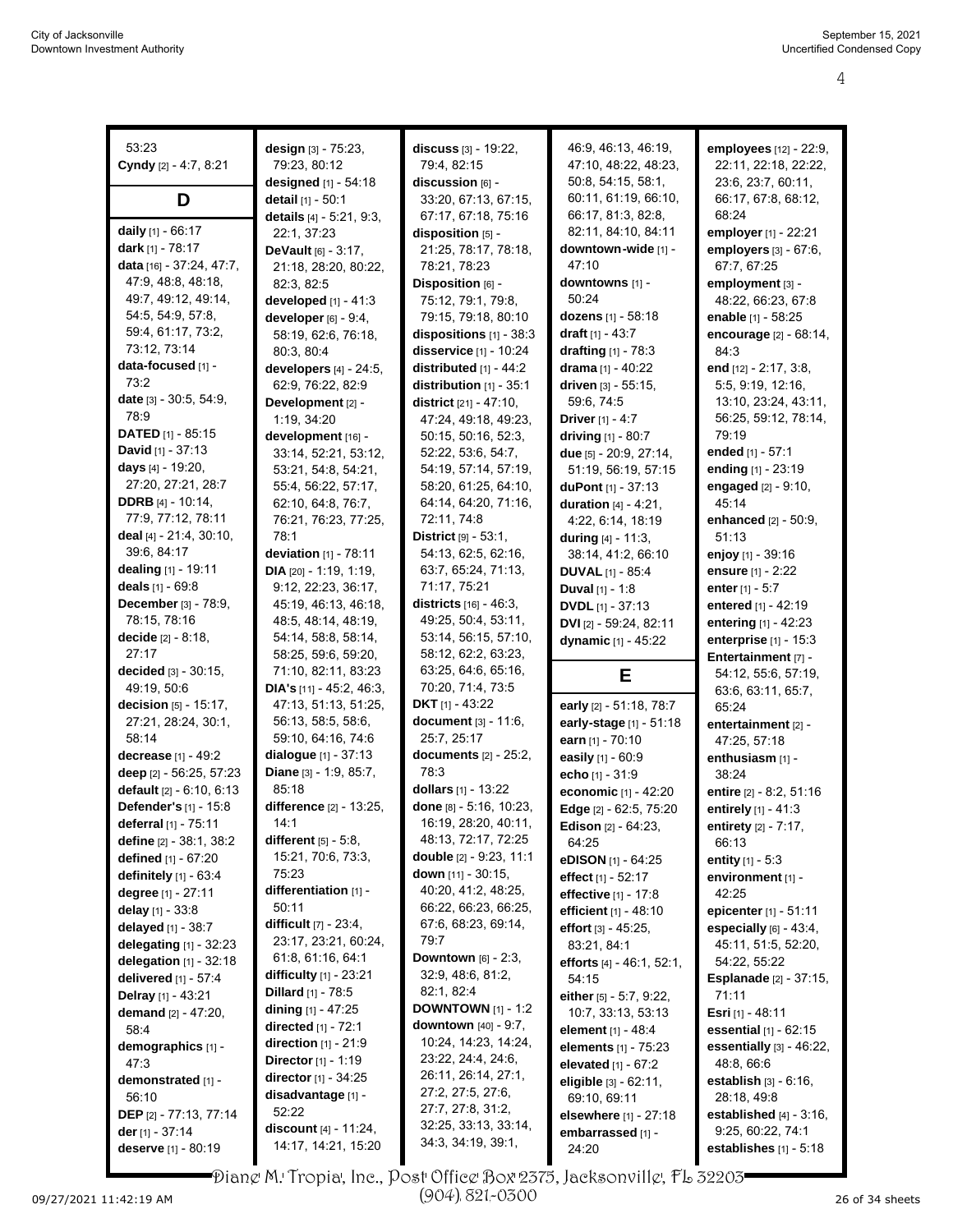53:23
**Cyndy** [2] - 4:7, 8:21

## D

**daily** [1] - 66:17
**dark** [1] - 78:17
**data** [16] - 37:24, 47:7, 47:9, 48:8, 48:18, 49:7, 49:12, 49:14, 54:5, 54:9, 57:8, 59:4, 61:17, 73:2, 73:12, 73:14
**data-focused** [1] - 73:2
**date** [3] - 30:5, 54:9, 78:9
**DATED** [1] - 85:15
**David** [1] - 37:13
**days** [4] - 19:20, 27:20, 27:21, 28:7
**DDRB** [4] - 10:14, 77:9, 77:12, 78:11
**deal** [4] - 21:4, 30:10, 39:6, 84:17
**dealing** [1] - 19:11
**deals** [1] - 69:8
**December** [3] - 78:9, 78:15, 78:16
**decide** [2] - 8:18, 27:17
**decided** [3] - 30:15, 49:19, 50:6
**decision** [5] - 15:17, 27:21, 28:24, 30:1, 58:14
**decrease** [1] - 49:2
**deep** [2] - 56:25, 57:23
**default** [2] - 6:10, 6:13
**Defender's** [1] - 15:8
**deferral** [1] - 75:11
**define** [2] - 38:1, 38:2
**defined** [1] - 67:20
**definitely** [1] - 63:4
**degree** [1] - 27:11
**delay** [1] - 33:8
**delayed** [1] - 38:7
**delegating** [1] - 32:23
**delegation** [1] - 32:18
**delivered** [1] - 57:4
**Delray** [1] - 43:21
**demand** [2] - 47:20, 58:4
**demographics** [1] - 47:3
**demonstrated** [1] - 56:10
**DEP** [2] - 77:13, 77:14
**der** [1] - 37:14
**deserve** [1] - 80:19
**design** [3] - 75:23, 79:23, 80:12
**designed** [1] - 54:18
**detail** [1] - 50:1
**details** [4] - 5:21, 9:3, 22:1, 37:23
**DeVault** [6] - 3:17, 21:18, 28:20, 80:22, 82:3, 82:5
**developed** [1] - 41:3
**developer** [6] - 9:4, 58:19, 62:6, 76:18, 80:3, 80:4
**developers** [4] - 24:5, 62:9, 76:22, 82:9
**Development** [2] - 1:19, 34:20
**development** [16] - 33:14, 52:21, 53:12, 53:21, 54:8, 54:21, 55:4, 56:22, 57:17, 62:10, 64:8, 76:7, 76:21, 76:23, 77:25, 78:1
**deviation** [1] - 78:11
**DIA** [20] - 1:19, 1:19, 9:12, 22:23, 36:17, 45:19, 46:13, 46:18, 48:5, 48:14, 48:19, 54:14, 58:8, 58:14, 58:25, 59:6, 59:20, 71:10, 82:11, 83:23
**DIA's** [11] - 45:2, 46:3, 47:13, 51:13, 51:25, 56:13, 58:5, 58:6, 59:10, 64:16, 74:6
**dialogue** [1] - 37:13
**Diane** [3] - 1:9, 85:7, 85:18
**difference** [2] - 13:25, 14:1
**different** [5] - 5:8, 15:21, 70:6, 73:3, 75:23
**differentiation** [1] - 50:11
**difficult** [7] - 23:4, 23:17, 23:21, 60:24, 61:8, 61:16, 64:1
**difficulty** [1] - 23:21
**Dillard** [1] - 78:5
**dining** [1] - 47:25
**directed** [1] - 72:1
**direction** [1] - 21:9
**Director** [1] - 1:19
**director** [1] - 34:25
**disadvantage** [1] - 52:22
**discount** [4] - 11:24, 14:17, 14:21, 15:20
**discuss** [3] - 19:22, 79:4, 82:15
**discussion** [6] - 33:20, 67:13, 67:15, 67:17, 67:18, 75:16
**disposition** [5] - 21:25, 78:17, 78:18, 78:21, 78:23
**Disposition** [6] - 75:12, 79:1, 79:8, 79:15, 79:18, 80:10
**dispositions** [1] - 38:3
**disservice** [1] - 10:24
**distributed** [1] - 44:2
**distribution** [1] - 35:1
**district** [21] - 47:10, 47:24, 49:18, 49:23, 50:15, 50:16, 52:3, 52:22, 53:6, 54:7, 54:19, 57:14, 57:19, 58:20, 61:25, 64:10, 64:14, 64:20, 71:16, 72:11, 74:8
**District** [9] - 53:1, 54:13, 62:5, 62:16, 63:7, 65:24, 71:13, 71:17, 75:21
**districts** [16] - 46:3, 49:25, 50:4, 53:11, 53:14, 56:15, 57:10, 58:12, 62:2, 63:23, 63:25, 64:6, 65:16, 70:20, 71:4, 73:5
**DKT** [1] - 43:22
**document** [3] - 11:6, 25:7, 25:17
**documents** [2] - 25:2, 78:3
**dollars** [1] - 13:22
**done** [8] - 5:16, 10:23, 16:19, 28:20, 40:11, 48:13, 72:17, 72:25
**double** [2] - 9:23, 11:1
**down** [11] - 30:15, 40:20, 41:2, 48:25, 66:22, 66:23, 66:25, 67:6, 68:23, 69:14, 79:7
**Downtown** [6] - 2:3, 32:9, 48:6, 81:2, 82:1, 82:4
**DOWNTOWN** [1] - 1:2
**downtown** [40] - 9:7, 10:24, 14:23, 14:24, 23:22, 24:4, 24:6, 26:11, 26:14, 27:1, 27:2, 27:5, 27:6, 27:7, 27:8, 31:2, 32:25, 33:13, 33:14, 34:3, 34:19, 39:1, 46:9, 46:13, 46:19, 47:10, 48:22, 48:23, 50:8, 54:15, 58:1, 60:11, 61:19, 66:10, 66:17, 81:3, 82:8, 82:11, 84:10, 84:11
**downtown-wide** [1] - 47:10
**downtowns** [1] - 50:24
**dozens** [1] - 58:18
**draft** [1] - 43:7
**drafting** [1] - 78:3
**drama** [1] - 40:22
**driven** [3] - 55:15, 59:6, 74:5
**Driver** [1] - 4:7
**driving** [1] - 80:7
**due** [5] - 20:9, 27:14, 51:19, 56:19, 57:15
**duPont** [1] - 37:13
**duration** [4] - 4:21, 4:22, 6:14, 18:19
**during** [4] - 11:3, 38:14, 41:2, 66:10
**DUVAL** [1] - 85:4
**Duval** [1] - 1:8
**DVDL** [1] - 37:13
**DVI** [2] - 59:24, 82:11
**dynamic** [1] - 45:22

## E

**early** [2] - 51:18, 78:7
**early-stage** [1] - 51:18
**earn** [1] - 70:10
**easily** [1] - 60:9
**echo** [1] - 31:9
**economic** [1] - 42:20
**Edge** [2] - 62:5, 75:20
**Edison** [2] - 64:23, 64:25
**eDISON** [1] - 64:25
**effect** [1] - 52:17
**effective** [1] - 17:8
**efficient** [1] - 48:10
**effort** [3] - 45:25, 83:21, 84:1
**efforts** [4] - 46:1, 52:1, 54:15
**either** [5] - 5:7, 9:22, 10:7, 33:13, 53:13
**element** [1] - 48:4
**elements** [1] - 75:23
**elevated** [1] - 67:2
**eligible** [3] - 62:11, 69:10, 69:11
**elsewhere** [1] - 27:18
**embarrassed** [1] - 24:20
**employees** [12] - 22:9, 22:11, 22:18, 22:22, 23:6, 23:7, 60:11, 66:17, 67:8, 68:12, 68:24
**employer** [1] - 22:21
**employers** [3] - 67:6, 67:7, 67:25
**employment** [3] - 48:22, 66:23, 67:8
**enable** [1] - 58:25
**encourage** [2] - 68:14, 84:3
**end** [12] - 2:17, 3:8, 5:5, 9:19, 12:16, 13:10, 23:24, 43:11, 56:25, 59:12, 78:14, 79:19
**ended** [1] - 57:1
**ending** [1] - 23:19
**engaged** [2] - 9:10, 45:14
**enhanced** [2] - 50:9, 51:13
**enjoy** [1] - 39:16
**ensure** [1] - 2:22
**enter** [1] - 5:7
**entered** [1] - 42:19
**entering** [1] - 42:23
**enterprise** [1] - 15:3
**Entertainment** [7] - 54:12, 55:6, 57:19, 63:6, 63:11, 65:7, 65:24
**entertainment** [2] - 47:25, 57:18
**enthusiasm** [1] - 38:24
**entire** [2] - 8:2, 51:16
**entirely** [1] - 41:3
**entirety** [2] - 7:17, 66:13
**entity** [1] - 5:3
**environment** [1] - 42:25
**epicenter** [1] - 51:11
**especially** [6] - 43:4, 45:11, 51:5, 52:20, 54:22, 55:22
**Esplanade** [2] - 37:15, 71:11
**Esri** [1] - 48:11
**essential** [1] - 62:15
**essentially** [3] - 46:22, 48:8, 66:6
**establish** [3] - 6:16, 28:18, 49:8
**established** [4] - 3:16, 9:25, 60:22, 74:1
**establishes** [1] - 5:18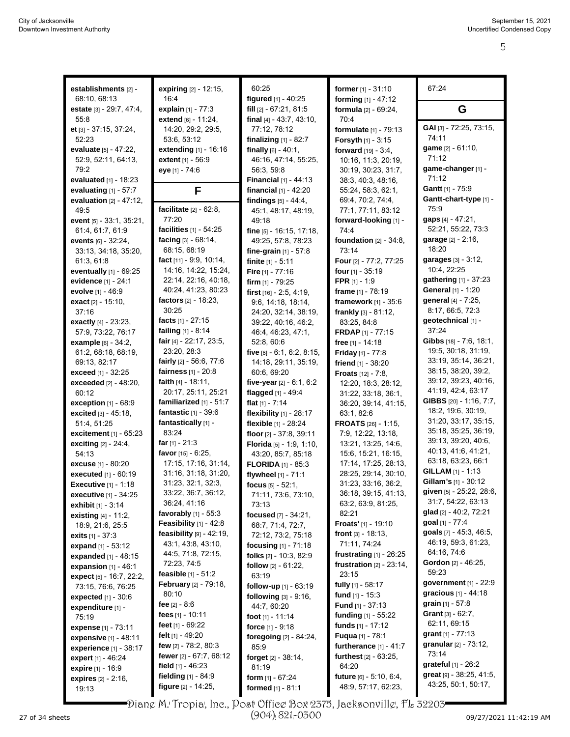**establishments** [2] - 68:10, 68:13
**estate** [3] - 29:7, 47:4, 55:8
**et** [3] - 37:15, 37:24, 52:23
**evaluate** [5] - 47:22, 52:9, 52:11, 64:13, 79:2
**evaluated** [1] - 18:23
**evaluating** [1] - 57:7
**evaluation** [2] - 47:12, 49:5
**event** [5] - 33:1, 35:21, 61:4, 61:7, 61:9
**events** [6] - 32:24, 33:13, 34:18, 35:20, 61:3, 61:8
**eventually** [1] - 69:25
**evidence** [1] - 24:1
**evolve** [1] - 46:9
**exact** [2] - 15:10, 37:16
**exactly** [4] - 23:23, 57:9, 73:22, 76:17
**example** [6] - 34:2, 61:2, 68:18, 68:19, 69:13, 82:17
**exceed** [1] - 32:25
**exceeded** [2] - 48:20, 60:12
**exception** [1] - 68:9
**excited** [3] - 45:18, 51:4, 51:25
**excitement** [1] - 65:23
**exciting** [2] - 24:4, 54:13
**excuse** [1] - 80:20
**executed** [1] - 60:19
**Executive** [1] - 1:18
**executive** [1] - 34:25
**exhibit** [1] - 3:14
**existing** [4] - 11:2, 18:9, 21:6, 25:5
**exits** [1] - 37:3
**expand** [1] - 53:12
**expanded** [1] - 48:15
**expansion** [1] - 46:1
**expect** [5] - 16:7, 22:2, 73:15, 76:6, 76:25
**expected** [1] - 30:6
**expenditure** [1] - 75:19
**expense** [1] - 73:11
**expensive** [1] - 48:11
**experience** [1] - 38:17
**expert** [1] - 46:24
**expire** [1] - 16:9
**expires** [2] - 2:16, 19:13
**expiring** [2] - 12:15, 16:4
**explain** [1] - 77:3
**extend** [6] - 11:24, 14:20, 29:2, 29:5, 53:6, 53:12
**extending** [1] - 16:16
**extent** [1] - 56:9
**eye** [1] - 74:6

## F

**facilitate** [2] - 62:8, 77:20
**facilities** [1] - 54:25
**facing** [3] - 68:14, 68:15, 68:19
**fact** [11] - 9:9, 10:14, 14:16, 14:22, 15:24, 22:14, 22:16, 40:18, 40:24, 41:23, 80:23
**factors** [2] - 18:23, 30:25
**facts** [1] - 27:15
**failing** [1] - 8:14
**fair** [4] - 22:17, 23:5, 23:20, 28:3
**fairly** [2] - 56:6, 77:6
**fairness** [1] - 20:8
**faith** [4] - 18:11, 20:17, 25:11, 25:21
**familiarized** [1] - 51:7
**fantastic** [1] - 39:6
**fantastically** [1] - 83:24
**far** [1] - 21:3
**favor** [15] - 6:25, 17:15, 17:16, 31:14, 31:16, 31:18, 31:20, 31:23, 32:1, 32:3, 33:22, 36:7, 36:12, 36:24, 41:16
**favorably** [1] - 55:3
**Feasibility** [1] - 42:8
**feasibility** [9] - 42:19, 43:1, 43:8, 43:10, 44:5, 71:8, 72:15, 72:23, 74:5
**feasible** [1] - 51:2
**February** [2] - 79:18, 80:10
**fee** [2] - 8:6
**fees** [1] - 10:11
**feet** [1] - 69:22
**felt** [1] - 49:20
**few** [2] - 78:2, 80:3
**fewer** [2] - 67:7, 68:12
**field** [1] - 46:23
**fielding** [1] - 84:9
**figure** [2] - 14:25, 60:25
**figured** [1] - 40:25
**fill** [2] - 67:21, 81:5
**final** [4] - 43:7, 43:10, 77:12, 78:12
**finalizing** [1] - 82:7
**finally** [6] - 40:1, 46:16, 47:14, 55:25, 56:3, 59:8
**Financial** [1] - 44:13
**financial** [1] - 42:20
**findings** [5] - 44:4, 45:1, 48:17, 48:19, 49:18
**fine** [5] - 16:15, 17:18, 49:25, 57:8, 78:23
**fine-grain** [1] - 57:8
**finite** [1] - 5:11
**Fire** [1] - 77:16
**firm** [1] - 79:25
**first** [16] - 2:5, 4:19, 9:6, 14:18, 18:14, 24:20, 32:14, 38:19, 39:22, 40:16, 46:2, 46:4, 46:23, 47:1, 52:8, 60:6
**five** [8] - 6:1, 6:2, 8:15, 14:18, 29:11, 35:19, 60:6, 69:20
**five-year** [2] - 6:1, 6:2
**flagged** [1] - 49:4
**flat** [1] - 7:14
**flexibility** [1] - 28:17
**flexible** [1] - 28:24
**floor** [2] - 37:8, 39:11
**Florida** [5] - 1:9, 1:10, 43:20, 85:7, 85:18
**FLORIDA** [1] - 85:3
**flywheel** [1] - 71:1
**focus** [5] - 52:1, 71:11, 73:6, 73:10, 73:13
**focused** [7] - 34:21, 68:7, 71:4, 72:7, 72:12, 73:2, 75:18
**focusing** [1] - 71:18
**folks** [2] - 10:3, 82:9
**follow** [2] - 61:22, 63:19
**follow-up** [1] - 63:19
**following** [3] - 9:16, 44:7, 60:20
**foot** [1] - 11:14
**force** [1] - 9:18
**foregoing** [2] - 84:24, 85:9
**forget** [2] - 38:14, 81:19
**form** [1] - 67:24
**formed** [1] - 81:1
**former** [1] - 31:10
**forming** [1] - 47:12
**formula** [2] - 69:24, 70:4
**formulate** [1] - 79:13
**Forsyth** [1] - 3:15
**forward** [19] - 3:4, 10:16, 11:3, 20:19, 30:19, 30:23, 31:7, 38:3, 40:3, 48:16, 55:24, 58:3, 62:1, 69:4, 70:2, 74:4, 77:1, 77:11, 83:12
**forward-looking** [1] - 74:4
**foundation** [2] - 34:8, 73:14
**Four** [2] - 77:2, 77:25
**four** [1] - 35:19
**FPR** [1] - 1:9
**frame** [1] - 78:19
**framework** [1] - 35:6
**frankly** [3] - 81:12, 83:25, 84:8
**FRDAP** [1] - 77:15
**free** [1] - 14:18
**Friday** [1] - 77:8
**friend** [1] - 38:20
**Froats** [12] - 7:8, 12:20, 18:3, 28:12, 31:22, 33:18, 36:1, 36:20, 39:14, 41:15, 63:1, 82:6
**FROATS** [26] - 1:15, 7:9, 12:22, 13:18, 13:21, 13:25, 14:6, 15:6, 15:21, 16:15, 17:14, 17:25, 28:13, 28:25, 29:14, 30:10, 31:23, 33:16, 36:2, 36:18, 39:15, 41:13, 63:2, 63:9, 81:25, 82:21
**Froats'** [1] - 19:10
**front** [3] - 18:13, 71:11, 74:24
**frustrating** [1] - 26:25
**frustration** [2] - 23:14, 23:15
**fully** [1] - 58:17
**fund** [1] - 15:3
**Fund** [1] - 37:13
**funding** [1] - 55:22
**funds** [1] - 17:12
**Fuqua** [1] - 78:1
**furtherance** [1] - 41:7
**furthest** [2] - 63:25, 64:20
**future** [6] - 5:10, 6:4, 48:9, 57:17, 62:23, 67:24

## G

**GAI** [3] - 72:25, 73:15, 74:11
**game** [2] - 61:10, 71:12
**game-changer** [1] - 71:12
**Gantt** [1] - 75:9
**Gantt-chart-type** [1] - 75:9
**gaps** [4] - 47:21, 52:21, 55:22, 73:3
**garage** [2] - 2:16, 18:20
**garages** [3] - 3:12, 10:4, 22:25
**gathering** [1] - 37:23
**General** [1] - 1:20
**general** [4] - 7:25, 8:17, 66:5, 72:3
**geotechnical** [1] - 37:24
**Gibbs** [18] - 7:6, 18:1, 19:5, 30:18, 31:19, 33:19, 35:14, 36:21, 38:15, 38:20, 39:2, 39:12, 39:23, 40:16, 41:19, 42:4, 63:17
**GIBBS** [20] - 1:16, 7:7, 18:2, 19:6, 30:19, 31:20, 33:17, 35:15, 35:18, 35:25, 36:19, 39:13, 39:20, 40:6, 40:13, 41:6, 41:21, 63:18, 63:23, 66:1
**GILLAM** [1] - 1:13
**Gillam's** [1] - 30:12
**given** [5] - 25:22, 28:6, 31:7, 54:22, 63:13
**glad** [2] - 40:2, 72:21
**goal** [1] - 77:4
**goals** [7] - 45:3, 46:5, 46:19, 59:3, 61:23, 64:16, 74:6
**Gordon** [2] - 46:25, 59:23
**government** [1] - 22:9
**gracious** [1] - 44:18
**grain** [1] - 57:8
**Grant** [3] - 62:7, 62:11, 69:15
**grant** [1] - 77:13
**granular** [2] - 73:12, 73:14
**grateful** [1] - 26:2
**great** [9] - 38:25, 41:5, 43:25, 50:1, 50:17,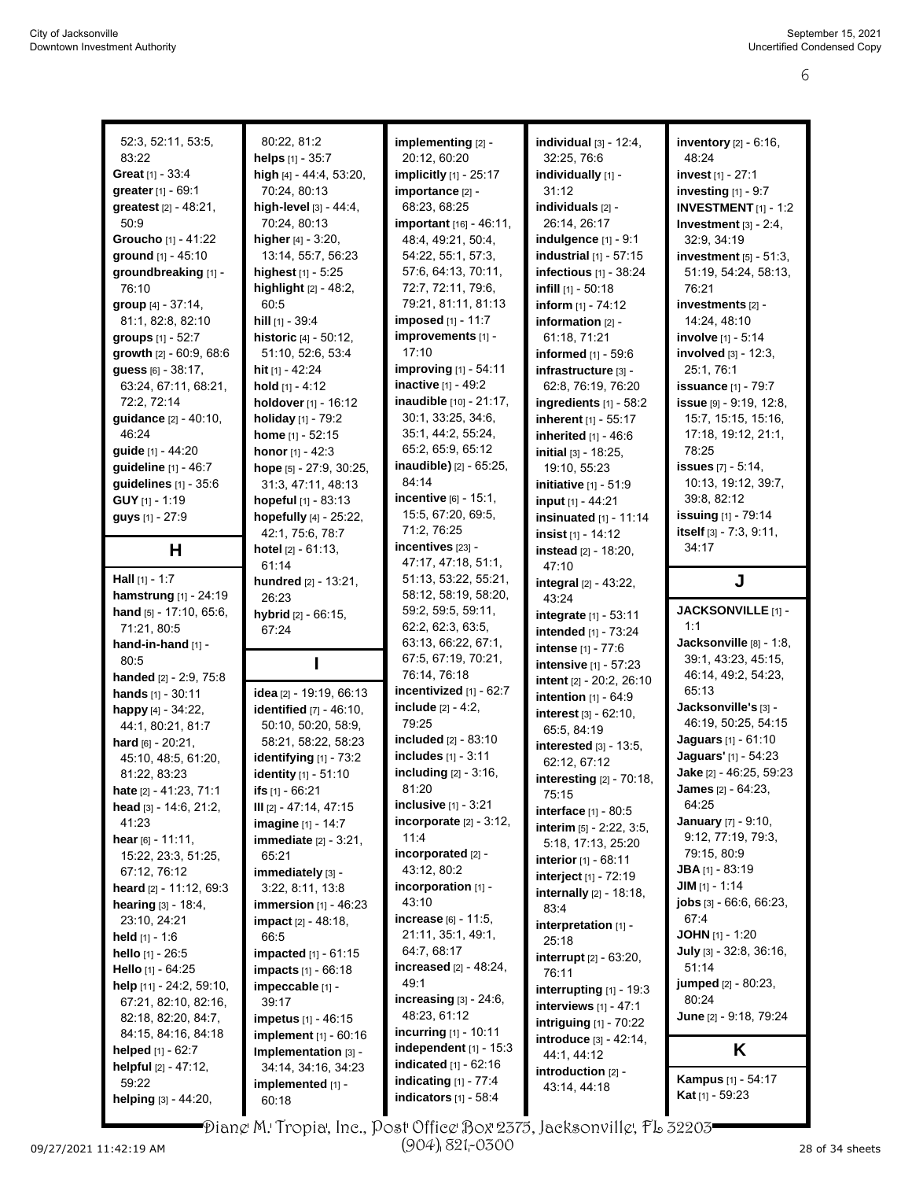52:3, 52:11, 53:5, 83:22
**Great** [1] - 33:4
**greater** [1] - 69:1
**greatest** [2] - 48:21, 50:9
**Groucho** [1] - 41:22
**ground** [1] - 45:10
**groundbreaking** [1] - 76:10
**group** [4] - 37:14, 81:1, 82:8, 82:10
**groups** [1] - 52:7
**growth** [2] - 60:9, 68:6
**guess** [6] - 38:17, 63:24, 67:11, 68:21, 72:2, 72:14
**guidance** [2] - 40:10, 46:24
**guide** [1] - 44:20
**guideline** [1] - 46:7
**guidelines** [1] - 35:6
**GUY** [1] - 1:19
**guys** [1] - 27:9

## H

**Hall** [1] - 1:7
**hamstrung** [1] - 24:19
**hand** [5] - 17:10, 65:6, 71:21, 80:5
**hand-in-hand** [1] - 80:5
**handed** [2] - 2:9, 75:8
**hands** [1] - 30:11
**happy** [4] - 34:22, 44:1, 80:21, 81:7
**hard** [6] - 20:21, 45:10, 48:5, 61:20, 81:22, 83:23
**hate** [2] - 41:23, 71:1
**head** [3] - 14:6, 21:2, 41:23
**hear** [6] - 11:11, 15:22, 23:3, 51:25, 67:12, 76:12
**heard** [2] - 11:12, 69:3
**hearing** [3] - 18:4, 23:10, 24:21
**held** [1] - 1:6
**hello** [1] - 26:5
**Hello** [1] - 64:25
**help** [11] - 24:2, 59:10, 67:21, 82:10, 82:16, 82:18, 82:20, 84:7, 84:15, 84:16, 84:18
**helped** [1] - 62:7
**helpful** [2] - 47:12, 59:22
**helping** [3] - 44:20, 80:22, 81:2
**helps** [1] - 35:7
**high** [4] - 44:4, 53:20, 70:24, 80:13
**high-level** [3] - 44:4, 70:24, 80:13
**higher** [4] - 3:20, 13:14, 55:7, 56:23
**highest** [1] - 5:25
**highlight** [2] - 48:2, 60:5
**hill** [1] - 39:4
**historic** [4] - 50:12, 51:10, 52:6, 53:4
**hit** [1] - 42:24
**hold** [1] - 4:12
**holdover** [1] - 16:12
**holiday** [1] - 79:2
**home** [1] - 52:15
**honor** [1] - 42:3
**hope** [5] - 27:9, 30:25, 31:3, 47:11, 48:13
**hopeful** [1] - 83:13
**hopefully** [4] - 25:22, 42:1, 75:6, 78:7
**hotel** [2] - 61:13, 61:14
**hundred** [2] - 13:21, 26:23
**hybrid** [2] - 66:15, 67:24

## I

**idea** [2] - 19:19, 66:13
**identified** [7] - 46:10, 50:10, 50:20, 58:9, 58:21, 58:22, 58:23
**identifying** [1] - 73:2
**identity** [1] - 51:10
**ifs** [1] - 66:21
**III** [2] - 47:14, 47:15
**imagine** [1] - 14:7
**immediate** [2] - 3:21, 65:21
**immediately** [3] - 3:22, 8:11, 13:8
**immersion** [1] - 46:23
**impact** [2] - 48:18, 66:5
**impacted** [1] - 61:15
**impacts** [1] - 66:18
**impeccable** [1] - 39:17
**impetus** [1] - 46:15
**implement** [1] - 60:16
**Implementation** [3] - 34:14, 34:16, 34:23
**implemented** [1] - 60:18
**implementing** [2] - 20:12, 60:20
**implicitly** [1] - 25:17
**importance** [2] - 68:23, 68:25
**important** [16] - 46:11, 48:4, 49:21, 50:4, 54:22, 55:1, 57:3, 57:6, 64:13, 70:11, 72:7, 72:11, 79:6, 79:21, 81:11, 81:13
**imposed** [1] - 11:7
**improvements** [1] - 17:10
**improving** [1] - 54:11
**inactive** [1] - 49:2
**inaudible** [10] - 21:17, 30:1, 33:25, 34:6, 35:1, 44:2, 55:24, 65:2, 65:9, 65:12
**inaudible)** [2] - 65:25, 84:14
**incentive** [6] - 15:1, 15:5, 67:20, 69:5, 71:2, 76:25
**incentives** [23] - 47:17, 47:18, 51:1, 51:13, 53:22, 55:21, 58:12, 58:19, 58:20, 59:2, 59:5, 59:11, 62:2, 62:3, 63:5, 63:13, 66:22, 67:1, 67:5, 67:19, 70:21, 76:14, 76:18
**incentivized** [1] - 62:7
**include** [2] - 4:2, 79:25
**included** [2] - 83:10
**includes** [1] - 3:11
**including** [2] - 3:16, 81:20
**inclusive** [1] - 3:21
**incorporate** [2] - 3:12, 11:4
**incorporated** [2] - 43:12, 80:2
**incorporation** [1] - 43:10
**increase** [6] - 11:5, 21:11, 35:1, 49:1, 64:7, 68:17
**increased** [2] - 48:24, 49:1
**increasing** [3] - 24:6, 48:23, 61:12
**incurring** [1] - 10:11
**independent** [1] - 15:3
**indicated** [1] - 62:16
**indicating** [1] - 77:4
**indicators** [1] - 58:4
**individual** [3] - 12:4, 32:25, 76:6
**individually** [1] - 31:12
**individuals** [2] - 26:14, 26:17
**indulgence** [1] - 9:1
**industrial** [1] - 57:15
**infectious** [1] - 38:24
**infill** [1] - 50:18
**inform** [1] - 74:12
**information** [2] - 61:18, 71:21
**informed** [1] - 59:6
**infrastructure** [3] - 62:8, 76:19, 76:20
**ingredients** [1] - 58:2
**inherent** [1] - 55:17
**inherited** [1] - 46:6
**initial** [3] - 18:25, 19:10, 55:23
**initiative** [1] - 51:9
**input** [1] - 44:21
**insinuated** [1] - 11:14
**insist** [1] - 14:12
**instead** [2] - 18:20, 47:10
**integral** [2] - 43:22, 43:24
**integrate** [1] - 53:11
**intended** [1] - 73:24
**intense** [1] - 77:6
**intensive** [1] - 57:23
**intent** [2] - 20:2, 26:10
**intention** [1] - 64:9
**interest** [3] - 62:10, 65:5, 84:19
**interested** [3] - 13:5, 62:12, 67:12
**interesting** [2] - 70:18, 75:15
**interface** [1] - 80:5
**interim** [5] - 2:22, 3:5, 5:18, 17:13, 25:20
**interior** [1] - 68:11
**interject** [1] - 72:19
**internally** [2] - 18:18, 83:4
**interpretation** [1] - 25:18
**interrupt** [2] - 63:20, 76:11
**interrupting** [1] - 19:3
**interviews** [1] - 47:1
**intriguing** [1] - 70:22
**introduce** [3] - 42:14, 44:1, 44:12
**introduction** [2] - 43:14, 44:18
**inventory** [2] - 6:16, 48:24
**invest** [1] - 27:1
**investing** [1] - 9:7
**INVESTMENT** [1] - 1:2
**Investment** [3] - 2:4, 32:9, 34:19
**investment** [5] - 51:3, 51:19, 54:24, 58:13, 76:21
**investments** [2] - 14:24, 48:10
**involve** [1] - 5:14
**involved** [3] - 12:3, 25:1, 76:1
**issuance** [1] - 79:7
**issue** [9] - 9:19, 12:8, 15:7, 15:15, 15:16, 17:18, 19:12, 21:1, 78:25
**issues** [7] - 5:14, 10:13, 19:12, 39:7, 39:8, 82:12
**issuing** [1] - 79:14
**itself** [3] - 7:3, 9:11, 34:17

## J

**JACKSONVILLE** [1] - 1:1
**Jacksonville** [8] - 1:8, 39:1, 43:23, 45:15, 46:14, 49:2, 54:23, 65:13
**Jacksonville's** [3] - 46:19, 50:25, 54:15
**Jaguars** [1] - 61:10
**Jaguars'** [1] - 54:23
**Jake** [2] - 46:25, 59:23
**James** [2] - 64:23, 64:25
**January** [7] - 9:10, 9:12, 77:19, 79:3, 79:15, 80:9
**JBA** [1] - 83:19
**JIM** [1] - 1:14
**jobs** [3] - 66:6, 66:23, 67:4
**JOHN** [1] - 1:20
**July** [3] - 32:8, 36:16, 51:14
**jumped** [2] - 80:23, 80:24
**June** [2] - 9:18, 79:24

## K

**Kampus** [1] - 54:17
**Kat** [1] - 59:23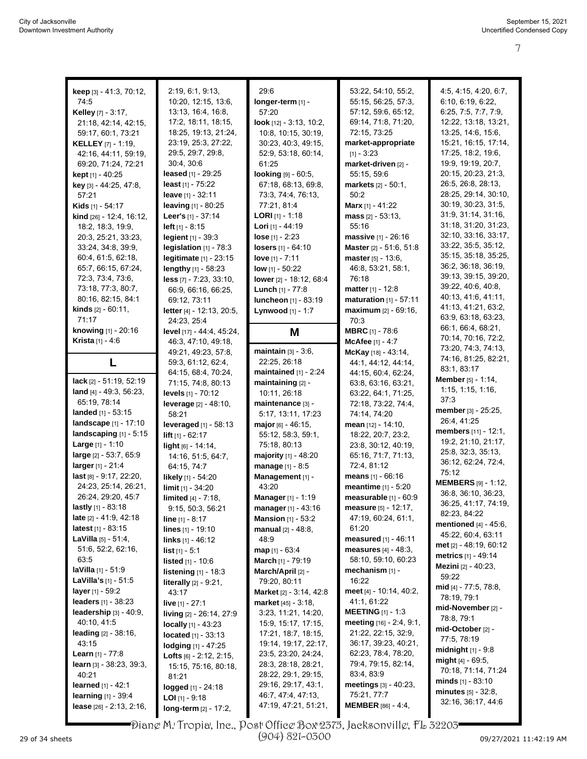**keep** [3] - 41:3, 70:12, 74:5
**Kelley** [7] - 3:17, 21:18, 42:14, 42:15, 59:17, 60:1, 73:21
**KELLEY** [7] - 1:19, 42:16, 44:11, 59:19, 69:20, 71:24, 72:21
**kept** [1] - 40:25
**key** [3] - 44:25, 47:8, 57:21
**Kids** [1] - 54:17
**kind** [26] - 12:4, 16:12, 18:2, 18:3, 19:9, 20:3, 25:21, 33:23, 33:24, 34:8, 39:9, 60:4, 61:5, 62:18, 65:7, 66:15, 67:24, 72:3, 73:4, 73:6, 73:18, 77:3, 80:7, 80:16, 82:15, 84:1
**kinds** [2] - 60:11, 71:17
**knowing** [1] - 20:16
**Krista** [1] - 4:6

## L

**lack** [2] - 51:19, 52:19
**land** [4] - 49:3, 56:23, 65:19, 78:14
**landed** [1] - 53:15
**landscape** [1] - 17:10
**landscaping** [1] - 5:15
**Large** [1] - 1:10
**large** [2] - 53:7, 65:9
**larger** [1] - 21:4
**last** [8] - 9:17, 22:20, 24:23, 25:14, 26:21, 26:24, 29:20, 45:7
**lastly** [1] - 83:18
**late** [2] - 41:9, 42:18
**latest** [1] - 83:15
**LaVilla** [5] - 51:4, 51:6, 52:2, 62:16, 63:5
**laVilla** [1] - 51:9
**LaVilla's** [1] - 51:5
**layer** [1] - 59:2
**leaders** [1] - 38:23
**leadership** [3] - 40:9, 40:10, 41:5
**leading** [2] - 38:16, 43:15
**Learn** [1] - 77:8
**learn** [3] - 38:23, 39:3, 40:21
**learned** [1] - 42:1
**learning** [1] - 39:4
**lease** [26] - 2:13, 2:16, 2:19, 6:1, 9:13, 10:20, 12:15, 13:6, 13:13, 16:4, 16:8, 17:2, 18:11, 18:15, 18:25, 19:13, 21:24, 23:19, 25:3, 27:22, 29:5, 29:7, 29:8, 30:4, 30:6
**leased** [1] - 29:25
**least** [1] - 75:22
**leave** [1] - 32:11
**leaving** [1] - 80:25
**Leer's** [1] - 37:14
**left** [1] - 8:15
**legient** [1] - 39:3
**legislation** [1] - 78:3
**legitimate** [1] - 23:15
**lengthy** [1] - 58:23
**less** [7] - 7:23, 33:10, 66:9, 66:16, 66:25, 69:12, 73:11
**letter** [4] - 12:13, 20:5, 24:23, 25:4
**level** [17] - 44:4, 45:24, 46:3, 47:10, 49:18, 49:21, 49:23, 57:8, 59:3, 61:12, 62:4, 64:15, 68:4, 70:24, 71:15, 74:8, 80:13
**levels** [1] - 70:12
**leverage** [2] - 48:10, 58:21
**leveraged** [1] - 58:13
**lift** [1] - 62:17
**light** [6] - 14:14, 14:16, 51:5, 64:7, 64:15, 74:7
**likely** [1] - 54:20
**limit** [1] - 34:20
**limited** [4] - 7:18, 9:15, 50:3, 56:21
**line** [1] - 8:17
**lines** [1] - 19:10
**links** [1] - 46:12
**list** [1] - 5:1
**listed** [1] - 10:6
**listening** [1] - 18:3
**literally** [2] - 9:21, 43:17
**live** [1] - 27:1
**living** [2] - 26:14, 27:9
**locally** [1] - 43:23
**located** [1] - 33:13
**lodging** [1] - 47:25
**Lofts** [6] - 2:12, 2:15, 15:15, 75:16, 80:18, 81:21
**logged** [1] - 24:18
**LOI** [1] - 9:18
**long-term** [2] - 17:2, 29:6
**longer-term** [1] - 57:20
**look** [12] - 3:13, 10:2, 10:8, 10:15, 30:19, 30:23, 40:3, 49:15, 52:9, 53:18, 60:14, 61:25
**looking** [9] - 60:5, 67:18, 68:13, 69:8, 73:3, 74:4, 76:13, 77:21, 81:4
**LORI** [1] - 1:18
**Lori** [1] - 44:19
**lose** [1] - 2:23
**losers** [1] - 64:10
**love** [1] - 7:11
**low** [1] - 50:22
**lower** [2] - 18:12, 68:4
**Lunch** [1] - 77:8
**luncheon** [1] - 83:19
**Lynwood** [1] - 1:7

## M

**maintain** [3] - 3:6, 22:25, 26:18
**maintained** [1] - 2:24
**maintaining** [2] - 10:11, 26:18
**maintenance** [3] - 5:17, 13:11, 17:23
**major** [6] - 46:15, 55:12, 58:3, 59:1, 75:18, 80:13
**majority** [1] - 48:20
**manage** [1] - 8:5
**Management** [1] - 43:20
**Manager** [1] - 1:19
**manager** [1] - 43:16
**Mansion** [1] - 53:2
**manual** [2] - 48:8, 48:9
**map** [1] - 63:4
**March** [1] - 79:19
**March/April** [2] - 79:20, 80:11
**Market** [2] - 3:14, 42:8
**market** [45] - 3:18, 3:23, 11:21, 14:20, 15:9, 15:17, 17:15, 17:21, 18:7, 18:15, 19:14, 19:17, 22:17, 23:5, 23:20, 24:24, 28:3, 28:18, 28:21, 28:22, 29:1, 29:15, 29:16, 29:17, 43:1, 46:7, 47:4, 47:13, 47:19, 47:21, 51:21, 53:22, 54:10, 55:2, 55:15, 56:25, 57:3, 57:12, 59:6, 65:12, 69:14, 71:8, 71:20, 72:15, 73:25
**market-appropriate** [1] - 3:23
**market-driven** [2] - 55:15, 59:6
**markets** [2] - 50:1, 50:2
**Marx** [1] - 41:22
**mass** [2] - 53:13, 55:16
**massive** [1] - 26:16
**Master** [2] - 51:6, 51:8
**master** [5] - 13:6, 46:8, 53:21, 58:1, 76:18
**matter** [1] - 12:8
**maturation** [1] - 57:11
**maximum** [2] - 69:16, 70:3
**MBRC** [1] - 78:6
**McAfee** [1] - 4:7
**McKay** [18] - 43:14, 44:1, 44:12, 44:14, 44:15, 60:4, 62:24, 63:8, 63:16, 63:21, 63:22, 64:1, 71:25, 72:18, 73:22, 74:4, 74:14, 74:20
**mean** [12] - 14:10, 18:22, 20:7, 23:2, 23:8, 30:12, 40:19, 65:16, 71:7, 71:13, 72:4, 81:12
**means** [1] - 66:16
**meantime** [1] - 5:20
**measurable** [1] - 60:9
**measure** [5] - 12:17, 47:19, 60:24, 61:1, 61:20
**measured** [1] - 46:11
**measures** [4] - 48:3, 58:10, 59:10, 60:23
**mechanism** [1] - 16:22
**meet** [4] - 10:14, 40:2, 41:1, 61:22
**MEETING** [1] - 1:3
**meeting** [16] - 2:4, 9:1, 21:22, 22:15, 32:9, 36:17, 39:23, 40:21, 62:23, 78:4, 78:20, 79:4, 79:15, 82:14, 83:4, 83:9
**meetings** [3] - 40:23, 75:21, 77:7
**MEMBER** [86] - 4:4, 4:5, 4:15, 4:20, 6:7, 6:10, 6:19, 6:22, 6:25, 7:5, 7:7, 7:9, 12:22, 13:18, 13:21, 13:25, 14:6, 15:6, 15:21, 16:15, 17:14, 17:25, 18:2, 19:6, 19:9, 19:19, 20:7, 20:15, 20:23, 21:3, 26:5, 26:8, 28:13, 28:25, 29:14, 30:10, 30:19, 30:23, 31:5, 31:9, 31:14, 31:16, 31:18, 31:20, 31:23, 32:10, 33:16, 33:17, 33:22, 35:5, 35:12, 35:15, 35:18, 35:25, 36:2, 36:18, 36:19, 39:13, 39:15, 39:20, 39:22, 40:6, 40:8, 40:13, 41:6, 41:11, 41:13, 41:21, 63:2, 63:9, 63:18, 63:23, 66:1, 66:4, 68:21, 70:14, 70:16, 72:2, 73:20, 74:3, 74:13, 74:16, 81:25, 82:21, 83:1, 83:17
**Member** [5] - 1:14, 1:15, 1:15, 1:16, 37:3
**member** [3] - 25:25, 26:4, 41:25
**members** [11] - 12:1, 19:2, 21:10, 21:17, 25:8, 32:3, 35:13, 36:12, 62:24, 72:4, 75:12
**MEMBERS** [9] - 1:12, 36:8, 36:10, 36:23, 36:25, 41:17, 74:19, 82:23, 84:22
**mentioned** [4] - 45:6, 45:22, 60:4, 63:11
**met** [2] - 48:19, 60:12
**metrics** [1] - 49:14
**Mezini** [2] - 40:23, 59:22
**mid** [4] - 77:5, 78:8, 78:19, 79:1
**mid-November** [2] - 78:8, 79:1
**mid-October** [2] - 77:5, 78:19
**midnight** [1] - 9:8
**might** [4] - 69:5, 70:18, 71:14, 71:24
**minds** [1] - 83:10
**minutes** [5] - 32:8, 32:16, 36:17, 44:6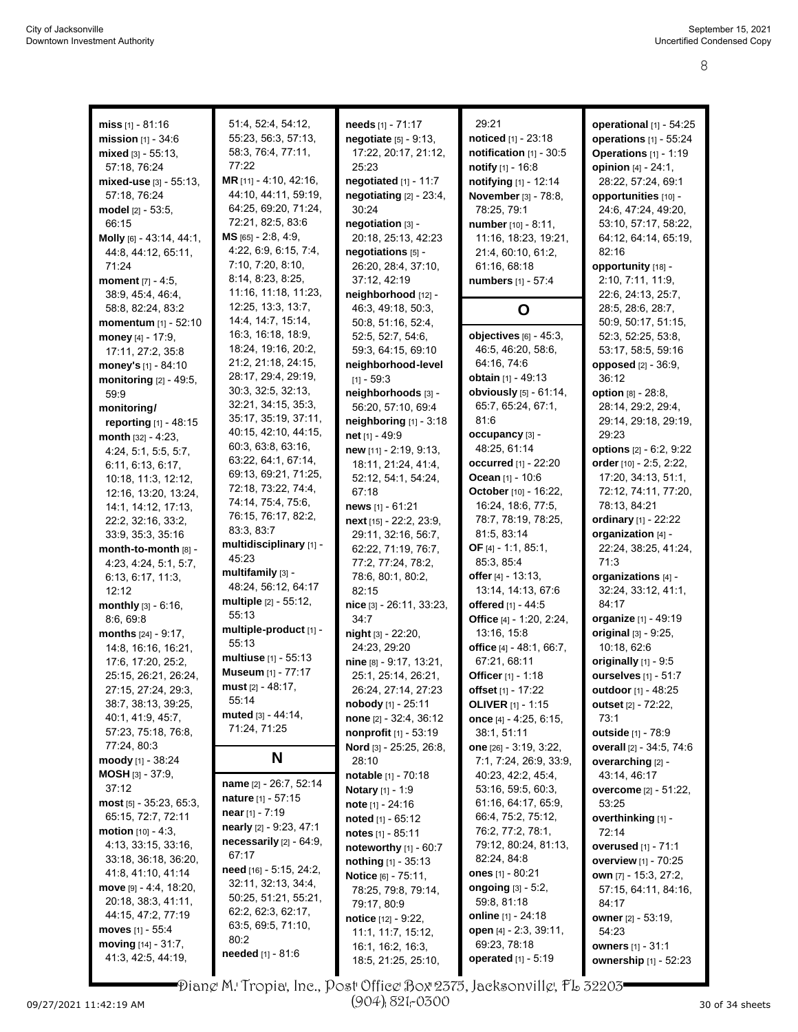**miss** [1] - 81:16
**mission** [1] - 34:6
**mixed** [3] - 55:13, 57:18, 76:24
**mixed-use** [3] - 55:13, 57:18, 76:24
**model** [2] - 53:5, 66:15
**Molly** [6] - 43:14, 44:1, 44:8, 44:12, 65:11, 71:24
**moment** [7] - 4:5, 38:9, 45:4, 46:4, 58:8, 82:24, 83:2
**momentum** [1] - 52:10
**money** [4] - 17:9, 17:11, 27:2, 35:8
**money's** [1] - 84:10
**monitoring** [2] - 49:5, 59:9
**monitoring/reporting** [1] - 48:15
**month** [32] - 4:23, 4:24, 5:1, 5:5, 5:7, 6:11, 6:13, 6:17, 10:18, 11:3, 12:12, 12:16, 13:20, 13:24, 14:1, 14:12, 17:13, 22:2, 32:16, 33:2, 33:9, 35:3, 35:16
**month-to-month** [8] - 4:23, 4:24, 5:1, 5:7, 6:13, 6:17, 11:3, 12:12
**monthly** [3] - 6:16, 8:6, 69:8
**months** [24] - 9:17, 14:8, 16:16, 16:21, 17:6, 17:20, 25:2, 25:15, 26:21, 26:24, 27:15, 27:24, 29:3, 38:7, 38:13, 39:25, 40:1, 41:9, 45:7, 57:23, 75:18, 76:8, 77:24, 80:3
**moody** [1] - 38:24
**MOSH** [3] - 37:9, 37:12
**most** [5] - 35:23, 65:3, 65:15, 72:7, 72:11
**motion** [10] - 4:3, 4:13, 33:15, 33:16, 33:18, 36:18, 36:20, 41:8, 41:10, 41:14
**move** [9] - 4:4, 18:20, 20:18, 38:3, 41:11, 44:15, 47:2, 77:19
**moves** [1] - 55:4
**moving** [14] - 31:7, 41:3, 42:5, 44:19, 51:4, 52:4, 54:12, 55:23, 56:3, 57:13, 58:3, 76:4, 77:11, 77:22
**MR** [11] - 4:10, 42:16, 44:10, 44:11, 59:19, 64:25, 69:20, 71:24, 72:21, 82:5, 83:6
**MS** [65] - 2:8, 4:9, 4:22, 6:9, 6:15, 7:4, 7:10, 7:20, 8:10, 8:14, 8:23, 8:25, 11:16, 11:18, 11:23, 12:25, 13:3, 13:7, 14:4, 14:7, 15:14, 16:3, 16:18, 18:9, 18:24, 19:16, 20:2, 21:2, 21:18, 24:15, 28:17, 29:4, 29:19, 30:3, 32:5, 32:13, 32:21, 34:15, 35:3, 35:17, 35:19, 37:11, 40:15, 42:10, 44:15, 60:3, 63:8, 63:16, 63:22, 64:1, 67:14, 69:13, 69:21, 71:25, 72:18, 73:22, 74:4, 74:14, 75:4, 75:6, 76:15, 76:17, 82:2, 83:3, 83:7
**multidisciplinary** [1] - 45:23
**multifamily** [3] - 48:24, 56:12, 64:17
**multiple** [2] - 55:12, 55:13
**multiple-product** [1] - 55:13
**multiuse** [1] - 55:13
**Museum** [1] - 77:17
**must** [2] - 48:17, 55:14
**muted** [3] - 44:14, 71:24, 71:25

## N

**name** [2] - 26:7, 52:14
**nature** [1] - 57:15
**near** [1] - 7:19
**nearly** [2] - 9:23, 47:1
**necessarily** [2] - 64:9, 67:17
**need** [16] - 5:15, 24:2, 32:11, 32:13, 34:4, 50:25, 51:21, 55:21, 62:2, 62:3, 62:17, 63:5, 69:5, 71:10, 80:2
**needed** [1] - 81:6
**needs** [1] - 71:17
**negotiate** [5] - 9:13, 17:22, 20:17, 21:12, 25:23
**negotiated** [1] - 11:7
**negotiating** [2] - 23:4, 30:24
**negotiation** [3] - 20:18, 25:13, 42:23
**negotiations** [5] - 26:20, 28:4, 37:10, 37:12, 42:19
**neighborhood** [12] - 46:3, 49:18, 50:3, 50:8, 51:16, 52:4, 52:5, 52:7, 54:6, 59:3, 64:15, 69:10
**neighborhood-level** [1] - 59:3
**neighborhoods** [3] - 56:20, 57:10, 69:4
**neighboring** [1] - 3:18
**net** [1] - 49:9
**new** [11] - 2:19, 9:13, 18:11, 21:24, 41:4, 52:12, 54:1, 54:24, 67:18
**news** [1] - 61:21
**next** [15] - 22:2, 23:9, 29:11, 32:16, 56:7, 62:22, 71:19, 76:7, 77:2, 77:24, 78:2, 78:6, 80:1, 80:2, 82:15
**nice** [3] - 26:11, 33:23, 34:7
**night** [3] - 22:20, 24:23, 29:20
**nine** [8] - 9:17, 13:21, 25:1, 25:14, 26:21, 26:24, 27:14, 27:23
**nobody** [1] - 25:11
**none** [2] - 32:4, 36:12
**nonprofit** [1] - 53:19
**Nord** [3] - 25:25, 26:8, 28:10
**notable** [1] - 70:18
**Notary** [1] - 1:9
**note** [1] - 24:16
**noted** [1] - 65:12
**notes** [1] - 85:11
**noteworthy** [1] - 60:7
**nothing** [1] - 35:13
**Notice** [6] - 75:11, 78:25, 79:8, 79:14, 79:17, 80:9
**notice** [12] - 9:22, 11:1, 11:7, 15:12, 16:1, 16:2, 16:3, 18:5, 21:25, 25:10, 29:21
**noticed** [1] - 23:18
**notification** [1] - 30:5
**notify** [1] - 16:8
**notifying** [1] - 12:14
**November** [3] - 78:8, 78:25, 79:1
**number** [10] - 8:11, 11:16, 18:23, 19:21, 21:4, 60:10, 61:2, 61:16, 68:18
**numbers** [1] - 57:4

## O

**objectives** [6] - 45:3, 46:5, 46:20, 58:6, 64:16, 74:6
**obtain** [1] - 49:13
**obviously** [5] - 61:14, 65:7, 65:24, 67:1, 81:6
**occupancy** [3] - 48:25, 61:14
**occurred** [1] - 22:20
**Ocean** [1] - 10:6
**October** [10] - 16:22, 16:24, 18:6, 77:5, 78:7, 78:19, 78:25, 81:5, 83:14
**OF** [4] - 1:1, 85:1, 85:3, 85:4
**offer** [4] - 13:13, 13:14, 14:13, 67:6
**offered** [1] - 44:5
**Office** [4] - 1:20, 2:24, 13:16, 15:8
**office** [4] - 48:1, 66:7, 67:21, 68:11
**Officer** [1] - 1:18
**offset** [1] - 17:22
**OLIVER** [1] - 1:15
**once** [4] - 4:25, 6:15, 38:1, 51:11
**one** [26] - 3:19, 3:22, 7:1, 7:24, 26:9, 33:9, 40:23, 42:2, 45:4, 53:16, 59:5, 60:3, 61:16, 64:17, 65:9, 66:4, 75:2, 75:12, 76:2, 77:2, 78:1, 79:12, 80:24, 81:13, 82:24, 84:8
**ones** [1] - 80:21
**ongoing** [3] - 5:2, 59:8, 81:18
**online** [1] - 24:18
**open** [4] - 2:3, 39:11, 69:23, 78:18
**operated** [1] - 5:19
**operational** [1] - 54:25
**operations** [1] - 55:24
**Operations** [1] - 1:19
**opinion** [4] - 24:1, 28:22, 57:24, 69:1
**opportunities** [10] - 24:6, 47:24, 49:20, 53:10, 57:17, 58:22, 64:12, 64:14, 65:19, 82:16
**opportunity** [18] - 2:10, 7:11, 11:9, 22:6, 24:13, 25:7, 28:5, 28:6, 28:7, 50:9, 50:17, 51:15, 52:3, 52:25, 53:8, 53:17, 58:5, 59:16
**opposed** [2] - 36:9, 36:12
**option** [8] - 28:8, 28:14, 29:2, 29:4, 29:14, 29:18, 29:19, 29:23
**options** [2] - 6:2, 9:22
**order** [10] - 2:5, 2:22, 17:20, 34:13, 51:1, 72:12, 74:11, 77:20, 78:13, 84:21
**ordinary** [1] - 22:22
**organization** [4] - 22:24, 38:25, 41:24, 71:3
**organizations** [4] - 32:24, 33:12, 41:1, 84:17
**organize** [1] - 49:19
**original** [3] - 9:25, 10:18, 62:6
**originally** [1] - 9:5
**ourselves** [1] - 51:7
**outdoor** [1] - 48:25
**outset** [2] - 72:22, 73:1
**outside** [1] - 78:9
**overall** [2] - 34:5, 74:6
**overarching** [2] - 43:14, 46:17
**overcome** [2] - 51:22, 53:25
**overthinking** [1] - 72:14
**overused** [1] - 71:1
**overview** [1] - 70:25
**own** [7] - 15:3, 27:2, 57:15, 64:11, 84:16, 84:17
**owner** [2] - 53:19, 54:23
**owners** [1] - 31:1
**ownership** [1] - 52:23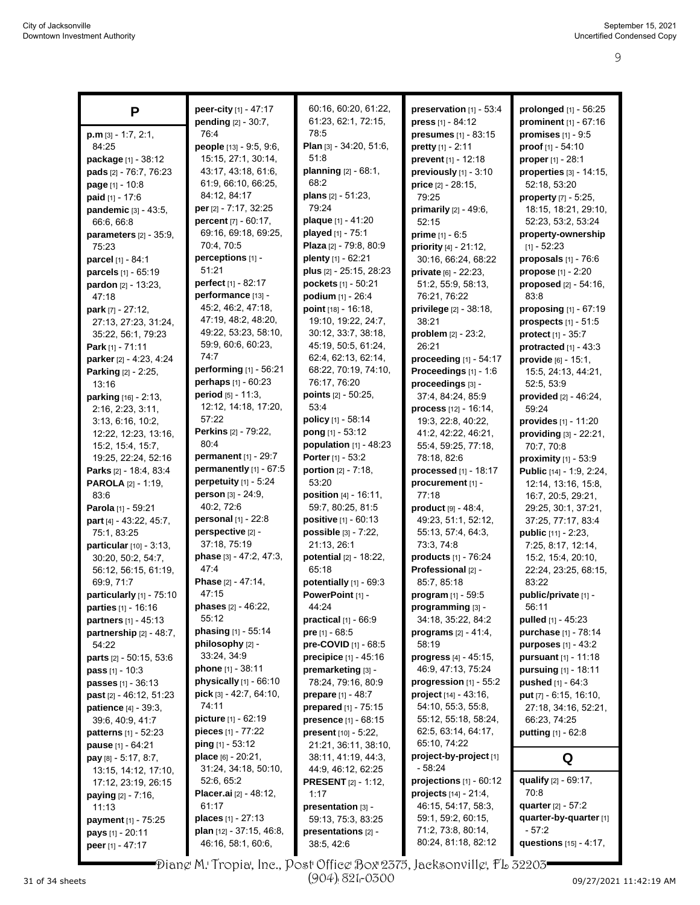## P

**p.m** [3] - 1:7, 2:1, 84:25
**package** [1] - 38:12
**pads** [2] - 76:7, 76:23
**page** [1] - 10:8
**paid** [1] - 17:6
**pandemic** [3] - 43:5, 66:6, 66:8
**parameters** [2] - 35:9, 75:23
**parcel** [1] - 84:1
**parcels** [1] - 65:19
**pardon** [2] - 13:23, 47:18
**park** [7] - 27:12, 27:13, 27:23, 31:24, 35:22, 56:1, 79:23
**Park** [1] - 71:11
**parker** [2] - 4:23, 4:24
**Parking** [2] - 2:25, 13:16
**parking** [16] - 2:13, 2:16, 2:23, 3:11, 3:13, 6:16, 10:2, 12:22, 12:23, 13:16, 15:2, 15:4, 15:7, 19:25, 22:24, 52:16
**Parks** [2] - 18:4, 83:4
**PAROLA** [2] - 1:19, 83:6
**Parola** [1] - 59:21
**part** [4] - 43:22, 45:7, 75:1, 83:25
**particular** [10] - 3:13, 30:20, 50:2, 54:7, 56:12, 56:15, 61:19, 69:9, 71:7
**particularly** [1] - 75:10
**parties** [1] - 16:16
**partners** [1] - 45:13
**partnership** [2] - 48:7, 54:22
**parts** [2] - 50:15, 53:6
**pass** [1] - 10:3
**passes** [1] - 36:13
**past** [2] - 46:12, 51:23
**patience** [4] - 39:3, 39:6, 40:9, 41:7
**patterns** [1] - 52:23
**pause** [1] - 64:21
**pay** [8] - 5:17, 8:7, 13:15, 14:12, 17:10, 17:12, 23:19, 26:15
**paying** [2] - 7:16, 11:13
**payment** [1] - 75:25
**pays** [1] - 20:11
**peer** [1] - 47:17
**peer-city** [1] - 47:17
**pending** [2] - 30:7, 76:4
**people** [13] - 9:5, 9:6, 15:15, 27:1, 30:14, 43:17, 43:18, 61:6, 61:9, 66:10, 66:25, 84:12, 84:17
**per** [2] - 7:17, 32:25
**percent** [7] - 60:17, 69:16, 69:18, 69:25, 70:4, 70:5
**perceptions** [1] - 51:21
**perfect** [1] - 82:17
**performance** [13] - 45:2, 46:2, 47:18, 47:19, 48:2, 48:20, 49:22, 53:23, 58:10, 59:9, 60:6, 60:23, 74:7
**performing** [1] - 56:21
**perhaps** [1] - 60:23
**period** [5] - 11:3, 12:12, 14:18, 17:20, 57:22
**Perkins** [2] - 79:22, 80:4
**permanent** [1] - 29:7
**permanently** [1] - 67:5
**perpetuity** [1] - 5:24
**person** [3] - 24:9, 40:2, 72:6
**personal** [1] - 22:8
**perspective** [2] - 37:18, 75:19
**phase** [3] - 47:2, 47:3, 47:4
**Phase** [2] - 47:14, 47:15
**phases** [2] - 46:22, 55:12
**phasing** [1] - 55:14
**philosophy** [2] - 33:24, 34:9
**phone** [1] - 38:11
**physically** [1] - 66:10
**pick** [3] - 42:7, 64:10, 74:11
**picture** [1] - 62:19
**pieces** [1] - 77:22
**ping** [1] - 53:12
**place** [6] - 20:21, 31:24, 34:18, 50:10, 52:6, 65:2
**Placer.ai** [2] - 48:12, 61:17
**places** [1] - 27:13
**plan** [12] - 37:15, 46:8, 46:16, 58:1, 60:6, 60:16, 60:20, 61:22, 61:23, 62:1, 72:15, 78:5
**Plan** [3] - 34:20, 51:6, 51:8
**planning** [2] - 68:1, 68:2
**plans** [2] - 51:23, 79:24
**plaque** [1] - 41:20
**played** [1] - 75:1
**Plaza** [2] - 79:8, 80:9
**plenty** [1] - 62:21
**plus** [2] - 25:15, 28:23
**pockets** [1] - 50:21
**podium** [1] - 26:4
**point** [18] - 16:18, 19:10, 19:22, 24:7, 30:12, 33:7, 38:18, 45:19, 50:5, 61:24, 62:4, 62:13, 62:14, 68:22, 70:19, 74:10, 76:17, 76:20
**points** [2] - 50:25, 53:4
**policy** [1] - 58:14
**pong** [1] - 53:12
**population** [1] - 48:23
**Porter** [1] - 53:2
**portion** [2] - 7:18, 53:20
**position** [4] - 16:11, 59:7, 80:25, 81:5
**positive** [1] - 60:13
**possible** [3] - 7:22, 21:13, 26:1
**potential** [2] - 18:22, 65:18
**potentially** [1] - 69:3
**PowerPoint** [1] - 44:24
**practical** [1] - 66:9
**pre** [1] - 68:5
**pre-COVID** [1] - 68:5
**precipice** [1] - 45:16
**premarketing** [3] - 78:24, 79:16, 80:9
**prepare** [1] - 48:7
**prepared** [1] - 75:15
**presence** [1] - 68:15
**present** [10] - 5:22, 21:21, 36:11, 38:10, 38:11, 41:19, 44:3, 44:9, 46:12, 62:25
**PRESENT** [2] - 1:12, 1:17
**presentation** [3] - 59:13, 75:3, 83:25
**presentations** [2] - 38:5, 42:6
**preservation** [1] - 53:4
**press** [1] - 84:12
**presumes** [1] - 83:15
**pretty** [1] - 2:11
**prevent** [1] - 12:18
**previously** [1] - 3:10
**price** [2] - 28:15, 79:25
**primarily** [2] - 49:6, 52:15
**prime** [1] - 6:5
**priority** [4] - 21:12, 30:16, 66:24, 68:22
**private** [6] - 22:23, 51:2, 55:9, 58:13, 76:21, 76:22
**privilege** [2] - 38:18, 38:21
**problem** [2] - 23:2, 26:21
**proceeding** [1] - 54:17
**Proceedings** [1] - 1:6
**proceedings** [3] - 37:4, 84:24, 85:9
**process** [12] - 16:14, 19:3, 22:8, 40:22, 41:2, 42:22, 46:21, 55:4, 59:25, 77:18, 78:18, 82:6
**processed** [1] - 18:17
**procurement** [1] - 77:18
**product** [9] - 48:4, 49:23, 51:1, 52:12, 55:13, 57:4, 64:3, 73:3, 74:8
**products** [1] - 76:24
**Professional** [2] - 85:7, 85:18
**program** [1] - 59:5
**programming** [3] - 34:18, 35:22, 84:2
**programs** [2] - 41:4, 58:19
**progress** [4] - 45:15, 46:9, 47:13, 75:24
**progression** [1] - 55:2
**project** [14] - 43:16, 54:10, 55:3, 55:8, 55:12, 55:18, 58:24, 62:5, 63:14, 64:17, 65:10, 74:22
**project-by-project** [1] - 58:24
**projections** [1] - 60:12
**projects** [14] - 21:4, 46:15, 54:17, 58:3, 59:1, 59:2, 60:15, 71:2, 73:8, 80:14, 80:24, 81:18, 82:12
**prolonged** [1] - 56:25
**prominent** [1] - 67:16
**promises** [1] - 9:5
**proof** [1] - 54:10
**proper** [1] - 28:1
**properties** [3] - 14:15, 52:18, 53:20
**property** [7] - 5:25, 18:15, 18:21, 29:10, 52:23, 53:2, 53:24
**property-ownership** [1] - 52:23
**proposals** [1] - 76:6
**propose** [1] - 2:20
**proposed** [2] - 54:16, 83:8
**proposing** [1] - 67:19
**prospects** [1] - 51:5
**protect** [1] - 35:7
**protracted** [1] - 43:3
**provide** [6] - 15:1, 15:5, 24:13, 44:21, 52:5, 53:9
**provided** [2] - 46:24, 59:24
**provides** [1] - 11:20
**providing** [3] - 22:21, 70:7, 70:8
**proximity** [1] - 53:9
**Public** [14] - 1:9, 2:24, 12:14, 13:16, 15:8, 16:7, 20:5, 29:21, 29:25, 30:1, 37:21, 37:25, 77:17, 83:4
**public** [11] - 2:23, 7:25, 8:17, 12:14, 15:2, 15:4, 20:10, 22:24, 23:25, 68:15, 83:22
**public/private** [1] - 56:11
**pulled** [1] - 45:23
**purchase** [1] - 78:14
**purposes** [1] - 43:2
**pursuant** [1] - 11:18
**pursuing** [1] - 18:11
**pushed** [1] - 64:3
**put** [7] - 6:15, 16:10, 27:18, 34:16, 52:21, 66:23, 74:25
**putting** [1] - 62:8

## Q

**qualify** [2] - 69:17, 70:8
**quarter** [2] - 57:2
**quarter-by-quarter** [1] - 57:2
**questions** [15] - 4:17,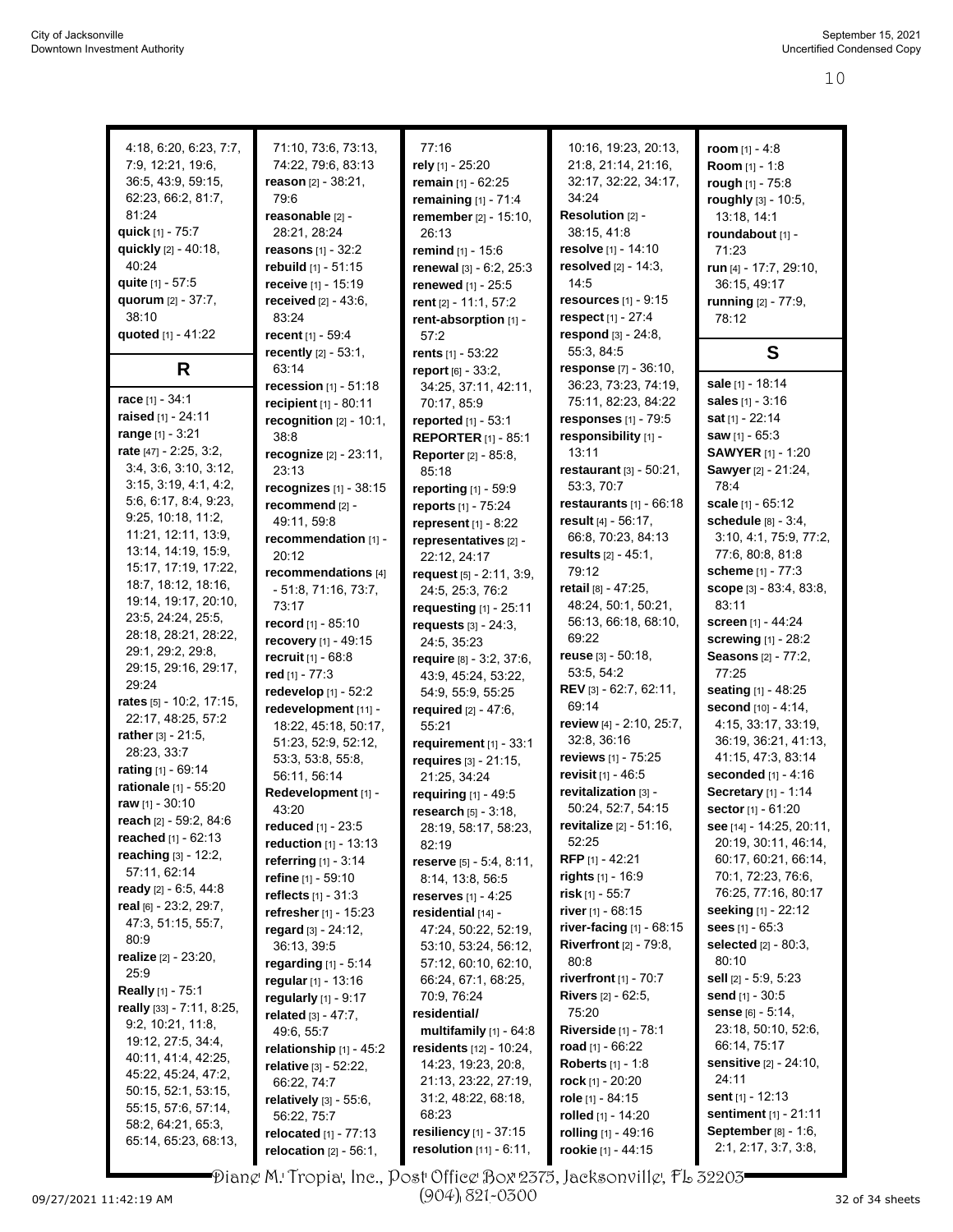4:18, 6:20, 6:23, 7:7, 7:9, 12:21, 19:6, 36:5, 43:9, 59:15, 62:23, 66:2, 81:7, 81:24
**quick** [1] - 75:7
**quickly** [2] - 40:18, 40:24
**quite** [1] - 57:5
**quorum** [2] - 37:7, 38:10
**quoted** [1] - 41:22

## R

**race** [1] - 34:1
**raised** [1] - 24:11
**range** [1] - 3:21
**rate** [47] - 2:25, 3:2, 3:4, 3:6, 3:10, 3:12, 3:15, 3:19, 4:1, 4:2, 5:6, 6:17, 8:4, 9:23, 9:25, 10:18, 11:2, 11:21, 12:11, 13:9, 13:14, 14:19, 15:9, 15:17, 17:19, 17:22, 18:7, 18:12, 18:16, 19:14, 19:17, 20:10, 23:5, 24:24, 25:5, 28:18, 28:21, 28:22, 29:1, 29:2, 29:8, 29:15, 29:16, 29:17, 29:24
**rates** [5] - 10:2, 17:15, 22:17, 48:25, 57:2
**rather** [3] - 21:5, 28:23, 33:7
**rating** [1] - 69:14
**rationale** [1] - 55:20
**raw** [1] - 30:10
**reach** [2] - 59:2, 84:6
**reached** [1] - 62:13
**reaching** [3] - 12:2, 57:11, 62:14
**ready** [2] - 6:5, 44:8
**real** [6] - 23:2, 29:7, 47:3, 51:15, 55:7, 80:9
**realize** [2] - 23:20, 25:9
**Really** [1] - 75:1
**really** [33] - 7:11, 8:25, 9:2, 10:21, 11:8, 19:12, 27:5, 34:4, 40:11, 41:4, 42:25, 45:22, 45:24, 47:2, 50:15, 52:1, 53:15, 55:15, 57:6, 57:14, 58:2, 64:21, 65:3, 65:14, 65:23, 68:13, 71:10, 73:6, 73:13, 74:22, 79:6, 83:13
**reason** [2] - 38:21, 79:6
**reasonable** [2] - 28:21, 28:24
**reasons** [1] - 32:2
**rebuild** [1] - 51:15
**receive** [1] - 15:19
**received** [2] - 43:6, 83:24
**recent** [1] - 59:4
**recently** [2] - 53:1, 63:14
**recession** [1] - 51:18
**recipient** [1] - 80:11
**recognition** [2] - 10:1, 38:8
**recognize** [2] - 23:11, 23:13
**recognizes** [1] - 38:15
**recommend** [2] - 49:11, 59:8
**recommendation** [1] - 20:12
**recommendations** [4] - 51:8, 71:16, 73:7, 73:17
**record** [1] - 85:10
**recovery** [1] - 49:15
**recruit** [1] - 68:8
**red** [1] - 77:3
**redevelop** [1] - 52:2
**redevelopment** [11] - 18:22, 45:18, 50:17, 51:23, 52:9, 52:12, 53:3, 53:8, 55:8, 56:11, 56:14
**Redevelopment** [1] - 43:20
**reduced** [1] - 23:5
**reduction** [1] - 13:13
**referring** [1] - 3:14
**refine** [1] - 59:10
**reflects** [1] - 31:3
**refresher** [1] - 15:23
**regard** [3] - 24:12, 36:13, 39:5
**regarding** [1] - 5:14
**regular** [1] - 13:16
**regularly** [1] - 9:17
**related** [3] - 47:7, 49:6, 55:7
**relationship** [1] - 45:2
**relative** [3] - 52:22, 66:22, 74:7
**relatively** [3] - 55:6, 56:22, 75:7
**relocated** [1] - 77:13
**relocation** [2] - 56:1, 77:16
**rely** [1] - 25:20
**remain** [1] - 62:25
**remaining** [1] - 71:4
**remember** [2] - 15:10, 26:13
**remind** [1] - 15:6
**renewal** [3] - 6:2, 25:3
**renewed** [1] - 25:5
**rent** [2] - 11:1, 57:2
**rent-absorption** [1] - 57:2
**rents** [1] - 53:22
**report** [6] - 33:2, 34:25, 37:11, 42:11, 70:17, 85:9
**reported** [1] - 53:1
**REPORTER** [1] - 85:1
**Reporter** [2] - 85:8, 85:18
**reporting** [1] - 59:9
**reports** [1] - 75:24
**represent** [1] - 8:22
**representatives** [2] - 22:12, 24:17
**request** [5] - 2:11, 3:9, 24:5, 25:3, 76:2
**requesting** [1] - 25:11
**requests** [3] - 24:3, 24:5, 35:23
**require** [8] - 3:2, 37:6, 43:9, 45:24, 53:22, 54:9, 55:9, 55:25
**required** [2] - 47:6, 55:21
**requirement** [1] - 33:1
**requires** [3] - 21:15, 21:25, 34:24
**requiring** [1] - 49:5
**research** [5] - 3:18, 28:19, 58:17, 58:23, 82:19
**reserve** [5] - 5:4, 8:11, 8:14, 13:8, 56:5
**reserves** [1] - 4:25
**residential** [14] - 47:24, 50:22, 52:19, 53:10, 53:24, 56:12, 57:12, 60:10, 62:10, 66:24, 67:1, 68:25, 70:9, 76:24
**residential/multifamily** [1] - 64:8
**residents** [12] - 10:24, 14:23, 19:23, 20:8, 21:13, 23:22, 27:19, 31:2, 48:22, 68:18, 68:23
**resiliency** [1] - 37:15
**resolution** [11] - 6:11, 10:16, 19:23, 20:13, 21:8, 21:14, 21:16, 32:17, 32:22, 34:17, 34:24
**Resolution** [2] - 38:15, 41:8
**resolve** [1] - 14:10
**resolved** [2] - 14:3, 14:5
**resources** [1] - 9:15
**respect** [1] - 27:4
**respond** [3] - 24:8, 55:3, 84:5
**response** [7] - 36:10, 36:23, 73:23, 74:19, 75:11, 82:23, 84:22
**responses** [1] - 79:5
**responsibility** [1] - 13:11
**restaurant** [3] - 50:21, 53:3, 70:7
**restaurants** [1] - 66:18
**result** [4] - 56:17, 66:8, 70:23, 84:13
**results** [2] - 45:1, 79:12
**retail** [8] - 47:25, 48:24, 50:1, 50:21, 56:13, 66:18, 68:10, 69:22
**reuse** [3] - 50:18, 53:5, 54:2
**REV** [3] - 62:7, 62:11, 69:14
**review** [4] - 2:10, 25:7, 32:8, 36:16
**reviews** [1] - 75:25
**revisit** [1] - 46:5
**revitalization** [3] - 50:24, 52:7, 54:15
**revitalize** [2] - 51:16, 52:25
**RFP** [1] - 42:21
**rights** [1] - 16:9
**risk** [1] - 55:7
**river** [1] - 68:15
**river-facing** [1] - 68:15
**Riverfront** [2] - 79:8, 80:8
**riverfront** [1] - 70:7
**Rivers** [2] - 62:5, 75:20
**Riverside** [1] - 78:1
**road** [1] - 66:22
**Roberts** [1] - 1:8
**rock** [1] - 20:20
**role** [1] - 84:15
**rolled** [1] - 14:20
**rolling** [1] - 49:16
**rookie** [1] - 44:15
**room** [1] - 4:8
**Room** [1] - 1:8
**rough** [1] - 75:8
**roughly** [3] - 10:5, 13:18, 14:1
**roundabout** [1] - 71:23
**run** [4] - 17:7, 29:10, 36:15, 49:17
**running** [2] - 77:9, 78:12

## S

**sale** [1] - 18:14
**sales** [1] - 3:16
**sat** [1] - 22:14
**saw** [1] - 65:3
**SAWYER** [1] - 1:20
**Sawyer** [2] - 21:24, 78:4
**scale** [1] - 65:12
**schedule** [8] - 3:4, 3:10, 4:1, 75:9, 77:2, 77:6, 80:8, 81:8
**scheme** [1] - 77:3
**scope** [3] - 83:4, 83:8, 83:11
**screen** [1] - 44:24
**screwing** [1] - 28:2
**Seasons** [2] - 77:2, 77:25
**seating** [1] - 48:25
**second** [10] - 4:14, 4:15, 33:17, 33:19, 36:19, 36:21, 41:13, 41:15, 47:3, 83:14
**seconded** [1] - 4:16
**Secretary** [1] - 1:14
**sector** [1] - 61:20
**see** [14] - 14:25, 20:11, 20:19, 30:11, 46:14, 60:17, 60:21, 66:14, 70:1, 72:23, 76:6, 76:25, 77:16, 80:17
**seeking** [1] - 22:12
**sees** [1] - 65:3
**selected** [2] - 80:3, 80:10
**sell** [2] - 5:9, 5:23
**send** [1] - 30:5
**sense** [6] - 5:14, 23:18, 50:10, 52:6, 66:14, 75:17
**sensitive** [2] - 24:10, 24:11
**sent** [1] - 12:13
**sentiment** [1] - 21:11
**September** [8] - 1:6, 2:1, 2:17, 3:7, 3:8,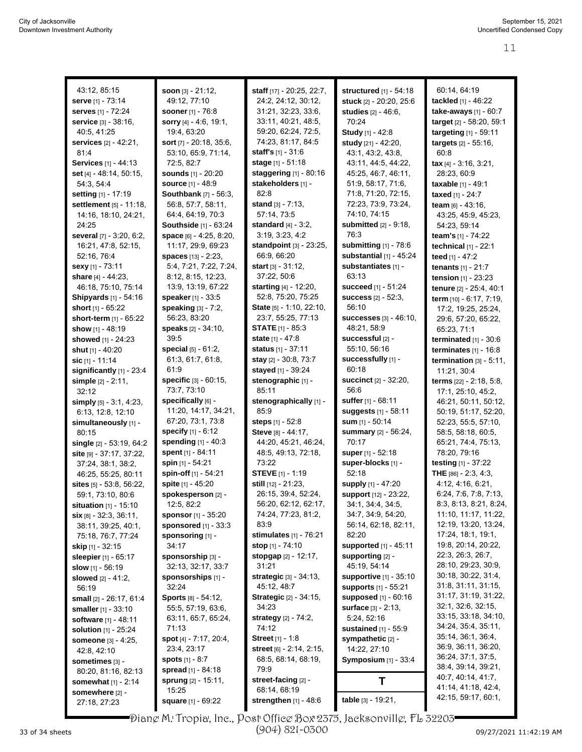43:12, 85:15
**serve** [1] - 73:14
**serves** [1] - 72:24
**service** [3] - 38:16, 40:5, 41:25
**services** [2] - 42:21, 81:4
**Services** [1] - 44:13
**set** [4] - 48:14, 50:15, 54:3, 54:4
**setting** [1] - 17:19
**settlement** [5] - 11:18, 14:16, 18:10, 24:21, 24:25
**several** [7] - 3:20, 6:2, 16:21, 47:8, 52:15, 52:16, 76:4
**sexy** [1] - 73:11
**share** [4] - 44:23, 46:18, 75:10, 75:14
**Shipyards** [1] - 54:16
**short** [1] - 65:22
**short-term** [1] - 65:22
**show** [1] - 48:19
**showed** [1] - 24:23
**shut** [1] - 40:20
**sic** [1] - 11:14
**significantly** [1] - 23:4
**simple** [2] - 2:11, 32:12
**simply** [5] - 3:1, 4:23, 6:13, 12:8, 12:10
**simultaneously** [1] - 80:15
**single** [2] - 53:19, 64:2
**site** [9] - 37:17, 37:22, 37:24, 38:1, 38:2, 46:25, 55:25, 80:11
**sites** [5] - 53:8, 56:22, 59:1, 73:10, 80:6
**situation** [1] - 15:10
**six** [8] - 32:3, 36:11, 38:11, 39:25, 40:1, 75:18, 76:7, 77:24
**skip** [1] - 32:15
**sleepier** [1] - 65:17
**slow** [1] - 56:19
**slowed** [2] - 41:2, 56:19
**small** [2] - 26:17, 61:4
**smaller** [1] - 33:10
**software** [1] - 48:11
**solution** [1] - 25:24
**someone** [3] - 4:25, 42:8, 42:10
**sometimes** [3] - 80:20, 81:16, 82:13
**somewhat** [1] - 2:14
**somewhere** [2] - 27:18, 27:23
**soon** [3] - 21:12, 49:12, 77:10
**sooner** [1] - 76:8
**sorry** [4] - 4:6, 19:1, 19:4, 63:20
**sort** [7] - 20:18, 35:6, 53:10, 65:9, 71:14, 72:5, 82:7
**sounds** [1] - 20:20
**source** [1] - 48:9
**Southbank** [7] - 56:3, 56:8, 57:7, 58:11, 64:4, 64:19, 70:3
**Southside** [1] - 63:24
**space** [6] - 4:25, 8:20, 11:17, 29:9, 69:23
**spaces** [13] - 2:23, 5:4, 7:21, 7:22, 7:24, 8:12, 8:15, 12:23, 13:9, 13:19, 67:22
**speaker** [1] - 33:5
**speaking** [3] - 7:2, 56:23, 83:20
**speaks** [2] - 34:10, 39:5
**special** [5] - 61:2, 61:3, 61:7, 61:8, 61:9
**specific** [3] - 60:15, 73:7, 73:10
**specifically** [6] - 11:20, 14:17, 34:21, 67:20, 73:1, 73:8
**specify** [1] - 6:12
**spending** [1] - 40:3
**spent** [1] - 84:11
**spin** [1] - 54:21
**spin-off** [1] - 54:21
**spite** [1] - 45:20
**spokesperson** [2] - 12:5, 82:2
**sponsor** [1] - 35:20
**sponsored** [1] - 33:3
**sponsoring** [1] - 34:17
**sponsorship** [3] - 32:13, 32:17, 33:7
**sponsorships** [1] - 32:24
**Sports** [8] - 54:12, 55:5, 57:19, 63:6, 63:11, 65:7, 65:24, 71:13
**spot** [4] - 7:17, 20:4, 23:4, 23:17
**spots** [1] - 8:7
**spread** [1] - 84:18
**sprung** [2] - 15:11, 15:25
**square** [1] - 69:22
**staff** [17] - 20:25, 22:7, 24:2, 24:12, 30:12, 31:21, 32:23, 33:6, 33:11, 40:21, 48:5, 59:20, 62:24, 72:5, 74:23, 81:17, 84:5
**staff's** [1] - 31:6
**stage** [1] - 51:18
**staggering** [1] - 80:16
**stakeholders** [1] - 82:8
**stand** [3] - 7:13, 57:14, 73:5
**standard** [4] - 3:2, 3:19, 3:23, 4:2
**standpoint** [3] - 23:25, 66:9, 66:20
**start** [3] - 31:12, 37:22, 50:6
**starting** [4] - 12:20, 52:8, 75:20, 75:25
**State** [5] - 1:10, 22:10, 23:7, 55:25, 77:13
**STATE** [1] - 85:3
**state** [1] - 47:8
**status** [1] - 37:11
**stay** [2] - 30:8, 73:7
**stayed** [1] - 39:24
**stenographic** [1] - 85:11
**stenographically** [1] - 85:9
**steps** [1] - 52:8
**Steve** [8] - 44:17, 44:20, 45:21, 46:24, 48:5, 49:13, 72:18, 73:22
**STEVE** [1] - 1:19
**still** [12] - 21:23, 26:15, 39:4, 52:24, 56:20, 62:12, 62:17, 74:24, 77:23, 81:2, 83:9
**stimulates** [1] - 76:21
**stop** [1] - 74:10
**stopgap** [2] - 12:17, 31:21
**strategic** [3] - 34:13, 45:12, 48:7
**Strategic** [2] - 34:15, 34:23
**strategy** [2] - 74:2, 74:12
**Street** [1] - 1:8
**street** [6] - 2:14, 2:15, 68:5, 68:14, 68:19, 79:9
**street-facing** [2] - 68:14, 68:19
**strengthen** [1] - 48:6
**structured** [1] - 54:18
**stuck** [2] - 20:20, 25:6
**studies** [2] - 46:6, 70:24
**Study** [1] - 42:8
**study** [21] - 42:20, 43:1, 43:2, 43:8, 43:11, 44:5, 44:22, 45:25, 46:7, 46:11, 51:9, 58:17, 71:6, 71:8, 71:20, 72:15, 72:23, 73:9, 73:24, 74:10, 74:15
**submitted** [2] - 9:18, 76:3
**submitting** [1] - 78:6
**substantial** [1] - 45:24
**substantiates** [1] - 63:13
**succeed** [1] - 51:24
**success** [2] - 52:3, 56:10
**successes** [3] - 46:10, 48:21, 58:9
**successful** [2] - 55:10, 56:16
**successfully** [1] - 60:18
**succinct** [2] - 32:20, 56:6
**suffer** [1] - 68:11
**suggests** [1] - 58:11
**sum** [1] - 50:14
**summary** [2] - 56:24, 70:17
**super** [1] - 52:18
**super-blocks** [1] - 52:18
**supply** [1] - 47:20
**support** [12] - 23:22, 34:1, 34:4, 34:5, 34:7, 34:9, 54:20, 56:14, 62:18, 82:11, 82:20
**supported** [1] - 45:11
**supporting** [2] - 45:19, 54:14
**supportive** [1] - 35:10
**supports** [1] - 55:21
**supposed** [1] - 60:16
**surface** [3] - 2:13, 5:24, 52:16
**sustained** [1] - 55:9
**sympathetic** [2] - 14:22, 27:10
**Symposium** [1] - 33:4

## T

**table** [3] - 19:21, 60:14, 64:19
**tackled** [1] - 46:22
**take-aways** [1] - 60:7
**target** [2] - 58:20, 59:1
**targeting** [1] - 59:11
**targets** [2] - 55:16, 60:8
**tax** [4] - 3:16, 3:21, 28:23, 60:9
**taxable** [1] - 49:1
**taxed** [1] - 24:7
**team** [6] - 43:16, 43:25, 45:9, 45:23, 54:23, 59:14
**team's** [1] - 74:22
**technical** [1] - 22:1
**teed** [1] - 47:2
**tenants** [1] - 21:7
**tension** [1] - 23:23
**tenure** [2] - 25:4, 40:1
**term** [10] - 6:17, 7:19, 17:2, 19:25, 25:24, 29:6, 57:20, 65:22, 65:23, 71:1
**terminated** [1] - 30:6
**terminates** [1] - 16:8
**termination** [3] - 5:11, 11:21, 30:4
**terms** [22] - 2:18, 5:8, 17:1, 25:10, 45:2, 46:21, 50:11, 50:12, 50:19, 51:17, 52:20, 52:23, 55:5, 57:10, 58:5, 58:18, 60:5, 65:21, 74:4, 75:13, 78:20, 79:16
**testing** [1] - 37:22
**THE** [86] - 2:3, 4:3, 4:12, 4:16, 6:21, 6:24, 7:6, 7:8, 7:13, 8:3, 8:13, 8:21, 8:24, 11:10, 11:17, 11:22, 12:19, 13:20, 13:24, 17:24, 18:1, 19:1, 19:8, 20:14, 20:22, 22:3, 26:3, 26:7, 28:10, 29:23, 30:9, 30:18, 30:22, 31:4, 31:8, 31:11, 31:15, 31:17, 31:19, 31:22, 32:1, 32:6, 32:15, 33:15, 33:18, 34:10, 34:24, 35:4, 35:11, 35:14, 36:1, 36:4, 36:9, 36:11, 36:20, 36:24, 37:1, 37:5, 38:4, 39:14, 39:21, 40:7, 40:14, 41:7, 41:14, 41:18, 42:4, 42:15, 59:17, 60:1,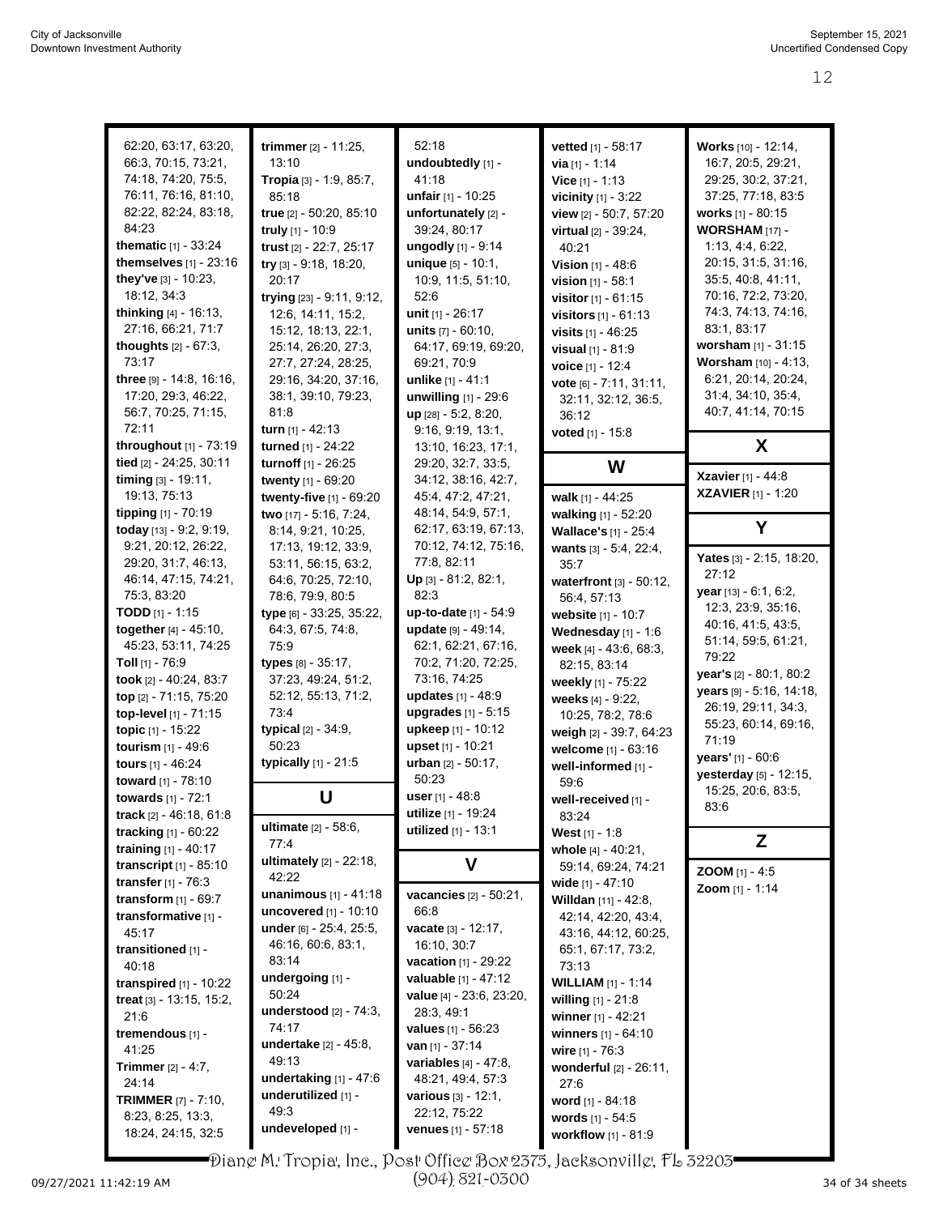62:20, 63:17, 63:20, 66:3, 70:15, 73:21, 74:18, 74:20, 75:5, 76:11, 76:16, 81:10, 82:22, 82:24, 83:18, 84:23
**thematic** [1] - 33:24
**themselves** [1] - 23:16
**they've** [3] - 10:23, 18:12, 34:3
**thinking** [4] - 16:13, 27:16, 66:21, 71:7
**thoughts** [2] - 67:3, 73:17
**three** [9] - 14:8, 16:16, 17:20, 29:3, 46:22, 56:7, 70:25, 71:15, 72:11
**throughout** [1] - 73:19
**tied** [2] - 24:25, 30:11
**timing** [3] - 19:11, 19:13, 75:13
**tipping** [1] - 70:19
**today** [13] - 9:2, 9:19, 9:21, 20:12, 26:22, 29:20, 31:7, 46:13, 46:14, 47:15, 74:21, 75:3, 83:20
**TODD** [1] - 1:15
**together** [4] - 45:10, 45:23, 53:11, 74:25
**Toll** [1] - 76:9
**took** [2] - 40:24, 83:7
**top** [2] - 71:15, 75:20
**top-level** [1] - 71:15
**topic** [1] - 15:22
**tourism** [1] - 49:6
**tours** [1] - 46:24
**toward** [1] - 78:10
**towards** [1] - 72:1
**track** [2] - 46:18, 61:8
**tracking** [1] - 60:22
**training** [1] - 40:17
**transcript** [1] - 85:10
**transfer** [1] - 76:3
**transform** [1] - 69:7
**transformative** [1] - 45:17
**transitioned** [1] - 40:18
**transpired** [1] - 10:22
**treat** [3] - 13:15, 15:2, 21:6
**tremendous** [1] - 41:25
**Trimmer** [2] - 4:7, 24:14
**TRIMMER** [7] - 7:10, 8:23, 8:25, 13:3, 18:24, 24:15, 32:5
**trimmer** [2] - 11:25, 13:10
**Tropia** [3] - 1:9, 85:7, 85:18
**true** [2] - 50:20, 85:10
**truly** [1] - 10:9
**trust** [2] - 22:7, 25:17
**try** [3] - 9:18, 18:20, 20:17
**trying** [23] - 9:11, 9:12, 12:6, 14:11, 15:2, 15:12, 18:13, 22:1, 25:14, 26:20, 27:3, 27:7, 27:24, 28:25, 29:16, 34:20, 37:16, 38:1, 39:10, 79:23, 81:8
**turn** [1] - 42:13
**turned** [1] - 24:22
**turnoff** [1] - 26:25
**twenty** [1] - 69:20
**twenty-five** [1] - 69:20
**two** [17] - 5:16, 7:24, 8:14, 9:21, 10:25, 17:13, 19:12, 33:9, 53:11, 56:15, 63:2, 64:6, 70:25, 72:10, 78:6, 79:9, 80:5
**type** [6] - 33:25, 35:22, 64:3, 67:5, 74:8, 75:9
**types** [8] - 35:17, 37:23, 49:24, 51:2, 52:12, 55:13, 71:2, 73:4
**typical** [2] - 34:9, 50:23
**typically** [1] - 21:5

## U

**ultimate** [2] - 58:6, 77:4
**ultimately** [2] - 22:18, 42:22
**unanimous** [1] - 41:18
**uncovered** [1] - 10:10
**under** [6] - 25:4, 25:5, 46:16, 60:6, 83:1, 83:14
**undergoing** [1] - 50:24
**understood** [2] - 74:3, 74:17
**undertake** [2] - 45:8, 49:13
**undertaking** [1] - 47:6
**underutilized** [1] - 49:3
**undeveloped** [1] - 52:18
**undoubtedly** [1] - 41:18
**unfair** [1] - 10:25
**unfortunately** [2] - 39:24, 80:17
**ungodly** [1] - 9:14
**unique** [5] - 10:1, 10:9, 11:5, 51:10, 52:6
**unit** [1] - 26:17
**units** [7] - 60:10, 64:17, 69:19, 69:20, 69:21, 70:9
**unlike** [1] - 41:1
**unwilling** [1] - 29:6
**up** [28] - 5:2, 8:20, 9:16, 9:19, 13:1, 13:10, 16:23, 17:1, 29:20, 32:7, 33:5, 34:12, 38:16, 42:7, 45:4, 47:2, 47:21, 48:14, 54:9, 57:1, 62:17, 63:19, 67:13, 70:12, 74:12, 75:16, 77:8, 82:11
**Up** [3] - 81:2, 82:1, 82:3
**up-to-date** [1] - 54:9
**update** [9] - 49:14, 62:1, 62:21, 67:16, 70:2, 71:20, 72:25, 73:16, 74:25
**updates** [1] - 48:9
**upgrades** [1] - 5:15
**upkeep** [1] - 10:12
**upset** [1] - 10:21
**urban** [2] - 50:17, 50:23
**user** [1] - 48:8
**utilize** [1] - 19:24
**utilized** [1] - 13:1

## V

**vacancies** [2] - 50:21, 66:8
**vacate** [3] - 12:17, 16:10, 30:7
**vacation** [1] - 29:22
**valuable** [1] - 47:12
**value** [4] - 23:6, 23:20, 28:3, 49:1
**values** [1] - 56:23
**van** [1] - 37:14
**variables** [4] - 47:8, 48:21, 49:4, 57:3
**various** [3] - 12:1, 22:12, 75:22
**venues** [1] - 57:18
**vetted** [1] - 58:17
**via** [1] - 1:14
**Vice** [1] - 1:13
**vicinity** [1] - 3:22
**view** [2] - 50:7, 57:20
**virtual** [2] - 39:24, 40:21
**Vision** [1] - 48:6
**vision** [1] - 58:1
**visitor** [1] - 61:15
**visitors** [1] - 61:13
**visits** [1] - 46:25
**visual** [1] - 81:9
**voice** [1] - 12:4
**vote** [6] - 7:11, 31:11, 32:11, 32:12, 36:5, 36:12
**voted** [1] - 15:8

## W

**walk** [1] - 44:25
**walking** [1] - 52:20
**Wallace's** [1] - 25:4
**wants** [3] - 5:4, 22:4, 35:7
**waterfront** [3] - 50:12, 56:4, 57:13
**website** [1] - 10:7
**Wednesday** [1] - 1:6
**week** [4] - 43:6, 68:3, 82:15, 83:14
**weekly** [1] - 75:22
**weeks** [4] - 9:22, 10:25, 78:2, 78:6
**weigh** [2] - 39:7, 64:23
**welcome** [1] - 63:16
**well-informed** [1] - 59:6
**well-received** [1] - 83:24
**West** [1] - 1:8
**whole** [4] - 40:21, 59:14, 69:24, 74:21
**wide** [1] - 47:10
**Willdan** [11] - 42:8, 42:14, 42:20, 43:4, 43:16, 44:12, 60:25, 65:1, 67:17, 73:2, 73:13
**WILLIAM** [1] - 1:14
**willing** [1] - 21:8
**winner** [1] - 42:21
**winners** [1] - 64:10
**wire** [1] - 76:3
**wonderful** [2] - 26:11, 27:6
**word** [1] - 84:18
**words** [1] - 54:5
**workflow** [1] - 81:9
**Works** [10] - 12:14, 16:7, 20:5, 29:21, 29:25, 30:2, 37:21, 37:25, 77:18, 83:5
**works** [1] - 80:15
**WORSHAM** [17] - 1:13, 4:4, 6:22, 20:15, 31:5, 31:16, 35:5, 40:8, 41:11, 70:16, 72:2, 73:20, 74:3, 74:13, 74:16, 83:1, 83:17
**worsham** [1] - 31:15
**Worsham** [10] - 4:13, 6:21, 20:14, 20:24, 31:4, 34:10, 35:4, 40:7, 41:14, 70:15

## X

**Xzavier** [1] - 44:8
**XZAVIER** [1] - 1:20

## Y

**Yates** [3] - 2:15, 18:20, 27:12
**year** [13] - 6:1, 6:2, 12:3, 23:9, 35:16, 40:16, 41:5, 43:5, 51:14, 59:5, 61:21, 79:22
**year's** [2] - 80:1, 80:2
**years** [9] - 5:16, 14:18, 26:19, 29:11, 34:3, 55:23, 60:14, 69:16, 71:19
**years'** [1] - 60:6
**yesterday** [5] - 12:15, 15:25, 20:6, 83:5, 83:6

## Z

**ZOOM** [1] - 4:5
**Zoom** [1] - 1:14